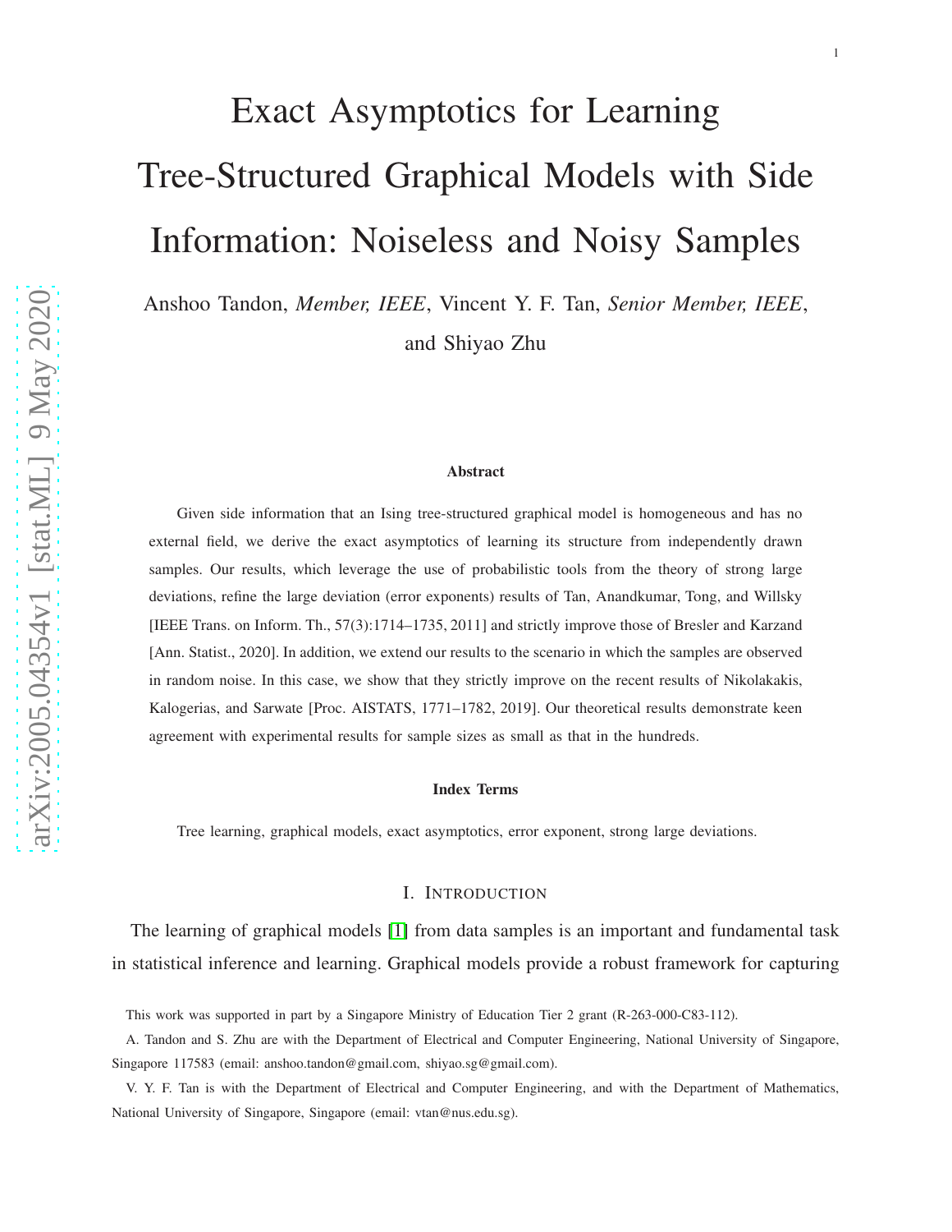# Exact Asymptotics for Learning Tree-Structured Graphical Models with Side Information: Noiseless and Noisy Samples

Anshoo Tandon, *Member, IEEE*, Vincent Y. F. Tan, *Senior Member, IEEE*, and Shiyao Zhu

### Abstract

Given side information that an Ising tree-structured graphical model is homogeneous and has no external field, we derive the exact asymptotics of learning its structure from independently drawn samples. Our results, which leverage the use of probabilistic tools from the theory of strong large deviations, refine the large deviation (error exponents) results of Tan, Anandkumar, Tong, and Willsky [IEEE Trans. on Inform. Th., 57(3):1714–1735, 2011] and strictly improve those of Bresler and Karzand [Ann. Statist., 2020]. In addition, we extend our results to the scenario in which the samples are observed in random noise. In this case, we show that they strictly improve on the recent results of Nikolakakis, Kalogerias, and Sarwate [Proc. AISTATS, 1771–1782, 2019]. Our theoretical results demonstrate keen agreement with experimental results for sample sizes as small as that in the hundreds.

### Index Terms

Tree learning, graphical models, exact asymptotics, error exponent, strong large deviations.

## I. Introduction

The learning of graphical models [1] from data samples is an important and fundamental task in statistical inference and learning. Graphical models provide a robust framework for capturing

This work was supported in part by a Singapore Ministry of Education Tier 2 grant (R-263-000-C83-112).

A. Tandon and S. Zhu are with the Department of Electrical and Computer Engineering, National University of Singapore, Singapore 117583 (email: anshoo.tandon@gmail.com, shiyao.sg@gmail.com).

V. Y. F. Tan is with the Department of Electrical and Computer Engineering, and with the Department of Mathematics, National University of Singapore, Singapore (email: vtan@nus.edu.sg).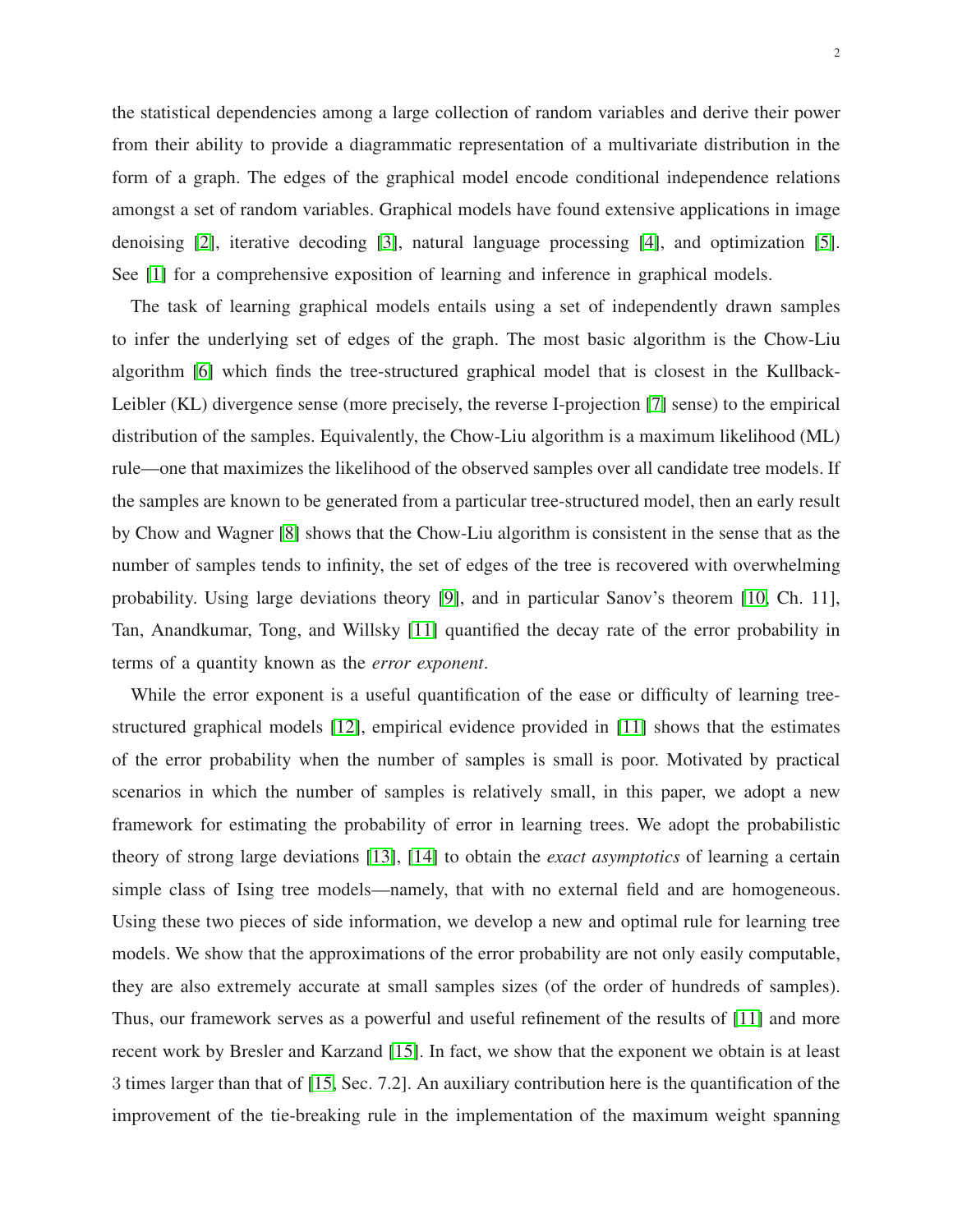the statistical dependencies among a large collection of random variables and derive their power from their ability to provide a diagrammatic representation of a multivariate distribution in the form of a graph. The edges of the graphical model encode conditional independence relations amongst a set of random variables. Graphical models have found extensive applications in image denoising [2], iterative decoding [3], natural language processing [4], and optimization [5]. See [1] for a comprehensive exposition of learning and inference in graphical models.

The task of learning graphical models entails using a set of independently drawn samples to infer the underlying set of edges of the graph. The most basic algorithm is the Chow-Liu algorithm [6] which finds the tree-structured graphical model that is closest in the Kullback-Leibler (KL) divergence sense (more precisely, the reverse I-projection [7] sense) to the empirical distribution of the samples. Equivalently, the Chow-Liu algorithm is a maximum likelihood (ML) rule—one that maximizes the likelihood of the observed samples over all candidate tree models. If the samples are known to be generated from a particular tree-structured model, then an early result by Chow and Wagner [8] shows that the Chow-Liu algorithm is consistent in the sense that as the number of samples tends to infinity, the set of edges of the tree is recovered with overwhelming probability. Using large deviations theory [9], and in particular Sanov's theorem [10, Ch. 11], Tan, Anandkumar, Tong, and Willsky [11] quantified the decay rate of the error probability in terms of a quantity known as the *error exponent*.

While the error exponent is a useful quantification of the ease or difficulty of learning tree-structured graphical models [12], empirical evidence provided in [11] shows that the estimates of the error probability when the number of samples is small is poor. Motivated by practical scenarios in which the number of samples is relatively small, in this paper, we adopt a new framework for estimating the probability of error in learning trees. We adopt the probabilistic theory of strong large deviations [13], [14] to obtain the *exact asymptotics* of learning a certain simple class of Ising tree models—namely, that with no external field and are homogeneous. Using these two pieces of side information, we develop a new and optimal rule for learning tree models. We show that the approximations of the error probability are not only easily computable, they are also extremely accurate at small samples sizes (of the order of hundreds of samples). Thus, our framework serves as a powerful and useful refinement of the results of [11] and more recent work by Bresler and Karzand [15]. In fact, we show that the exponent we obtain is at least 3 times larger than that of [15, Sec. 7.2]. An auxiliary contribution here is the quantification of the improvement of the tie-breaking rule in the implementation of the maximum weight spanning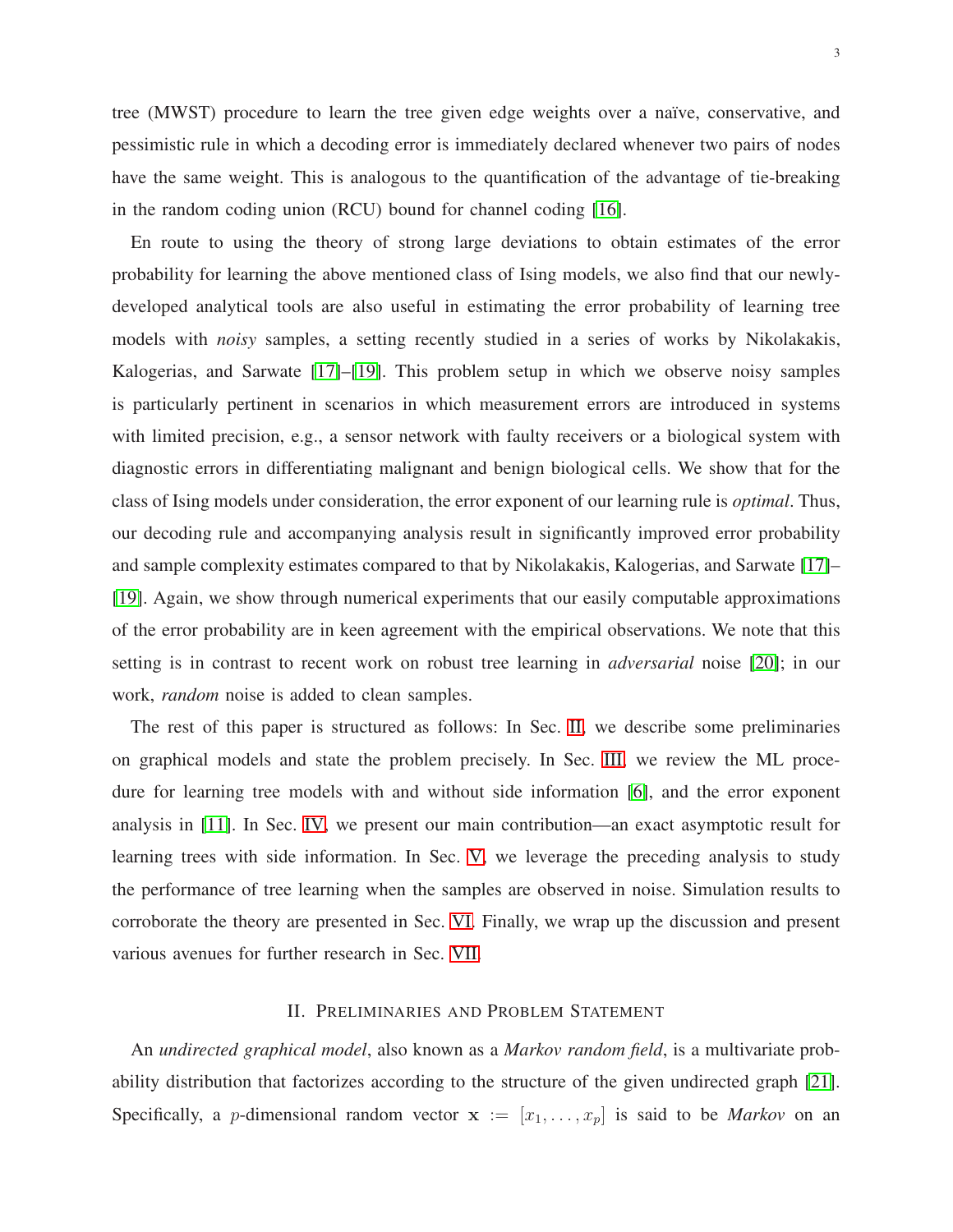tree (MWST) procedure to learn the tree given edge weights over a naïve, conservative, and pessimistic rule in which a decoding error is immediately declared whenever two pairs of nodes have the same weight. This is analogous to the quantification of the advantage of tie-breaking in the random coding union (RCU) bound for channel coding [16].

En route to using the theory of strong large deviations to obtain estimates of the error probability for learning the above mentioned class of Ising models, we also find that our newly-developed analytical tools are also useful in estimating the error probability of learning tree models with *noisy* samples, a setting recently studied in a series of works by Nikolakakis, Kalogerias, and Sarwate [17]–[19]. This problem setup in which we observe noisy samples is particularly pertinent in scenarios in which measurement errors are introduced in systems with limited precision, e.g., a sensor network with faulty receivers or a biological system with diagnostic errors in differentiating malignant and benign biological cells. We show that for the class of Ising models under consideration, the error exponent of our learning rule is *optimal*. Thus, our decoding rule and accompanying analysis result in significantly improved error probability and sample complexity estimates compared to that by Nikolakakis, Kalogerias, and Sarwate [17]–[19]. Again, we show through numerical experiments that our easily computable approximations of the error probability are in keen agreement with the empirical observations. We note that this setting is in contrast to recent work on robust tree learning in *adversarial* noise [20]; in our work, *random* noise is added to clean samples.

The rest of this paper is structured as follows: In Sec. II, we describe some preliminaries on graphical models and state the problem precisely. In Sec. III, we review the ML procedure for learning tree models with and without side information [6], and the error exponent analysis in [11]. In Sec. IV, we present our main contribution—an exact asymptotic result for learning trees with side information. In Sec. V, we leverage the preceding analysis to study the performance of tree learning when the samples are observed in noise. Simulation results to corroborate the theory are presented in Sec. VI. Finally, we wrap up the discussion and present various avenues for further research in Sec. VII.

## II. Preliminaries and Problem Statement

An *undirected graphical model*, also known as a *Markov random field*, is a multivariate probability distribution that factorizes according to the structure of the given undirected graph [21]. Specifically, a $p$-dimensional random vector $\mathbf{x} := [x_1, \ldots, x_p]$ is said to be *Markov* on an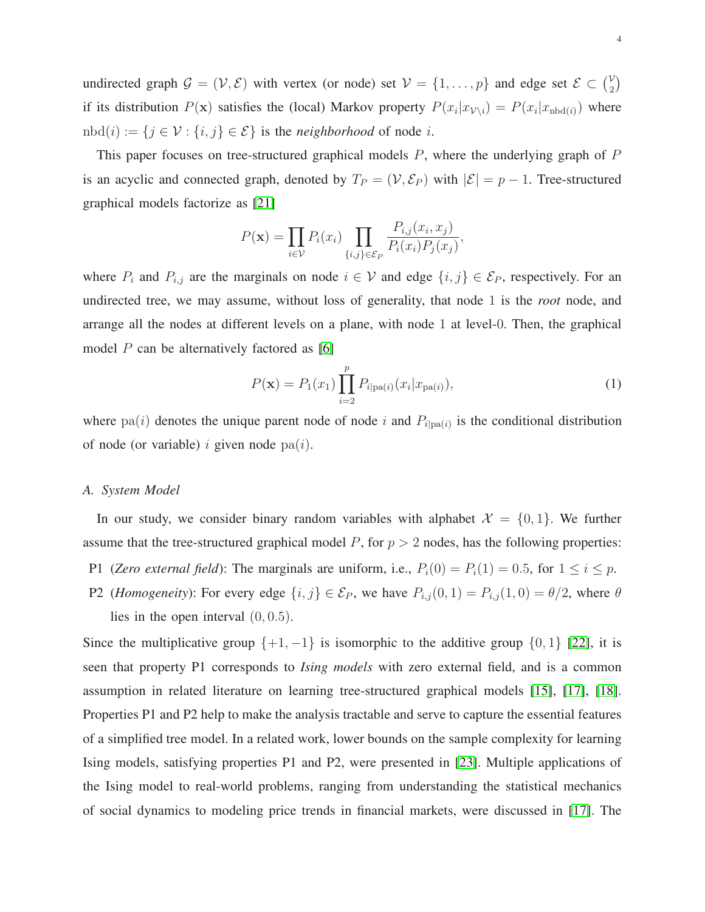undirected graph $\mathcal{G} = (\mathcal{V}, \mathcal{E})$ with vertex (or node) set $\mathcal{V} = \{1, \ldots, p\}$ and edge set $\mathcal{E} \subset \binom{\mathcal{V}}{2}$ if its distribution $P(\mathbf{x})$ satisfies the (local) Markov property $P(x_i | x_{\mathcal{V}\setminus i}) = P(x_i | x_{\mathrm{nbd}(i)})$ where $\mathrm{nbd}(i) := \{j \in \mathcal{V} : \{i,j\} \in \mathcal{E}\}$ is the *neighborhood* of node $i$.

This paper focuses on tree-structured graphical models $P$, where the underlying graph of $P$ is an acyclic and connected graph, denoted by $T_P = (\mathcal{V}, \mathcal{E}_P)$ with $|\mathcal{E}| = p - 1$. Tree-structured graphical models factorize as [21]

$$P(\mathbf{x}) = \prod_{i \in \mathcal{V}} P_i(x_i) \prod_{\{i,j\} \in \mathcal{E}_P} \frac{P_{i,j}(x_i, x_j)}{P_i(x_i) P_j(x_j)},$$

where $P_i$ and $P_{i,j}$ are the marginals on node $i \in \mathcal{V}$ and edge $\{i,j\} \in \mathcal{E}_P$, respectively. For an undirected tree, we may assume, without loss of generality, that node $1$ is the *root* node, and arrange all the nodes at different levels on a plane, with node $1$ at level-$0$. Then, the graphical model $P$ can be alternatively factored as [6]

$$P(\mathbf{x}) = P_1(x_1) \prod_{i=2}^{p} P_{i|\mathrm{pa}(i)}(x_i | x_{\mathrm{pa}(i)}), \tag{1}$$

where $\mathrm{pa}(i)$ denotes the unique parent node of node $i$ and $P_{i|\mathrm{pa}(i)}$ is the conditional distribution of node (or variable) $i$ given node $\mathrm{pa}(i)$.

### A. System Model

In our study, we consider binary random variables with alphabet $\mathcal{X} = \{0, 1\}$. We further assume that the tree-structured graphical model $P$, for $p > 2$ nodes, has the following properties:

- P1 (*Zero external field*): The marginals are uniform, i.e., $P_i(0) = P_i(1) = 0.5$, for $1 \leq i \leq p$.
- P2 (*Homogeneity*): For every edge $\{i,j\} \in \mathcal{E}_P$, we have $P_{i,j}(0,1) = P_{i,j}(1,0) = \theta/2$, where $\theta$ lies in the open interval $(0, 0.5)$.

Since the multiplicative group $\{+1, -1\}$ is isomorphic to the additive group $\{0, 1\}$ [22], it is seen that property P1 corresponds to *Ising models* with zero external field, and is a common assumption in related literature on learning tree-structured graphical models [15], [17], [18]. Properties P1 and P2 help to make the analysis tractable and serve to capture the essential features of a simplified tree model. In a related work, lower bounds on the sample complexity for learning Ising models, satisfying properties P1 and P2, were presented in [23]. Multiple applications of the Ising model to real-world problems, ranging from understanding the statistical mechanics of social dynamics to modeling price trends in financial markets, were discussed in [17]. The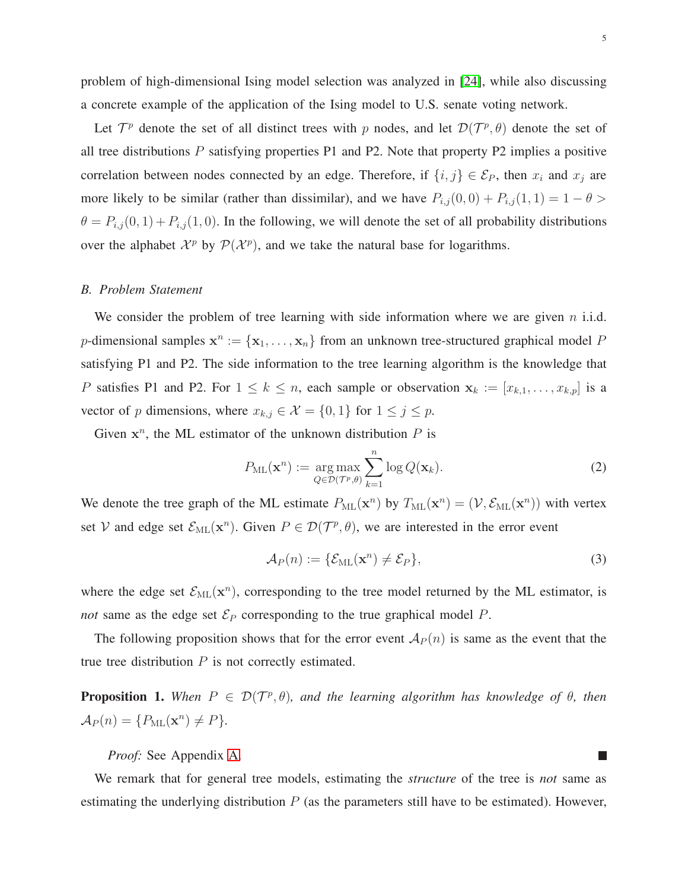problem of high-dimensional Ising model selection was analyzed in [24], while also discussing a concrete example of the application of the Ising model to U.S. senate voting network.

Let $\mathcal{T}^p$ denote the set of all distinct trees with $p$ nodes, and let $\mathcal{D}(\mathcal{T}^p, \theta)$ denote the set of all tree distributions $P$ satisfying properties P1 and P2. Note that property P2 implies a positive correlation between nodes connected by an edge. Therefore, if $\{i, j\} \in \mathcal{E}_P$, then $x_i$ and $x_j$ are more likely to be similar (rather than dissimilar), and we have $P_{i,j}(0,0) + P_{i,j}(1,1) = 1 - \theta > \theta = P_{i,j}(0,1) + P_{i,j}(1,0)$. In the following, we will denote the set of all probability distributions over the alphabet $\mathcal{X}^p$ by $\mathcal{P}(\mathcal{X}^p)$, and we take the natural base for logarithms.

### *B. Problem Statement*

We consider the problem of tree learning with side information where we are given $n$ i.i.d. $p$-dimensional samples $\mathbf{x}^n := \{\mathbf{x}_1, \ldots, \mathbf{x}_n\}$ from an unknown tree-structured graphical model $P$ satisfying P1 and P2. The side information to the tree learning algorithm is the knowledge that $P$ satisfies P1 and P2. For $1 \le k \le n$, each sample or observation $\mathbf{x}_k := [x_{k,1}, \ldots, x_{k,p}]$ is a vector of $p$ dimensions, where $x_{k,j} \in \mathcal{X} = \{0, 1\}$ for $1 \le j \le p$.

Given $\mathbf{x}^n$, the ML estimator of the unknown distribution $P$ is

$$P_{\mathrm{ML}}(\mathbf{x}^n) := \operatorname*{arg\,max}_{Q \in \mathcal{D}(\mathcal{T}^p, \theta)} \sum_{k=1}^{n} \log Q(\mathbf{x}_k). \tag{2}$$

We denote the tree graph of the ML estimate $P_{\mathrm{ML}}(\mathbf{x}^n)$ by $T_{\mathrm{ML}}(\mathbf{x}^n) = (\mathcal{V}, \mathcal{E}_{\mathrm{ML}}(\mathbf{x}^n))$ with vertex set $\mathcal{V}$ and edge set $\mathcal{E}_{\mathrm{ML}}(\mathbf{x}^n)$. Given $P \in \mathcal{D}(\mathcal{T}^p, \theta)$, we are interested in the error event

$$\mathcal{A}_P(n) := \{\mathcal{E}_{\mathrm{ML}}(\mathbf{x}^n) \neq \mathcal{E}_P\}, \tag{3}$$

where the edge set $\mathcal{E}_{\mathrm{ML}}(\mathbf{x}^n)$, corresponding to the tree model returned by the ML estimator, is *not* same as the edge set $\mathcal{E}_P$ corresponding to the true graphical model $P$.

The following proposition shows that for the error event $\mathcal{A}_P(n)$ is same as the event that the true tree distribution $P$ is not correctly estimated.

**Proposition 1.** *When $P \in \mathcal{D}(\mathcal{T}^p, \theta)$, and the learning algorithm has knowledge of $\theta$, then $\mathcal{A}_P(n) = \{P_{\mathrm{ML}}(\mathbf{x}^n) \neq P\}$.*

*Proof:* See Appendix A. ■

We remark that for general tree models, estimating the *structure* of the tree is *not* same as estimating the underlying distribution $P$ (as the parameters still have to be estimated). However,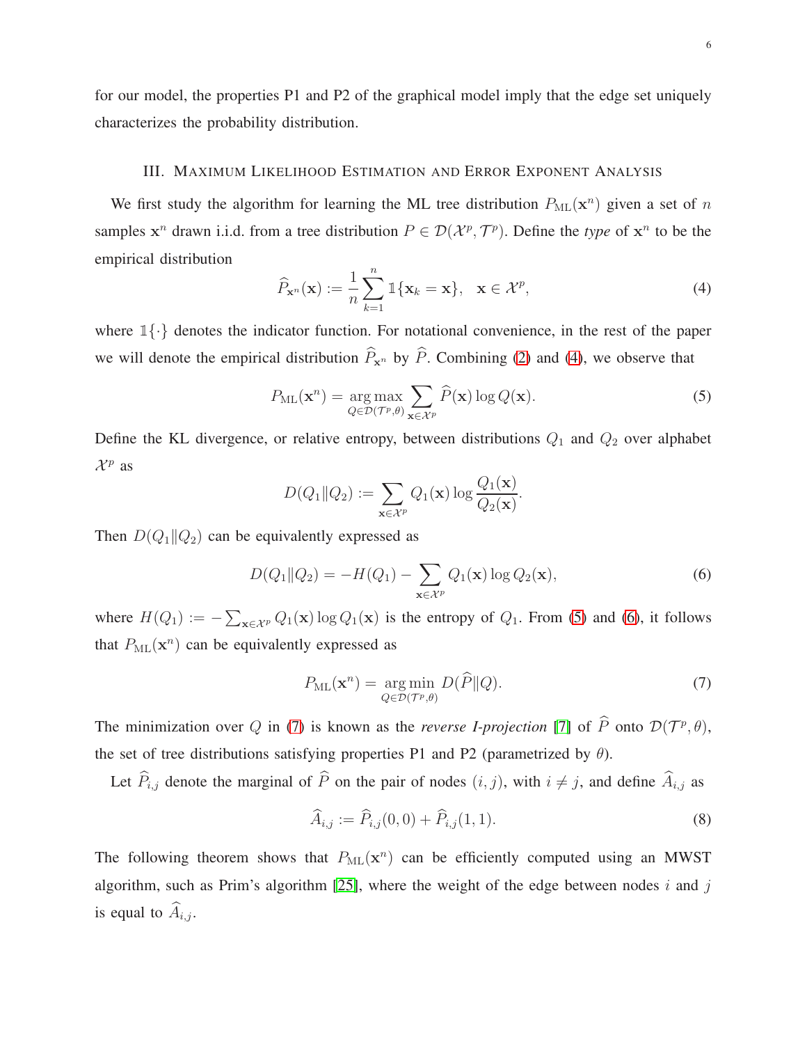for our model, the properties P1 and P2 of the graphical model imply that the edge set uniquely characterizes the probability distribution.

## III. Maximum Likelihood Estimation and Error Exponent Analysis

We first study the algorithm for learning the ML tree distribution $P_{\rm ML}(\mathbf{x}^n)$ given a set of $n$ samples $\mathbf{x}^n$ drawn i.i.d. from a tree distribution $P \in \mathcal{D}(\mathcal{X}^p, \mathcal{T}^p)$. Define the *type* of $\mathbf{x}^n$ to be the empirical distribution

$$\widehat{P}_{\mathbf{x}^n}(\mathbf{x}) := \frac{1}{n}\sum_{k=1}^{n} \mathbb{1}\{\mathbf{x}_k = \mathbf{x}\}, \quad \mathbf{x} \in \mathcal{X}^p, \tag{4}$$

where $\mathbb{1}\{\cdot\}$ denotes the indicator function. For notational convenience, in the rest of the paper we will denote the empirical distribution $\widehat{P}_{\mathbf{x}^n}$ by $\widehat{P}$. Combining (2) and (4), we observe that

$$P_{\rm ML}(\mathbf{x}^n) = \operatorname*{arg\,max}_{Q \in \mathcal{D}(\mathcal{T}^p,\theta)} \sum_{\mathbf{x}\in\mathcal{X}^p} \widehat{P}(\mathbf{x}) \log Q(\mathbf{x}). \tag{5}$$

Define the KL divergence, or relative entropy, between distributions $Q_1$ and $Q_2$ over alphabet $\mathcal{X}^p$ as

$$D(Q_1 \| Q_2) := \sum_{\mathbf{x}\in\mathcal{X}^p} Q_1(\mathbf{x}) \log \frac{Q_1(\mathbf{x})}{Q_2(\mathbf{x})}.$$

Then $D(Q_1\|Q_2)$ can be equivalently expressed as

$$D(Q_1\|Q_2) = -H(Q_1) - \sum_{\mathbf{x}\in\mathcal{X}^p} Q_1(\mathbf{x}) \log Q_2(\mathbf{x}), \tag{6}$$

where $H(Q_1) := -\sum_{\mathbf{x}\in\mathcal{X}^p} Q_1(\mathbf{x}) \log Q_1(\mathbf{x})$ is the entropy of $Q_1$. From (5) and (6), it follows that $P_{\rm ML}(\mathbf{x}^n)$ can be equivalently expressed as

$$P_{\rm ML}(\mathbf{x}^n) = \operatorname*{arg\,min}_{Q \in \mathcal{D}(\mathcal{T}^p,\theta)} D(\widehat{P}\|Q). \tag{7}$$

The minimization over $Q$ in (7) is known as the *reverse I-projection* [7] of $\widehat{P}$ onto $\mathcal{D}(\mathcal{T}^p, \theta)$, the set of tree distributions satisfying properties P1 and P2 (parametrized by $\theta$).

Let $\widehat{P}_{i,j}$ denote the marginal of $\widehat{P}$ on the pair of nodes $(i, j)$, with $i \neq j$, and define $\widehat{A}_{i,j}$ as

$$\widehat{A}_{i,j} := \widehat{P}_{i,j}(0, 0) + \widehat{P}_{i,j}(1, 1). \tag{8}$$

The following theorem shows that $P_{\rm ML}(\mathbf{x}^n)$ can be efficiently computed using an MWST algorithm, such as Prim's algorithm [25], where the weight of the edge between nodes $i$ and $j$ is equal to $\widehat{A}_{i,j}$.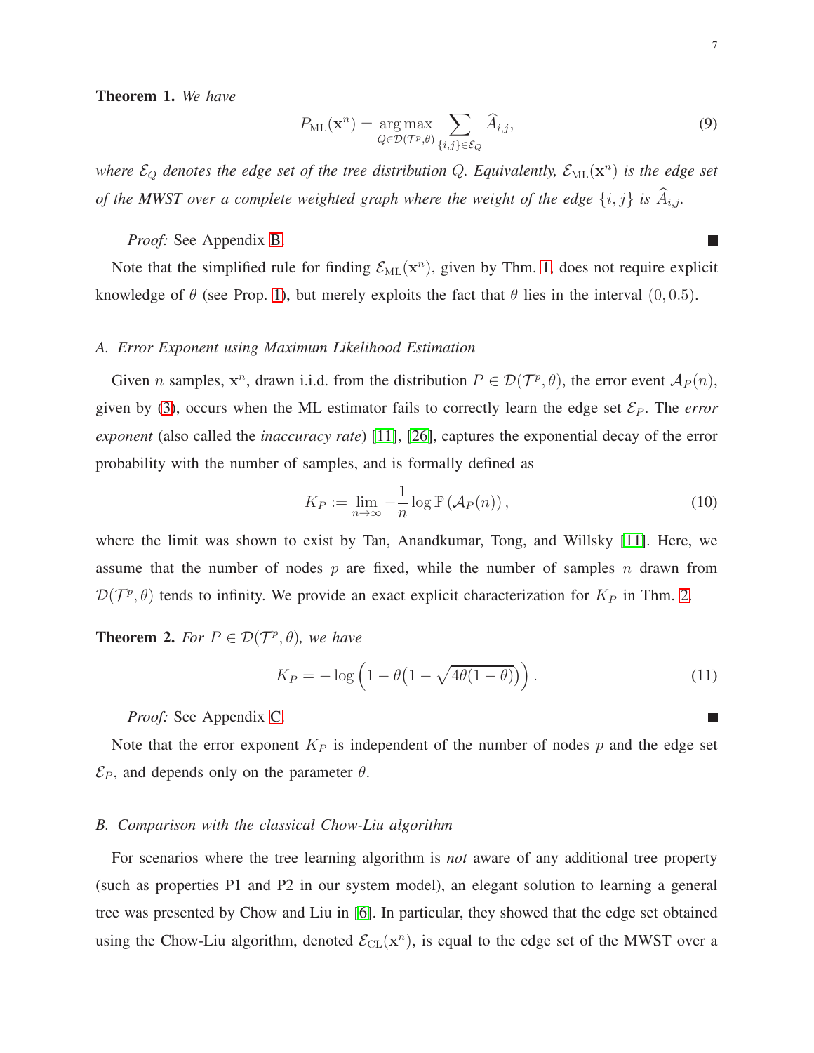**Theorem 1.** *We have*

$$P_{\mathrm{ML}}(\mathbf{x}^n) = \underset{Q\in\mathcal{D}(\mathcal{T}^p,\theta)}{\arg\max} \sum_{\{i,j\}\in\mathcal{E}_Q} \widehat{A}_{i,j}, \tag{9}$$

*where $\mathcal{E}_Q$ denotes the edge set of the tree distribution $Q$. Equivalently, $\mathcal{E}_{\mathrm{ML}}(\mathbf{x}^n)$ is the edge set of the MWST over a complete weighted graph where the weight of the edge $\{i,j\}$ is $\widehat{A}_{i,j}$.*

*Proof:* See Appendix B. ∎

Note that the simplified rule for finding $\mathcal{E}_{\mathrm{ML}}(\mathbf{x}^n)$, given by Thm. 1, does not require explicit knowledge of $\theta$ (see Prop. 1), but merely exploits the fact that $\theta$ lies in the interval $(0, 0.5)$.

### A. Error Exponent using Maximum Likelihood Estimation

Given $n$ samples, $\mathbf{x}^n$, drawn i.i.d. from the distribution $P \in \mathcal{D}(\mathcal{T}^p, \theta)$, the error event $\mathcal{A}_P(n)$, given by (3), occurs when the ML estimator fails to correctly learn the edge set $\mathcal{E}_P$. The *error exponent* (also called the *inaccuracy rate*) [11], [26], captures the exponential decay of the error probability with the number of samples, and is formally defined as

$$K_P := \lim_{n\to\infty} -\frac{1}{n}\log\mathbb{P}\left(\mathcal{A}_P(n)\right), \tag{10}$$

where the limit was shown to exist by Tan, Anandkumar, Tong, and Willsky [11]. Here, we assume that the number of nodes $p$ are fixed, while the number of samples $n$ drawn from $\mathcal{D}(\mathcal{T}^p, \theta)$ tends to infinity. We provide an exact explicit characterization for $K_P$ in Thm. 2.

**Theorem 2.** *For $P \in \mathcal{D}(\mathcal{T}^p, \theta)$, we have*

$$K_P = -\log\left(1 - \theta\left(1 - \sqrt{4\theta(1-\theta)}\right)\right). \tag{11}$$

*Proof:* See Appendix C. ∎

Note that the error exponent $K_P$ is independent of the number of nodes $p$ and the edge set $\mathcal{E}_P$, and depends only on the parameter $\theta$.

### B. Comparison with the classical Chow-Liu algorithm

For scenarios where the tree learning algorithm is *not* aware of any additional tree property (such as properties P1 and P2 in our system model), an elegant solution to learning a general tree was presented by Chow and Liu in [6]. In particular, they showed that the edge set obtained using the Chow-Liu algorithm, denoted $\mathcal{E}_{\mathrm{CL}}(\mathbf{x}^n)$, is equal to the edge set of the MWST over a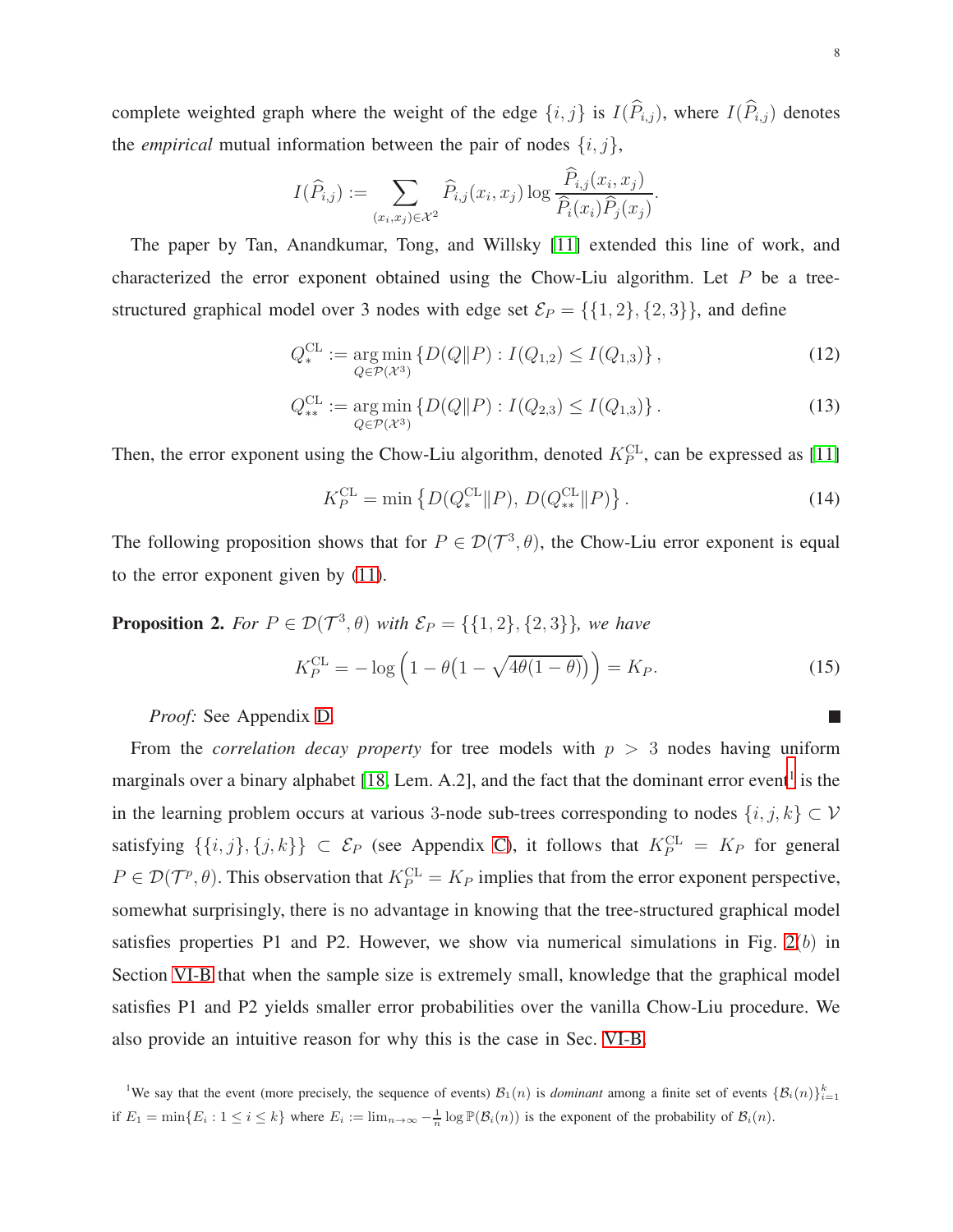complete weighted graph where the weight of the edge $\{i,j\}$ is $I(\widehat{P}_{i,j})$, where $I(\widehat{P}_{i,j})$ denotes the *empirical* mutual information between the pair of nodes $\{i,j\}$,

$$I(\widehat{P}_{i,j}) := \sum_{(x_i,x_j)\in\mathcal{X}^2} \widehat{P}_{i,j}(x_i,x_j) \log \frac{\widehat{P}_{i,j}(x_i,x_j)}{\widehat{P}_i(x_i)\widehat{P}_j(x_j)}.$$

The paper by Tan, Anandkumar, Tong, and Willsky [11] extended this line of work, and characterized the error exponent obtained using the Chow-Liu algorithm. Let $P$ be a tree-structured graphical model over 3 nodes with edge set $\mathcal{E}_P = \{\{1,2\},\{2,3\}\}$, and define

$$Q_{*}^{\mathrm{CL}} := \operatorname*{arg\,min}_{Q\in\mathcal{P}(\mathcal{X}^3)} \left\{ D(Q\|P) : I(Q_{1,2}) \leq I(Q_{1,3}) \right\}, \tag{12}$$

$$Q_{**}^{\mathrm{CL}} := \operatorname*{arg\,min}_{Q\in\mathcal{P}(\mathcal{X}^3)} \left\{ D(Q\|P) : I(Q_{2,3}) \leq I(Q_{1,3}) \right\}. \tag{13}$$

Then, the error exponent using the Chow-Liu algorithm, denoted $K_P^{\mathrm{CL}}$, can be expressed as [11]

$$K_P^{\mathrm{CL}} = \min\left\{ D(Q_{*}^{\mathrm{CL}}\|P),\, D(Q_{**}^{\mathrm{CL}}\|P) \right\}. \tag{14}$$

The following proposition shows that for $P \in \mathcal{D}(\mathcal{T}^3, \theta)$, the Chow-Liu error exponent is equal to the error exponent given by (11).

**Proposition 2.** *For $P \in \mathcal{D}(\mathcal{T}^3, \theta)$ with $\mathcal{E}_P = \{\{1,2\},\{2,3\}\}$, we have*

$$K_P^{\mathrm{CL}} = -\log\Big(1 - \theta\big(1 - \sqrt{4\theta(1-\theta)}\big)\Big) = K_P. \tag{15}$$

*Proof:* See Appendix D. ∎

From the *correlation decay property* for tree models with $p > 3$ nodes having uniform marginals over a binary alphabet [18, Lem. A.2], and the fact that the dominant error event[1] is the in the learning problem occurs at various 3-node sub-trees corresponding to nodes $\{i,j,k\} \subset \mathcal{V}$ satisfying $\{\{i,j\},\{j,k\}\} \subset \mathcal{E}_P$ (see Appendix C), it follows that $K_P^{\mathrm{CL}} = K_P$ for general $P \in \mathcal{D}(\mathcal{T}^p, \theta)$. This observation that $K_P^{\mathrm{CL}} = K_P$ implies that from the error exponent perspective, somewhat surprisingly, there is no advantage in knowing that the tree-structured graphical model satisfies properties P1 and P2. However, we show via numerical simulations in Fig. 2$(b)$ in Section VI-B that when the sample size is extremely small, knowledge that the graphical model satisfies P1 and P2 yields smaller error probabilities over the vanilla Chow-Liu procedure. We also provide an intuitive reason for why this is the case in Sec. VI-B.

[1] We say that the event (more precisely, the sequence of events) $\mathcal{B}_1(n)$ is *dominant* among a finite set of events $\{\mathcal{B}_i(n)\}_{i=1}^k$ if $E_1 = \min\{E_i : 1 \leq i \leq k\}$ where $E_i := \lim_{n\to\infty} -\frac{1}{n}\log \mathbb{P}(\mathcal{B}_i(n))$ is the exponent of the probability of $\mathcal{B}_i(n)$.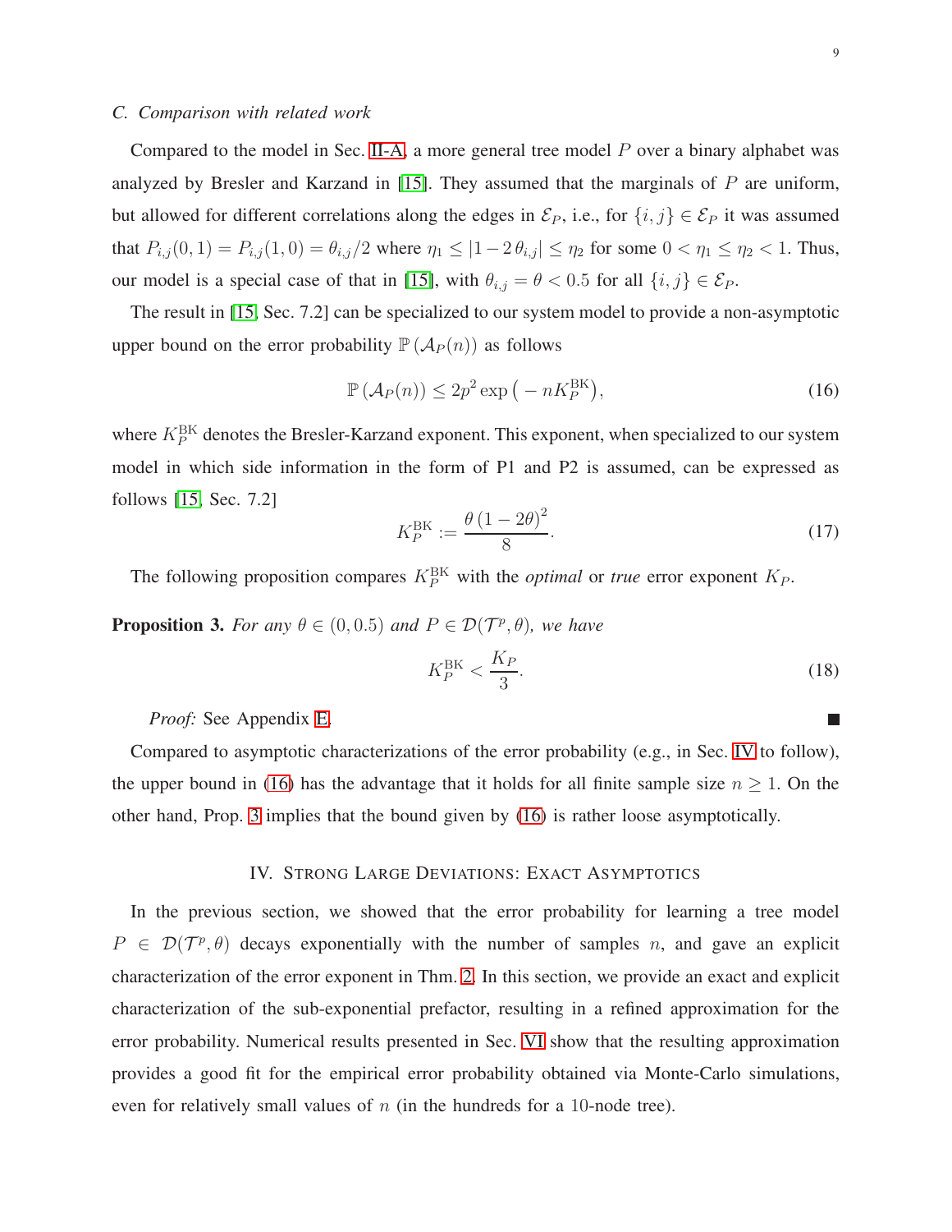### C. Comparison with related work

Compared to the model in Sec. II-A, a more general tree model $P$ over a binary alphabet was analyzed by Bresler and Karzand in [15]. They assumed that the marginals of $P$ are uniform, but allowed for different correlations along the edges in $\mathcal{E}_P$, i.e., for $\{i,j\} \in \mathcal{E}_P$ it was assumed that $P_{i,j}(0,1) = P_{i,j}(1,0) = \theta_{i,j}/2$ where $\eta_1 \leq |1 - 2\,\theta_{i,j}| \leq \eta_2$ for some $0 < \eta_1 \leq \eta_2 < 1$. Thus, our model is a special case of that in [15], with $\theta_{i,j} = \theta < 0.5$ for all $\{i,j\} \in \mathcal{E}_P$.

The result in [15, Sec. 7.2] can be specialized to our system model to provide a non-asymptotic upper bound on the error probability $\mathbb{P}\left(\mathcal{A}_P(n)\right)$ as follows

$$\mathbb{P}\left(\mathcal{A}_P(n)\right) \leq 2p^2 \exp\left(-nK_P^{\mathrm{BK}}\right), \tag{16}$$

where $K_P^{\mathrm{BK}}$ denotes the Bresler-Karzand exponent. This exponent, when specialized to our system model in which side information in the form of P1 and P2 is assumed, can be expressed as follows [15, Sec. 7.2]

$$K_P^{\mathrm{BK}} := \frac{\theta\,(1-2\theta)^2}{8}. \tag{17}$$

The following proposition compares $K_P^{\mathrm{BK}}$ with the *optimal* or *true* error exponent $K_P$.

**Proposition 3.** *For any $\theta \in (0, 0.5)$ and $P \in \mathcal{D}(\mathcal{T}^p, \theta)$, we have*

$$K_P^{\mathrm{BK}} < \frac{K_P}{3}. \tag{18}$$

*Proof:* See Appendix E. ∎

Compared to asymptotic characterizations of the error probability (e.g., in Sec. IV to follow), the upper bound in (16) has the advantage that it holds for all finite sample size $n \geq 1$. On the other hand, Prop. 3 implies that the bound given by (16) is rather loose asymptotically.

## IV. Strong Large Deviations: Exact Asymptotics

In the previous section, we showed that the error probability for learning a tree model $P \in \mathcal{D}(\mathcal{T}^p, \theta)$ decays exponentially with the number of samples $n$, and gave an explicit characterization of the error exponent in Thm. 2. In this section, we provide an exact and explicit characterization of the sub-exponential prefactor, resulting in a refined approximation for the error probability. Numerical results presented in Sec. VI show that the resulting approximation provides a good fit for the empirical error probability obtained via Monte-Carlo simulations, even for relatively small values of $n$ (in the hundreds for a 10-node tree).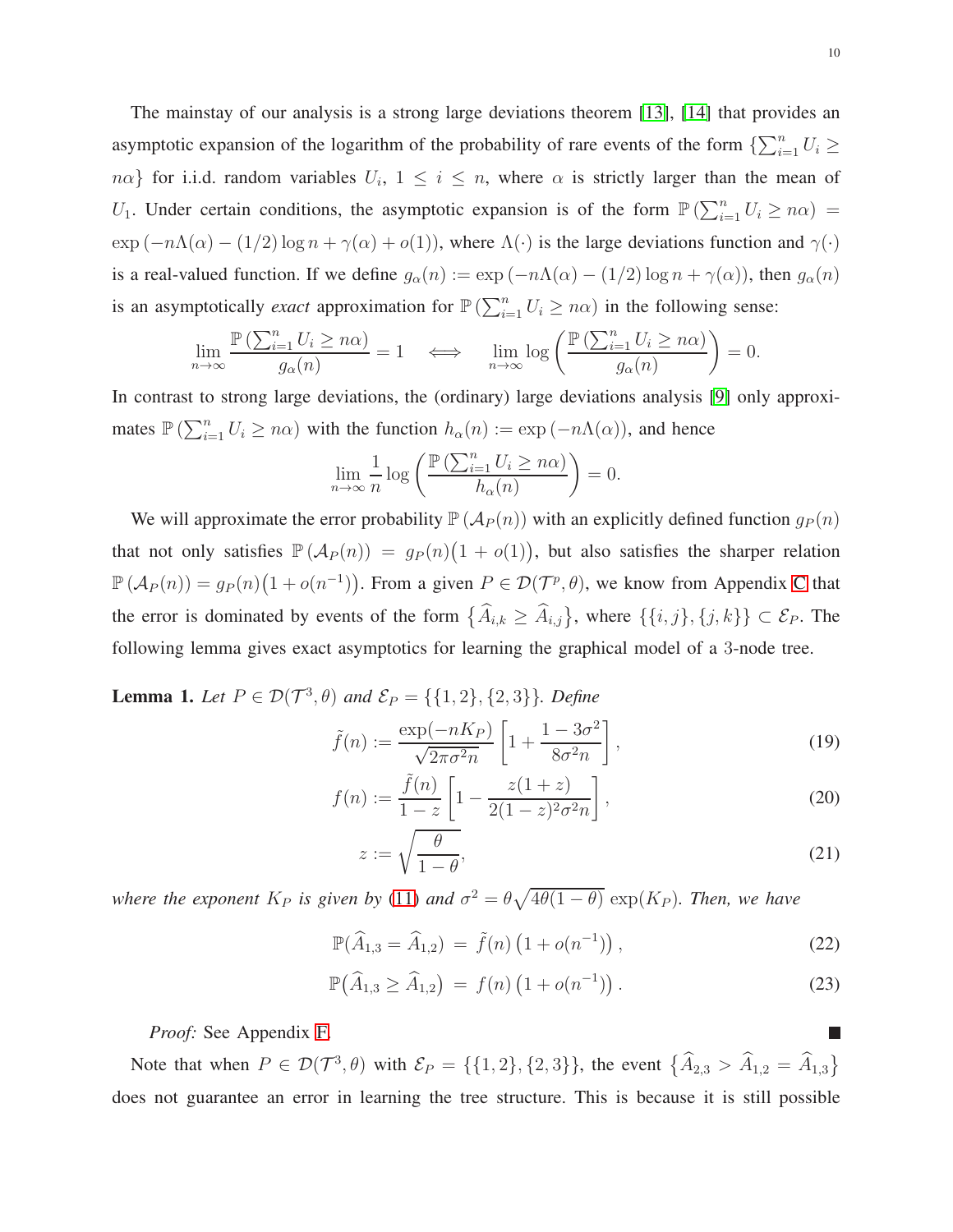The mainstay of our analysis is a strong large deviations theorem [13], [14] that provides an asymptotic expansion of the logarithm of the probability of rare events of the form $\{\sum_{i=1}^n U_i \geq n\alpha\}$ for i.i.d. random variables $U_i$, $1 \leq i \leq n$, where $\alpha$ is strictly larger than the mean of $U_1$. Under certain conditions, the asymptotic expansion is of the form $\mathbb{P}\left(\sum_{i=1}^n U_i \geq n\alpha\right) = \exp\left(-n\Lambda(\alpha) - (1/2)\log n + \gamma(\alpha) + o(1)\right)$, where $\Lambda(\cdot)$ is the large deviations function and $\gamma(\cdot)$ is a real-valued function. If we define $g_\alpha(n) := \exp\left(-n\Lambda(\alpha) - (1/2)\log n + \gamma(\alpha)\right)$, then $g_\alpha(n)$ is an asymptotically *exact* approximation for $\mathbb{P}\left(\sum_{i=1}^n U_i \geq n\alpha\right)$ in the following sense:

$$\lim_{n\to\infty} \frac{\mathbb{P}\left(\sum_{i=1}^n U_i \geq n\alpha\right)}{g_\alpha(n)} = 1 \quad \Longleftrightarrow \quad \lim_{n\to\infty} \log\left(\frac{\mathbb{P}\left(\sum_{i=1}^n U_i \geq n\alpha\right)}{g_\alpha(n)}\right) = 0.$$

In contrast to strong large deviations, the (ordinary) large deviations analysis [9] only approximates $\mathbb{P}\left(\sum_{i=1}^n U_i \geq n\alpha\right)$ with the function $h_\alpha(n) := \exp\left(-n\Lambda(\alpha)\right)$, and hence

$$\lim_{n\to\infty} \frac{1}{n}\log\left(\frac{\mathbb{P}\left(\sum_{i=1}^n U_i \geq n\alpha\right)}{h_\alpha(n)}\right) = 0.$$

We will approximate the error probability $\mathbb{P}\left(\mathcal{A}_P(n)\right)$ with an explicitly defined function $g_P(n)$ that not only satisfies $\mathbb{P}\left(\mathcal{A}_P(n)\right) = g_P(n)\big(1 + o(1)\big)$, but also satisfies the sharper relation $\mathbb{P}\left(\mathcal{A}_P(n)\right) = g_P(n)\big(1 + o(n^{-1})\big)$. From a given $P \in \mathcal{D}(\mathcal{T}^p, \theta)$, we know from Appendix C that the error is dominated by events of the form $\big\{\widehat{A}_{i,k} \geq \widehat{A}_{i,j}\big\}$, where $\{\{i,j\},\{j,k\}\} \subset \mathcal{E}_P$. The following lemma gives exact asymptotics for learning the graphical model of a 3-node tree.

**Lemma 1.** *Let $P \in \mathcal{D}(\mathcal{T}^3, \theta)$ and $\mathcal{E}_P = \{\{1,2\},\{2,3\}\}$. Define*

$$\tilde{f}(n) := \frac{\exp(-nK_P)}{\sqrt{2\pi\sigma^2 n}}\left[1 + \frac{1 - 3\sigma^2}{8\sigma^2 n}\right], \tag{19}$$

$$f(n) := \frac{\tilde{f}(n)}{1 - z}\left[1 - \frac{z(1+z)}{2(1-z)^2\sigma^2 n}\right], \tag{20}$$

$$z := \sqrt{\frac{\theta}{1-\theta}}, \tag{21}$$

*where the exponent $K_P$ is given by (11) and $\sigma^2 = \theta\sqrt{4\theta(1-\theta)}\exp(K_P)$. Then, we have*

$$\mathbb{P}\big(\widehat{A}_{1,3} = \widehat{A}_{1,2}\big) = \tilde{f}(n)\left(1 + o(n^{-1})\right), \tag{22}$$

$$\mathbb{P}\big(\widehat{A}_{1,3} \geq \widehat{A}_{1,2}\big) = f(n)\left(1 + o(n^{-1})\right). \tag{23}$$

*Proof:* See Appendix F. ∎

Note that when $P \in \mathcal{D}(\mathcal{T}^3, \theta)$ with $\mathcal{E}_P = \{\{1,2\},\{2,3\}\}$, the event $\big\{\widehat{A}_{2,3} > \widehat{A}_{1,2} = \widehat{A}_{1,3}\big\}$ does not guarantee an error in learning the tree structure. This is because it is still possible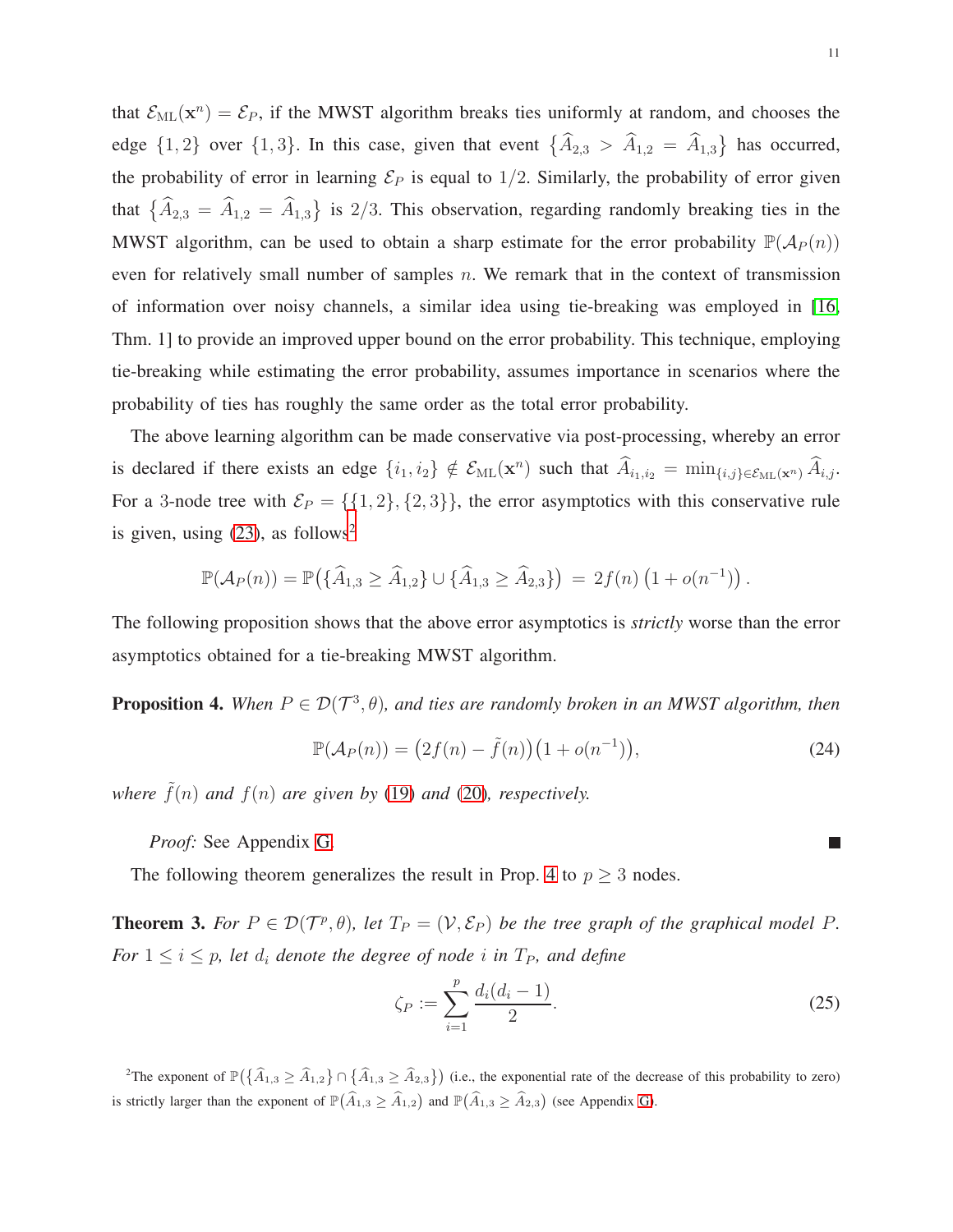that $\mathcal{E}_{\mathrm{ML}}(\mathbf{x}^n) = \mathcal{E}_P$, if the MWST algorithm breaks ties uniformly at random, and chooses the edge $\{1,2\}$ over $\{1,3\}$. In this case, given that event $\{\widehat{A}_{2,3} > \widehat{A}_{1,2} = \widehat{A}_{1,3}\}$ has occurred, the probability of error in learning $\mathcal{E}_P$ is equal to $1/2$. Similarly, the probability of error given that $\{\widehat{A}_{2,3} = \widehat{A}_{1,2} = \widehat{A}_{1,3}\}$ is $2/3$. This observation, regarding randomly breaking ties in the MWST algorithm, can be used to obtain a sharp estimate for the error probability $\mathbb{P}(\mathcal{A}_P(n))$ even for relatively small number of samples $n$. We remark that in the context of transmission of information over noisy channels, a similar idea using tie-breaking was employed in [16, Thm. 1] to provide an improved upper bound on the error probability. This technique, employing tie-breaking while estimating the error probability, assumes importance in scenarios where the probability of ties has roughly the same order as the total error probability.

The above learning algorithm can be made conservative via post-processing, whereby an error is declared if there exists an edge $\{i_1, i_2\} \notin \mathcal{E}_{\mathrm{ML}}(\mathbf{x}^n)$ such that $\widehat{A}_{i_1,i_2} = \min_{\{i,j\} \in \mathcal{E}_{\mathrm{ML}}(\mathbf{x}^n)} \widehat{A}_{i,j}$. For a 3-node tree with $\mathcal{E}_P = \{\{1,2\},\{2,3\}\}$, the error asymptotics with this conservative rule is given, using (23), as follows[2]

$$\mathbb{P}(\mathcal{A}_P(n)) = \mathbb{P}\big(\{\widehat{A}_{1,3} \geq \widehat{A}_{1,2}\} \cup \{\widehat{A}_{1,3} \geq \widehat{A}_{2,3}\}\big) \; = 2f(n)\left(1 + o(n^{-1})\right).$$

The following proposition shows that the above error asymptotics is *strictly* worse than the error asymptotics obtained for a tie-breaking MWST algorithm.

**Proposition 4.** *When $P \in \mathcal{D}(\mathcal{T}^3, \theta)$, and ties are randomly broken in an MWST algorithm, then*

$$\mathbb{P}(\mathcal{A}_P(n)) = \big(2f(n) - \tilde{f}(n)\big)\big(1 + o(n^{-1})\big), \tag{24}$$

*where $\tilde{f}(n)$ and $f(n)$ are given by (19) and (20), respectively.*

*Proof:* See Appendix G. ■

The following theorem generalizes the result in Prop. 4 to $p \geq 3$ nodes.

**Theorem 3.** *For $P \in \mathcal{D}(\mathcal{T}^p, \theta)$, let $T_P = (\mathcal{V}, \mathcal{E}_P)$ be the tree graph of the graphical model $P$. For $1 \leq i \leq p$, let $d_i$ denote the degree of node $i$ in $T_P$, and define*

$$\zeta_P := \sum_{i=1}^{p} \frac{d_i(d_i - 1)}{2}. \tag{25}$$

[2] The exponent of $\mathbb{P}\big(\{\widehat{A}_{1,3} \geq \widehat{A}_{1,2}\} \cap \{\widehat{A}_{1,3} \geq \widehat{A}_{2,3}\}\big)$ (i.e., the exponential rate of the decrease of this probability to zero) is strictly larger than the exponent of $\mathbb{P}\big(\widehat{A}_{1,3} \geq \widehat{A}_{1,2}\big)$ and $\mathbb{P}\big(\widehat{A}_{1,3} \geq \widehat{A}_{2,3}\big)$ (see Appendix G).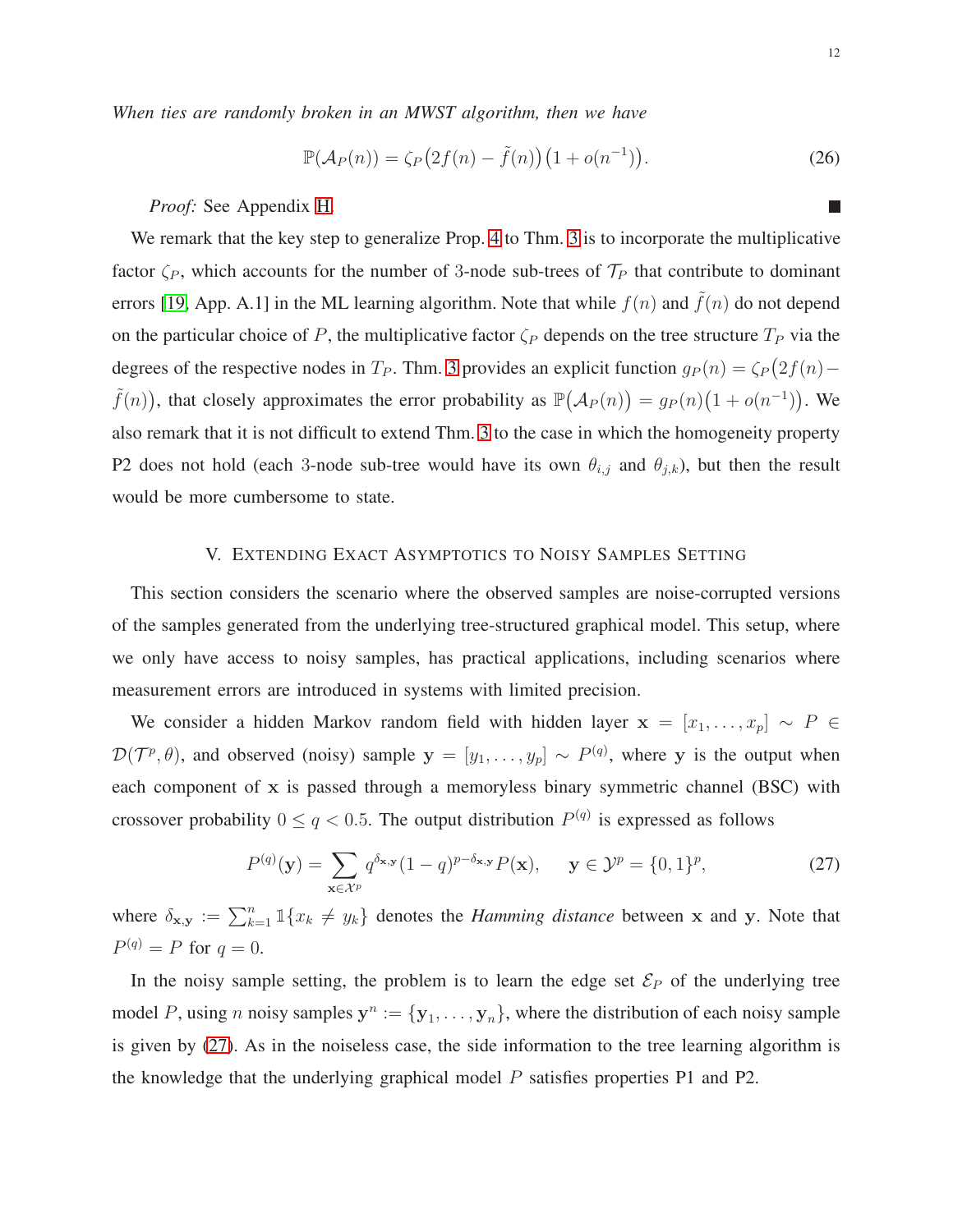*When ties are randomly broken in an MWST algorithm, then we have*

$$\mathbb{P}(\mathcal{A}_P(n)) = \zeta_P\big(2f(n) - \tilde{f}(n)\big)\big(1 + o(n^{-1})\big). \tag{26}$$

*Proof:* See Appendix H. ∎

We remark that the key step to generalize Prop. 4 to Thm. 3 is to incorporate the multiplicative factor $\zeta_P$, which accounts for the number of 3-node sub-trees of $\mathcal{T}_P$ that contribute to dominant errors [19, App. A.1] in the ML learning algorithm. Note that while $f(n)$ and $\tilde{f}(n)$ do not depend on the particular choice of $P$, the multiplicative factor $\zeta_P$ depends on the tree structure $T_P$ via the degrees of the respective nodes in $T_P$. Thm. 3 provides an explicit function $g_P(n) = \zeta_P\big(2f(n) - \tilde{f}(n)\big)$, that closely approximates the error probability as $\mathbb{P}\big(\mathcal{A}_P(n)\big) = g_P(n)\big(1 + o(n^{-1})\big)$. We also remark that it is not difficult to extend Thm. 3 to the case in which the homogeneity property P2 does not hold (each 3-node sub-tree would have its own $\theta_{i,j}$ and $\theta_{j,k}$), but then the result would be more cumbersome to state.

## V. Extending Exact Asymptotics to Noisy Samples Setting

This section considers the scenario where the observed samples are noise-corrupted versions of the samples generated from the underlying tree-structured graphical model. This setup, where we only have access to noisy samples, has practical applications, including scenarios where measurement errors are introduced in systems with limited precision.

We consider a hidden Markov random field with hidden layer $\mathbf{x} = [x_1, \ldots, x_p] \sim P \in \mathcal{D}(\mathcal{T}^p, \theta)$, and observed (noisy) sample $\mathbf{y} = [y_1, \ldots, y_p] \sim P^{(q)}$, where $\mathbf{y}$ is the output when each component of $\mathbf{x}$ is passed through a memoryless binary symmetric channel (BSC) with crossover probability $0 \leq q < 0.5$. The output distribution $P^{(q)}$ is expressed as follows

$$P^{(q)}(\mathbf{y}) = \sum_{\mathbf{x} \in \mathcal{X}^p} q^{\delta_{\mathbf{x},\mathbf{y}}}(1-q)^{p-\delta_{\mathbf{x},\mathbf{y}}} P(\mathbf{x}), \qquad \mathbf{y} \in \mathcal{Y}^p = \{0,1\}^p, \tag{27}$$

where $\delta_{\mathbf{x},\mathbf{y}} := \sum_{k=1}^{n} \mathbb{1}\{x_k \neq y_k\}$ denotes the *Hamming distance* between $\mathbf{x}$ and $\mathbf{y}$. Note that $P^{(q)} = P$ for $q = 0$.

In the noisy sample setting, the problem is to learn the edge set $\mathcal{E}_P$ of the underlying tree model $P$, using $n$ noisy samples $\mathbf{y}^n := \{\mathbf{y}_1, \ldots, \mathbf{y}_n\}$, where the distribution of each noisy sample is given by (27). As in the noiseless case, the side information to the tree learning algorithm is the knowledge that the underlying graphical model $P$ satisfies properties P1 and P2.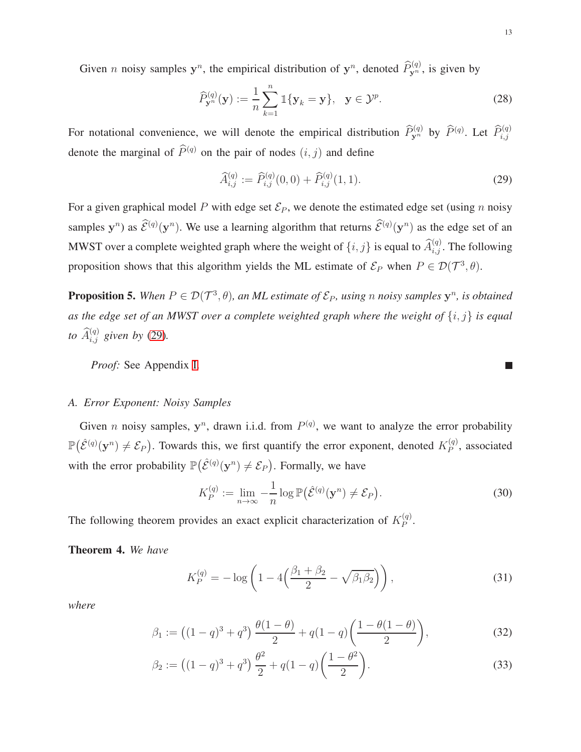Given $n$ noisy samples $\mathbf{y}^n$, the empirical distribution of $\mathbf{y}^n$, denoted $\widehat{P}^{(q)}_{\mathbf{y}^n}$, is given by

$$\widehat{P}^{(q)}_{\mathbf{y}^n}(\mathbf{y}) := \frac{1}{n}\sum_{k=1}^{n} \mathbb{1}\{\mathbf{y}_k = \mathbf{y}\}, \quad \mathbf{y} \in \mathcal{Y}^p. \tag{28}$$

For notational convenience, we will denote the empirical distribution $\widehat{P}^{(q)}_{\mathbf{y}^n}$ by $\widehat{P}^{(q)}$. Let $\widehat{P}^{(q)}_{i,j}$ denote the marginal of $\widehat{P}^{(q)}$ on the pair of nodes $(i,j)$ and define

$$\widehat{A}^{(q)}_{i,j} := \widehat{P}^{(q)}_{i,j}(0,0) + \widehat{P}^{(q)}_{i,j}(1,1). \tag{29}$$

For a given graphical model $P$ with edge set $\mathcal{E}_P$, we denote the estimated edge set (using $n$ noisy samples $\mathbf{y}^n$) as $\widehat{\mathcal{E}}^{(q)}(\mathbf{y}^n)$. We use a learning algorithm that returns $\widehat{\mathcal{E}}^{(q)}(\mathbf{y}^n)$ as the edge set of an MWST over a complete weighted graph where the weight of $\{i,j\}$ is equal to $\widehat{A}^{(q)}_{i,j}$. The following proposition shows that this algorithm yields the ML estimate of $\mathcal{E}_P$ when $P \in \mathcal{D}(\mathcal{T}^3, \theta)$.

**Proposition 5.** *When $P \in \mathcal{D}(\mathcal{T}^3, \theta)$, an ML estimate of $\mathcal{E}_P$, using $n$ noisy samples $\mathbf{y}^n$, is obtained as the edge set of an MWST over a complete weighted graph where the weight of $\{i,j\}$ is equal to $\widehat{A}^{(q)}_{i,j}$ given by* (29)*.*

*Proof:* See Appendix I. ∎

### A. Error Exponent: Noisy Samples

Given $n$ noisy samples, $\mathbf{y}^n$, drawn i.i.d. from $P^{(q)}$, we want to analyze the error probability $\mathbb{P}\big(\hat{\mathcal{E}}^{(q)}(\mathbf{y}^n) \neq \mathcal{E}_P\big)$. Towards this, we first quantify the error exponent, denoted $K^{(q)}_P$, associated with the error probability $\mathbb{P}\big(\hat{\mathcal{E}}^{(q)}(\mathbf{y}^n) \neq \mathcal{E}_P\big)$. Formally, we have

$$K^{(q)}_P := \lim_{n\to\infty} -\frac{1}{n}\log \mathbb{P}\big(\hat{\mathcal{E}}^{(q)}(\mathbf{y}^n) \neq \mathcal{E}_P\big). \tag{30}$$

The following theorem provides an exact explicit characterization of $K^{(q)}_P$.

**Theorem 4.** *We have*

$$K^{(q)}_P = -\log\left(1 - 4\Big(\frac{\beta_1+\beta_2}{2} - \sqrt{\beta_1\beta_2}\Big)\right), \tag{31}$$

*where*

$$\beta_1 := \big((1-q)^3 + q^3\big)\,\frac{\theta(1-\theta)}{2} + q(1-q)\bigg(\frac{1-\theta(1-\theta)}{2}\bigg), \tag{32}$$

$$\beta_2 := \big((1-q)^3 + q^3\big)\,\frac{\theta^2}{2} + q(1-q)\bigg(\frac{1-\theta^2}{2}\bigg). \tag{33}$$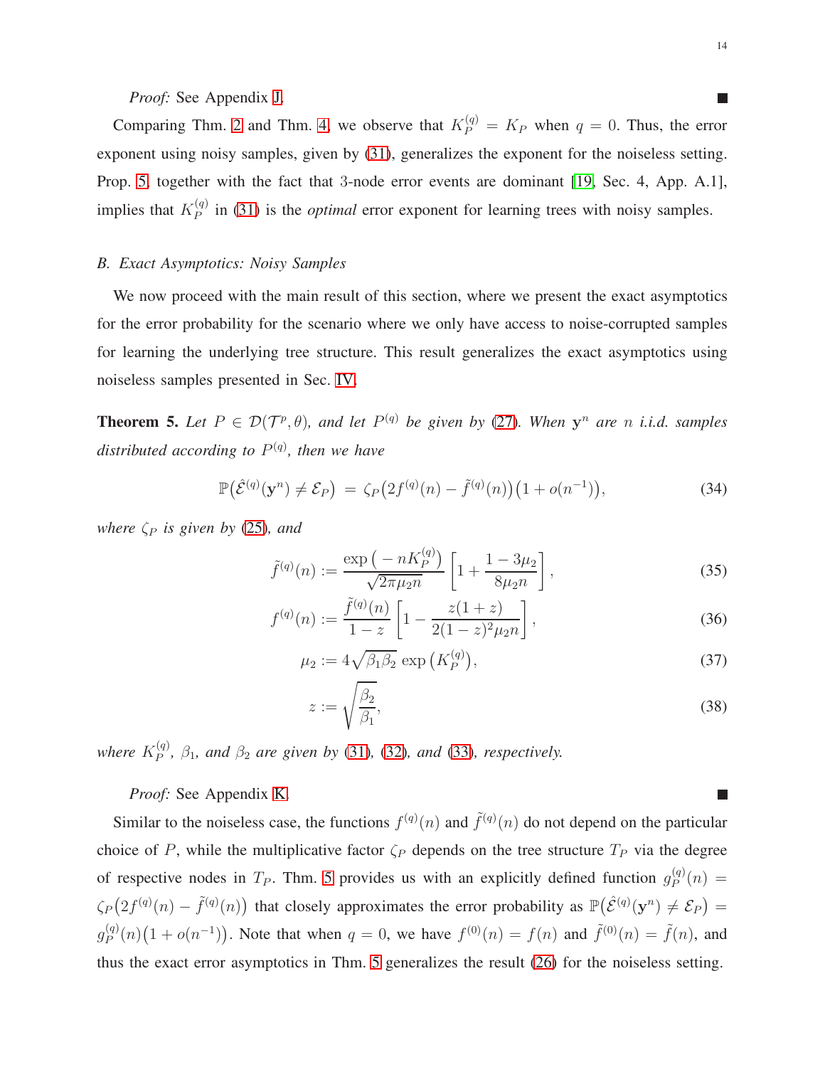*Proof:* See Appendix J. ■

Comparing Thm. 2 and Thm. 4, we observe that $K_P^{(q)} = K_P$ when $q = 0$. Thus, the error exponent using noisy samples, given by (31), generalizes the exponent for the noiseless setting. Prop. 5 together with the fact that 3-node error events are dominant [19, Sec. 4, App. A.1], implies that $K_P^{(q)}$ in (31) is the *optimal* error exponent for learning trees with noisy samples.

### B. Exact Asymptotics: Noisy Samples

We now proceed with the main result of this section, where we present the exact asymptotics for the error probability for the scenario where we only have access to noise-corrupted samples for learning the underlying tree structure. This result generalizes the exact asymptotics using noiseless samples presented in Sec. IV.

**Theorem 5.** *Let $P \in \mathcal{D}(\mathcal{T}^p, \theta)$, and let $P^{(q)}$ be given by (27). When $\mathbf{y}^n$ are $n$ i.i.d. samples distributed according to $P^{(q)}$, then we have*

$$\mathbb{P}\big(\hat{\mathcal{E}}^{(q)}(\mathbf{y}^n) \neq \mathcal{E}_P\big) \;=\; \zeta_P\big(2f^{(q)}(n) - \tilde{f}^{(q)}(n)\big)\big(1 + o(n^{-1})\big), \tag{34}$$

*where $\zeta_P$ is given by (25), and*

$$\tilde{f}^{(q)}(n) := \frac{\exp\big(-nK_P^{(q)}\big)}{\sqrt{2\pi\mu_2 n}}\left[1 + \frac{1 - 3\mu_2}{8\mu_2 n}\right], \tag{35}$$

$$f^{(q)}(n) := \frac{\tilde{f}^{(q)}(n)}{1 - z}\left[1 - \frac{z(1+z)}{2(1-z)^2\mu_2 n}\right], \tag{36}$$

$$\mu_2 := 4\sqrt{\beta_1\beta_2}\,\exp\big(K_P^{(q)}\big), \tag{37}$$

$$z := \sqrt{\frac{\beta_2}{\beta_1}}, \tag{38}$$

*where $K_P^{(q)}$, $\beta_1$, and $\beta_2$ are given by (31), (32), and (33), respectively.*

*Proof:* See Appendix K. ■

Similar to the noiseless case, the functions $f^{(q)}(n)$ and $\tilde{f}^{(q)}(n)$ do not depend on the particular choice of $P$, while the multiplicative factor $\zeta_P$ depends on the tree structure $T_P$ via the degree of respective nodes in $T_P$. Thm. 5 provides us with an explicitly defined function $g_P^{(q)}(n) = \zeta_P\big(2f^{(q)}(n) - \tilde{f}^{(q)}(n)\big)$ that closely approximates the error probability as $\mathbb{P}\big(\hat{\mathcal{E}}^{(q)}(\mathbf{y}^n) \neq \mathcal{E}_P\big) = g_P^{(q)}(n)\big(1 + o(n^{-1})\big)$. Note that when $q = 0$, we have $f^{(0)}(n) = f(n)$ and $\tilde{f}^{(0)}(n) = \tilde{f}(n)$, and thus the exact error asymptotics in Thm. 5 generalizes the result (26) for the noiseless setting.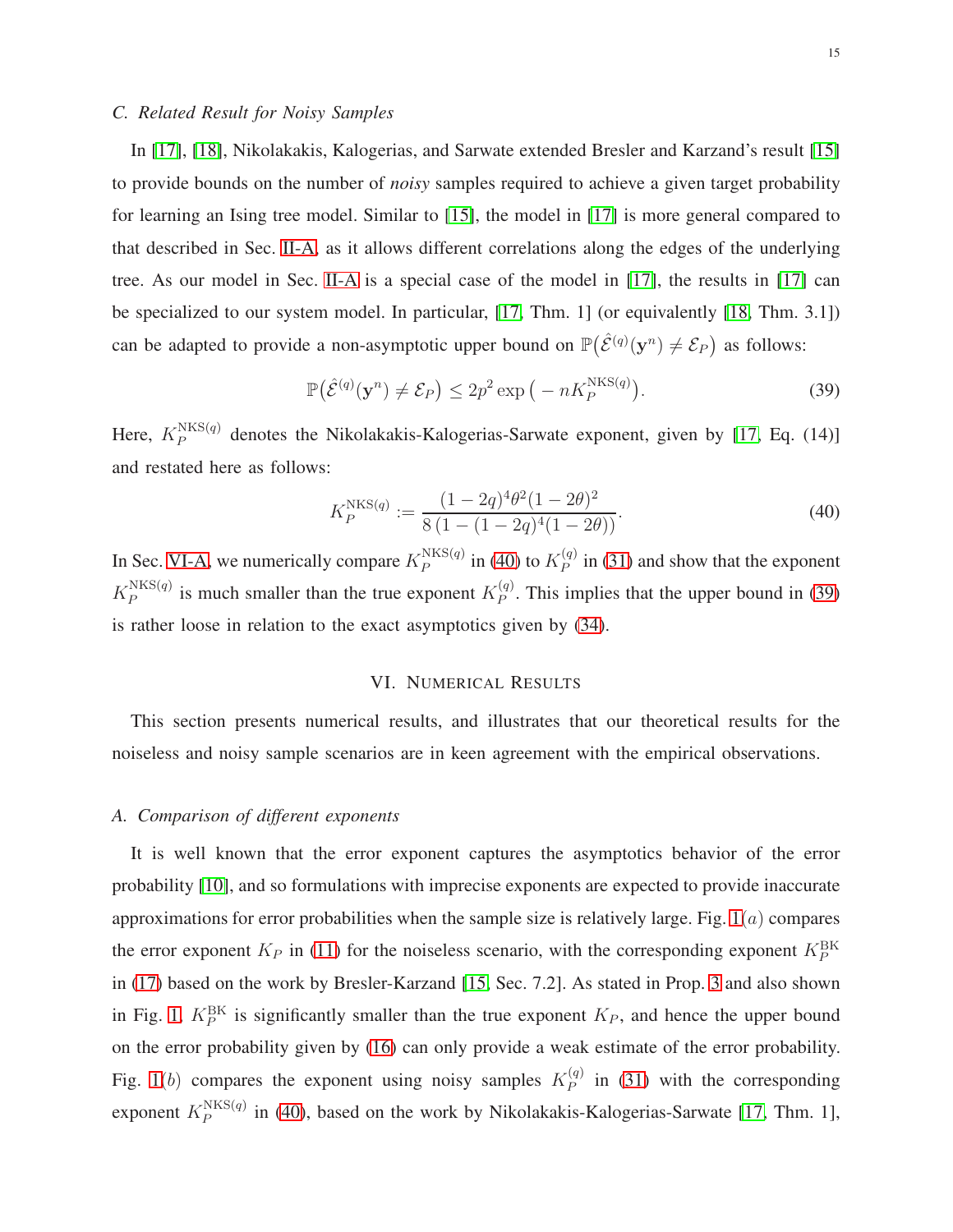### C. Related Result for Noisy Samples

In [17], [18], Nikolakakis, Kalogerias, and Sarwate extended Bresler and Karzand's result [15] to provide bounds on the number of *noisy* samples required to achieve a given target probability for learning an Ising tree model. Similar to [15], the model in [17] is more general compared to that described in Sec. II-A, as it allows different correlations along the edges of the underlying tree. As our model in Sec. II-A is a special case of the model in [17], the results in [17] can be specialized to our system model. In particular, [17, Thm. 1] (or equivalently [18, Thm. 3.1]) can be adapted to provide a non-asymptotic upper bound on $\mathbb{P}\big(\hat{\mathcal{E}}^{(q)}(\mathbf{y}^n) \neq \mathcal{E}_P\big)$ as follows:

$$\mathbb{P}\big(\hat{\mathcal{E}}^{(q)}(\mathbf{y}^n) \neq \mathcal{E}_P\big) \leq 2p^2 \exp\big(-nK_P^{\mathrm{NKS}(q)}\big). \tag{39}$$

Here, $K_P^{\mathrm{NKS}(q)}$ denotes the Nikolakakis-Kalogerias-Sarwate exponent, given by [17, Eq. (14)] and restated here as follows:

$$K_P^{\mathrm{NKS}(q)} := \frac{(1-2q)^4\theta^2(1-2\theta)^2}{8\,(1-(1-2q)^4(1-2\theta))}. \tag{40}$$

In Sec. VI-A, we numerically compare $K_P^{\mathrm{NKS}(q)}$ in (40) to $K_P^{(q)}$ in (31) and show that the exponent $K_P^{\mathrm{NKS}(q)}$ is much smaller than the true exponent $K_P^{(q)}$. This implies that the upper bound in (39) is rather loose in relation to the exact asymptotics given by (34).

## VI. Numerical Results

This section presents numerical results, and illustrates that our theoretical results for the noiseless and noisy sample scenarios are in keen agreement with the empirical observations.

### A. Comparison of different exponents

It is well known that the error exponent captures the asymptotics behavior of the error probability [10], and so formulations with imprecise exponents are expected to provide inaccurate approximations for error probabilities when the sample size is relatively large. Fig. 1$(a)$ compares the error exponent $K_P$ in (11) for the noiseless scenario, with the corresponding exponent $K_P^{\mathrm{BK}}$ in (17) based on the work by Bresler-Karzand [15, Sec. 7.2]. As stated in Prop. 3 and also shown in Fig. 1, $K_P^{\mathrm{BK}}$ is significantly smaller than the true exponent $K_P$, and hence the upper bound on the error probability given by (16) can only provide a weak estimate of the error probability. Fig. 1$(b)$ compares the exponent using noisy samples $K_P^{(q)}$ in (31) with the corresponding exponent $K_P^{\mathrm{NKS}(q)}$ in (40), based on the work by Nikolakakis-Kalogerias-Sarwate [17, Thm. 1],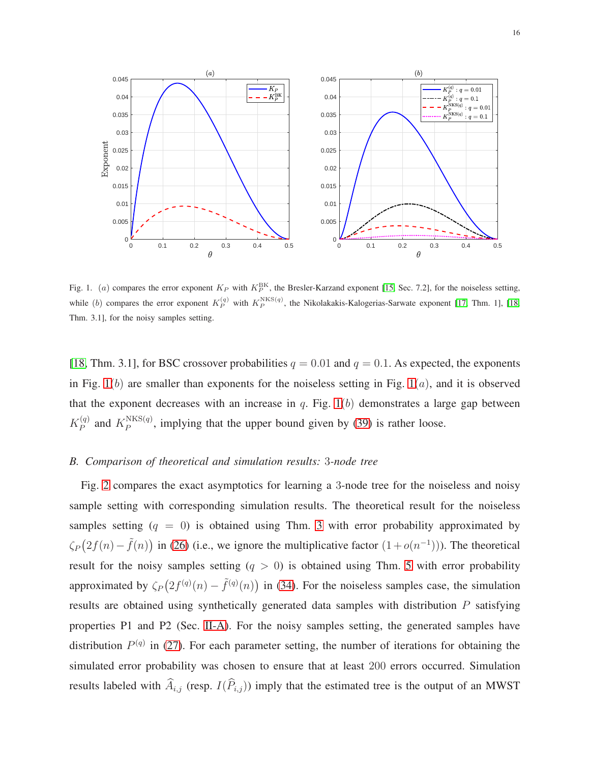Fig. 1. $(a)$ compares the error exponent $K_P$ with $K_P^{\mathrm{BK}}$, the Bresler-Karzand exponent [15, Sec. 7.2], for the noiseless setting, while $(b)$ compares the error exponent $K_P^{(q)}$ with $K_P^{\mathrm{NKS}(q)}$, the Nikolakakis-Kalogerias-Sarwate exponent [17, Thm. 1], [18, Thm. 3.1], for the noisy samples setting.

[18, Thm. 3.1], for BSC crossover probabilities $q = 0.01$ and $q = 0.1$. As expected, the exponents in Fig. 1$(b)$ are smaller than exponents for the noiseless setting in Fig. 1$(a)$, and it is observed that the exponent decreases with an increase in $q$. Fig. 1$(b)$ demonstrates a large gap between $K_P^{(q)}$ and $K_P^{\mathrm{NKS}(q)}$, implying that the upper bound given by (39) is rather loose.

### B. Comparison of theoretical and simulation results: 3-node tree

Fig. 2 compares the exact asymptotics for learning a 3-node tree for the noiseless and noisy sample setting with corresponding simulation results. The theoretical result for the noiseless samples setting ($q = 0$) is obtained using Thm. 3 with error probability approximated by $\zeta_P\big(2f(n) - \tilde{f}(n)\big)$ in (26) (i.e., we ignore the multiplicative factor $(1 + o(n^{-1}))$). The theoretical result for the noisy samples setting ($q > 0$) is obtained using Thm. 5 with error probability approximated by $\zeta_P\big(2f^{(q)}(n) - \tilde{f}^{(q)}(n)\big)$ in (34). For the noiseless samples case, the simulation results are obtained using synthetically generated data samples with distribution $P$ satisfying properties P1 and P2 (Sec. II-A). For the noisy samples setting, the generated samples have distribution $P^{(q)}$ in (27). For each parameter setting, the number of iterations for obtaining the simulated error probability was chosen to ensure that at least 200 errors occurred. Simulation results labeled with $\widehat{A}_{i,j}$ (resp. $I(\widehat{P}_{i,j})$) imply that the estimated tree is the output of an MWST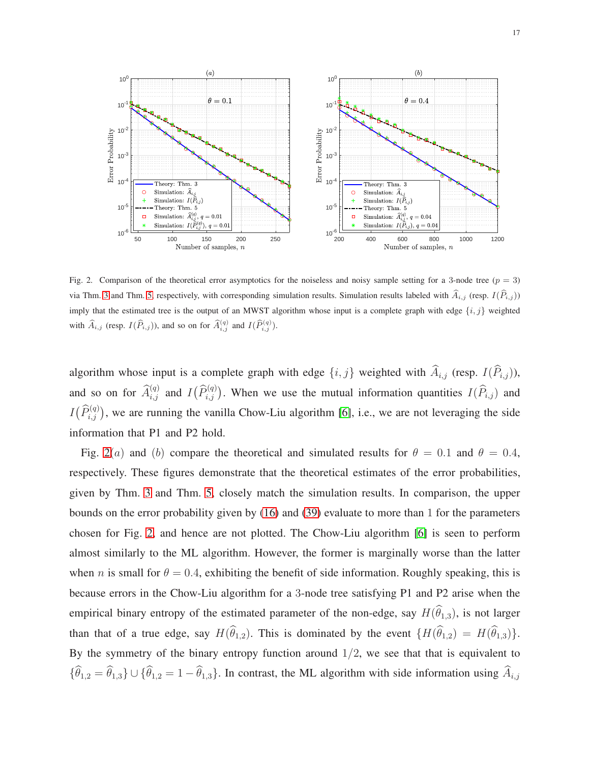Fig. 2. Comparison of the theoretical error asymptotics for the noiseless and noisy sample setting for a 3-node tree ($p = 3$) via Thm. 3 and Thm. 5, respectively, with corresponding simulation results. Simulation results labeled with $\widehat{A}_{i,j}$ (resp. $I(\widehat{P}_{i,j})$) imply that the estimated tree is the output of an MWST algorithm whose input is a complete graph with edge $\{i,j\}$ weighted with $\widehat{A}_{i,j}$ (resp. $I(\widehat{P}_{i,j})$), and so on for $\widehat{A}^{(q)}_{i,j}$ and $I(\widehat{P}^{(q)}_{i,j})$.

algorithm whose input is a complete graph with edge $\{i,j\}$ weighted with $\widehat{A}_{i,j}$ (resp. $I(\widehat{P}_{i,j})$), and so on for $\widehat{A}^{(q)}_{i,j}$ and $I\big(\widehat{P}^{(q)}_{i,j}\big)$. When we use the mutual information quantities $I(\widehat{P}_{i,j})$ and $I\big(\widehat{P}^{(q)}_{i,j}\big)$, we are running the vanilla Chow-Liu algorithm [6], i.e., we are not leveraging the side information that P1 and P2 hold.

Fig. 2$(a)$ and $(b)$ compare the theoretical and simulated results for $\theta = 0.1$ and $\theta = 0.4$, respectively. These figures demonstrate that the theoretical estimates of the error probabilities, given by Thm. 3 and Thm. 5, closely match the simulation results. In comparison, the upper bounds on the error probability given by (16) and (39) evaluate to more than 1 for the parameters chosen for Fig. 2, and hence are not plotted. The Chow-Liu algorithm [6] is seen to perform almost similarly to the ML algorithm. However, the former is marginally worse than the latter when $n$ is small for $\theta = 0.4$, exhibiting the benefit of side information. Roughly speaking, this is because errors in the Chow-Liu algorithm for a 3-node tree satisfying P1 and P2 arise when the empirical binary entropy of the estimated parameter of the non-edge, say $H(\widehat{\theta}_{1,3})$, is not larger than that of a true edge, say $H(\widehat{\theta}_{1,2})$. This is dominated by the event $\{H(\widehat{\theta}_{1,2}) = H(\widehat{\theta}_{1,3})\}$. By the symmetry of the binary entropy function around $1/2$, we see that that is equivalent to $\{\widehat{\theta}_{1,2} = \widehat{\theta}_{1,3}\} \cup \{\widehat{\theta}_{1,2} = 1 - \widehat{\theta}_{1,3}\}$. In contrast, the ML algorithm with side information using $\widehat{A}_{i,j}$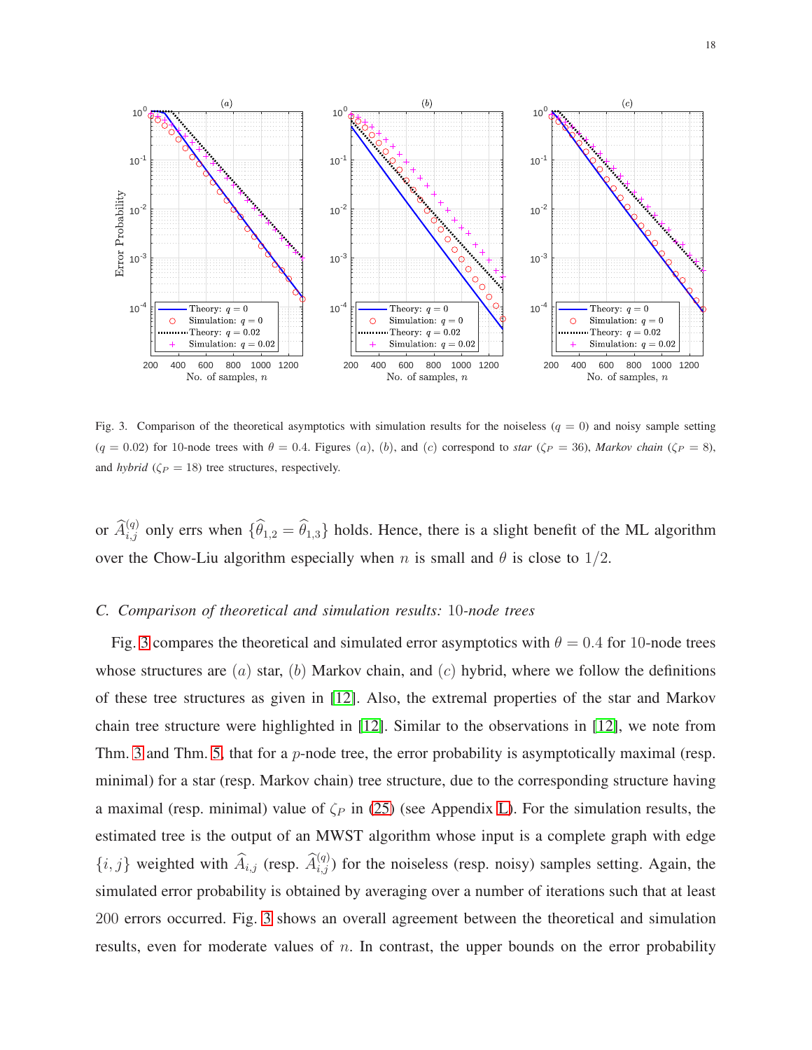Fig. 3. Comparison of the theoretical asymptotics with simulation results for the noiseless ($q = 0$) and noisy sample setting ($q = 0.02$) for 10-node trees with $\theta = 0.4$. Figures $(a)$, $(b)$, and $(c)$ correspond to *star* ($\zeta_P = 36$), *Markov chain* ($\zeta_P = 8$), and *hybrid* ($\zeta_P = 18$) tree structures, respectively.

or $\widehat{A}^{(q)}_{i,j}$ only errs when $\{\widehat{\theta}_{1,2} = \widehat{\theta}_{1,3}\}$ holds. Hence, there is a slight benefit of the ML algorithm over the Chow-Liu algorithm especially when $n$ is small and $\theta$ is close to $1/2$.

### C. Comparison of theoretical and simulation results: 10-node trees

Fig. 3 compares the theoretical and simulated error asymptotics with $\theta = 0.4$ for 10-node trees whose structures are $(a)$ star, $(b)$ Markov chain, and $(c)$ hybrid, where we follow the definitions of these tree structures as given in [12]. Also, the extremal properties of the star and Markov chain tree structure were highlighted in [12]. Similar to the observations in [12], we note from Thm. 3 and Thm. 5, that for a $p$-node tree, the error probability is asymptotically maximal (resp. minimal) for a star (resp. Markov chain) tree structure, due to the corresponding structure having a maximal (resp. minimal) value of $\zeta_P$ in (25) (see Appendix L). For the simulation results, the estimated tree is the output of an MWST algorithm whose input is a complete graph with edge $\{i, j\}$ weighted with $\widehat{A}_{i,j}$ (resp. $\widehat{A}^{(q)}_{i,j}$) for the noiseless (resp. noisy) samples setting. Again, the simulated error probability is obtained by averaging over a number of iterations such that at least 200 errors occurred. Fig. 3 shows an overall agreement between the theoretical and simulation results, even for moderate values of $n$. In contrast, the upper bounds on the error probability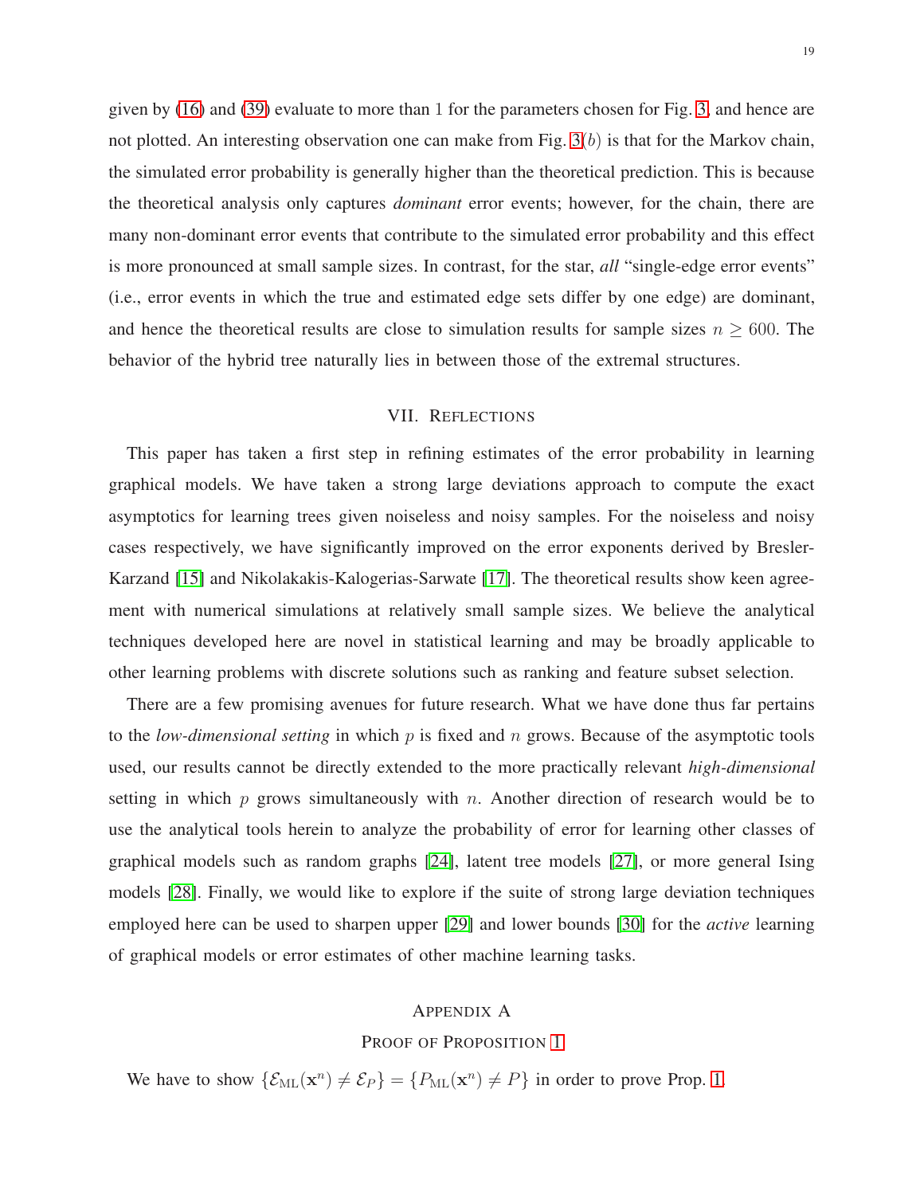given by (16) and (39) evaluate to more than 1 for the parameters chosen for Fig. 3, and hence are not plotted. An interesting observation one can make from Fig. 3$(b)$ is that for the Markov chain, the simulated error probability is generally higher than the theoretical prediction. This is because the theoretical analysis only captures *dominant* error events; however, for the chain, there are many non-dominant error events that contribute to the simulated error probability and this effect is more pronounced at small sample sizes. In contrast, for the star, *all* "single-edge error events" (i.e., error events in which the true and estimated edge sets differ by one edge) are dominant, and hence the theoretical results are close to simulation results for sample sizes $n \geq 600$. The behavior of the hybrid tree naturally lies in between those of the extremal structures.

## VII. Reflections

This paper has taken a first step in refining estimates of the error probability in learning graphical models. We have taken a strong large deviations approach to compute the exact asymptotics for learning trees given noiseless and noisy samples. For the noiseless and noisy cases respectively, we have significantly improved on the error exponents derived by Bresler-Karzand [15] and Nikolakakis-Kalogerias-Sarwate [17]. The theoretical results show keen agreement with numerical simulations at relatively small sample sizes. We believe the analytical techniques developed here are novel in statistical learning and may be broadly applicable to other learning problems with discrete solutions such as ranking and feature subset selection.

There are a few promising avenues for future research. What we have done thus far pertains to the *low-dimensional setting* in which $p$ is fixed and $n$ grows. Because of the asymptotic tools used, our results cannot be directly extended to the more practically relevant *high-dimensional* setting in which $p$ grows simultaneously with $n$. Another direction of research would be to use the analytical tools herein to analyze the probability of error for learning other classes of graphical models such as random graphs [24], latent tree models [27], or more general Ising models [28]. Finally, we would like to explore if the suite of strong large deviation techniques employed here can be used to sharpen upper [29] and lower bounds [30] for the *active* learning of graphical models or error estimates of other machine learning tasks.

## Appendix A
## Proof of Proposition 1

We have to show $\{\mathcal{E}_{\mathrm{ML}}(\mathbf{x}^n) \neq \mathcal{E}_P\} = \{P_{\mathrm{ML}}(\mathbf{x}^n) \neq P\}$ in order to prove Prop. 1.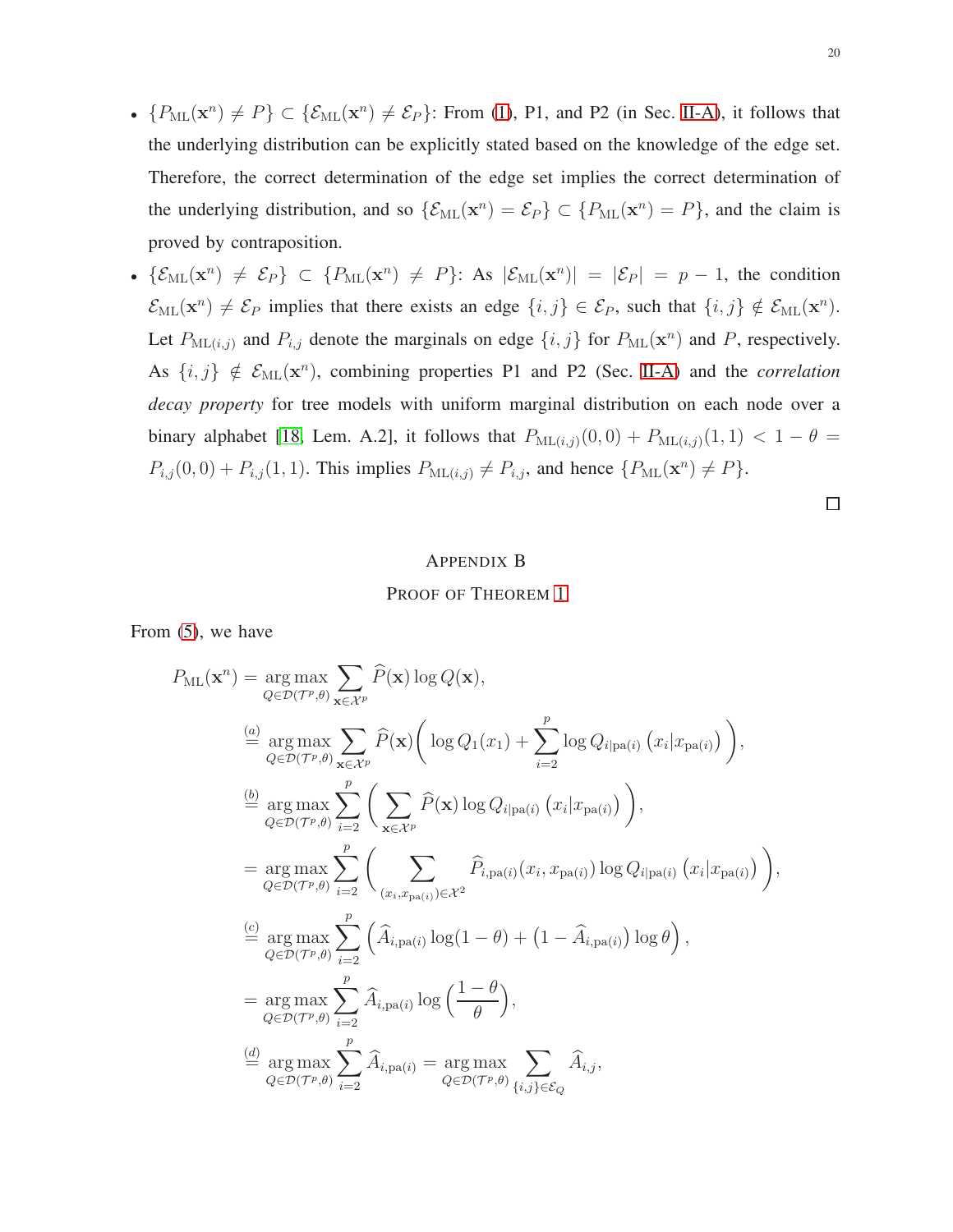- $\{P_{\mathrm{ML}}(\mathbf{x}^n) \neq P\} \subset \{\mathcal{E}_{\mathrm{ML}}(\mathbf{x}^n) \neq \mathcal{E}_P\}$: From (1), P1, and P2 (in Sec. II-A), it follows that the underlying distribution can be explicitly stated based on the knowledge of the edge set. Therefore, the correct determination of the edge set implies the correct determination of the underlying distribution, and so $\{\mathcal{E}_{\mathrm{ML}}(\mathbf{x}^n) = \mathcal{E}_P\} \subset \{P_{\mathrm{ML}}(\mathbf{x}^n) = P\}$, and the claim is proved by contraposition.
- $\{\mathcal{E}_{\mathrm{ML}}(\mathbf{x}^n) \neq \mathcal{E}_P\} \subset \{P_{\mathrm{ML}}(\mathbf{x}^n) \neq P\}$: As $|\mathcal{E}_{\mathrm{ML}}(\mathbf{x}^n)| = |\mathcal{E}_P| = p-1$, the condition $\mathcal{E}_{\mathrm{ML}}(\mathbf{x}^n) \neq \mathcal{E}_P$ implies that there exists an edge $\{i,j\} \in \mathcal{E}_P$, such that $\{i,j\} \notin \mathcal{E}_{\mathrm{ML}}(\mathbf{x}^n)$. Let $P_{\mathrm{ML}(i,j)}$ and $P_{i,j}$ denote the marginals on edge $\{i,j\}$ for $P_{\mathrm{ML}}(\mathbf{x}^n)$ and $P$, respectively. As $\{i,j\} \notin \mathcal{E}_{\mathrm{ML}}(\mathbf{x}^n)$, combining properties P1 and P2 (Sec. II-A) and the *correlation decay property* for tree models with uniform marginal distribution on each node over a binary alphabet [18, Lem. A.2], it follows that $P_{\mathrm{ML}(i,j)}(0,0) + P_{\mathrm{ML}(i,j)}(1,1) < 1-\theta = P_{i,j}(0,0) + P_{i,j}(1,1)$. This implies $P_{\mathrm{ML}(i,j)} \neq P_{i,j}$, and hence $\{P_{\mathrm{ML}}(\mathbf{x}^n) \neq P\}$.

□

## Appendix B
## Proof of Theorem 1

From (5), we have

$$
\begin{aligned}
P_{\mathrm{ML}}(\mathbf{x}^n) &= \underset{Q \in \mathcal{D}(\mathcal{T}^p,\theta)}{\arg\max} \sum_{\mathbf{x} \in \mathcal{X}^p} \widehat{P}(\mathbf{x}) \log Q(\mathbf{x}), \\
&\overset{(a)}{=} \underset{Q \in \mathcal{D}(\mathcal{T}^p,\theta)}{\arg\max} \sum_{\mathbf{x} \in \mathcal{X}^p} \widehat{P}(\mathbf{x}) \bigg( \log Q_1(x_1) + \sum_{i=2}^{p} \log Q_{i|\mathrm{pa}(i)}\left(x_i | x_{\mathrm{pa}(i)}\right) \bigg), \\
&\overset{(b)}{=} \underset{Q \in \mathcal{D}(\mathcal{T}^p,\theta)}{\arg\max} \sum_{i=2}^{p} \bigg( \sum_{\mathbf{x} \in \mathcal{X}^p} \widehat{P}(\mathbf{x}) \log Q_{i|\mathrm{pa}(i)}\left(x_i | x_{\mathrm{pa}(i)}\right) \bigg), \\
&= \underset{Q \in \mathcal{D}(\mathcal{T}^p,\theta)}{\arg\max} \sum_{i=2}^{p} \bigg( \sum_{(x_i, x_{\mathrm{pa}(i)}) \in \mathcal{X}^2} \widehat{P}_{i,\mathrm{pa}(i)}(x_i, x_{\mathrm{pa}(i)}) \log Q_{i|\mathrm{pa}(i)}\left(x_i | x_{\mathrm{pa}(i)}\right) \bigg), \\
&\overset{(c)}{=} \underset{Q \in \mathcal{D}(\mathcal{T}^p,\theta)}{\arg\max} \sum_{i=2}^{p} \Big( \widehat{A}_{i,\mathrm{pa}(i)} \log(1-\theta) + \big(1 - \widehat{A}_{i,\mathrm{pa}(i)}\big) \log \theta \Big), \\
&= \underset{Q \in \mathcal{D}(\mathcal{T}^p,\theta)}{\arg\max} \sum_{i=2}^{p} \widehat{A}_{i,\mathrm{pa}(i)} \log \Big( \frac{1-\theta}{\theta} \Big), \\
&\overset{(d)}{=} \underset{Q \in \mathcal{D}(\mathcal{T}^p,\theta)}{\arg\max} \sum_{i=2}^{p} \widehat{A}_{i,\mathrm{pa}(i)} = \underset{Q \in \mathcal{D}(\mathcal{T}^p,\theta)}{\arg\max} \sum_{\{i,j\} \in \mathcal{E}_Q} \widehat{A}_{i,j},
\end{aligned}
$$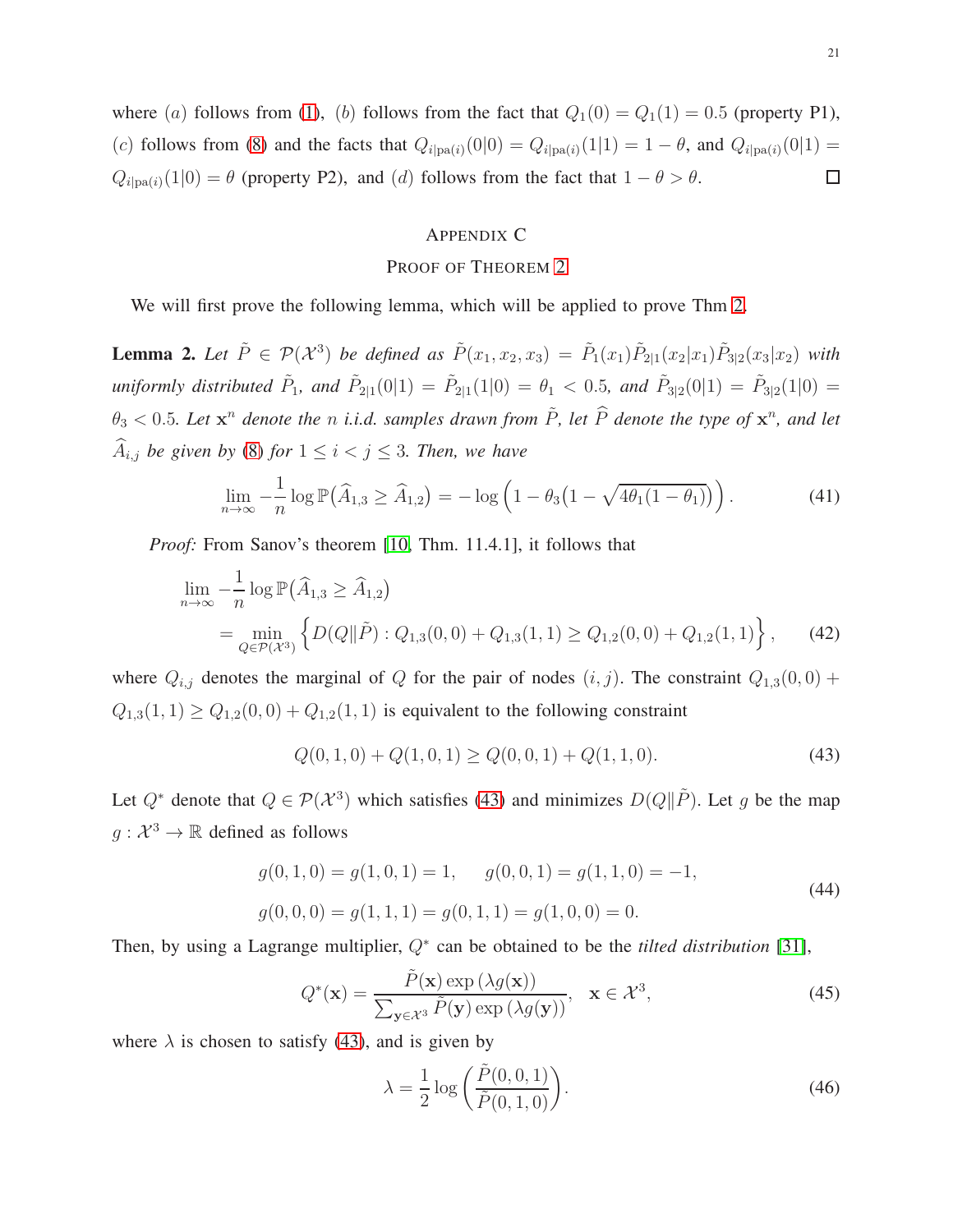where $(a)$ follows from (1), $(b)$ follows from the fact that $Q_1(0) = Q_1(1) = 0.5$ (property P1), $(c)$ follows from (8) and the facts that $Q_{i|\text{pa}(i)}(0|0) = Q_{i|\text{pa}(i)}(1|1) = 1-\theta$, and $Q_{i|\text{pa}(i)}(0|1) = Q_{i|\text{pa}(i)}(1|0) = \theta$ (property P2), and $(d)$ follows from the fact that $1-\theta > \theta$. $\square$

## Appendix C
## Proof of Theorem 2

We will first prove the following lemma, which will be applied to prove Thm 2.

**Lemma 2.** *Let $\tilde{P} \in \mathcal{P}(\mathcal{X}^3)$ be defined as $\tilde{P}(x_1, x_2, x_3) = \tilde{P}_1(x_1)\tilde{P}_{2|1}(x_2|x_1)\tilde{P}_{3|2}(x_3|x_2)$ with uniformly distributed $\tilde{P}_1$, and $\tilde{P}_{2|1}(0|1) = \tilde{P}_{2|1}(1|0) = \theta_1 < 0.5$, and $\tilde{P}_{3|2}(0|1) = \tilde{P}_{3|2}(1|0) = \theta_3 < 0.5$. Let $\mathbf{x}^n$ denote the $n$ i.i.d. samples drawn from $\tilde{P}$, let $\widehat{P}$ denote the type of $\mathbf{x}^n$, and let $\widehat{A}_{i,j}$ be given by (8) for $1 \le i < j \le 3$. Then, we have*

$$\lim_{n\to\infty} -\frac{1}{n} \log \mathbb{P}\big(\widehat{A}_{1,3} \ge \widehat{A}_{1,2}\big) = -\log\Big(1 - \theta_3\big(1 - \sqrt{4\theta_1(1-\theta_1)}\big)\Big). \tag{41}$$

*Proof:* From Sanov's theorem [10, Thm. 11.4.1], it follows that

$$\begin{aligned}
&\lim_{n\to\infty} -\frac{1}{n} \log \mathbb{P}\big(\widehat{A}_{1,3} \ge \widehat{A}_{1,2}\big) \\
&\quad = \min_{Q \in \mathcal{P}(\mathcal{X}^3)} \Big\{ D(Q\|\tilde{P}) : Q_{1,3}(0,0) + Q_{1,3}(1,1) \ge Q_{1,2}(0,0) + Q_{1,2}(1,1) \Big\},
\end{aligned} \tag{42}$$

where $Q_{i,j}$ denotes the marginal of $Q$ for the pair of nodes $(i,j)$. The constraint $Q_{1,3}(0,0) + Q_{1,3}(1,1) \ge Q_{1,2}(0,0) + Q_{1,2}(1,1)$ is equivalent to the following constraint

$$Q(0,1,0) + Q(1,0,1) \ge Q(0,0,1) + Q(1,1,0). \tag{43}$$

Let $Q^*$ denote that $Q \in \mathcal{P}(\mathcal{X}^3)$ which satisfies (43) and minimizes $D(Q\|\tilde{P})$. Let $g$ be the map $g: \mathcal{X}^3 \to \mathbb{R}$ defined as follows

$$\begin{aligned}
&g(0,1,0) = g(1,0,1) = 1, \qquad g(0,0,1) = g(1,1,0) = -1, \\
&g(0,0,0) = g(1,1,1) = g(0,1,1) = g(1,0,0) = 0.
\end{aligned} \tag{44}$$

Then, by using a Lagrange multiplier, $Q^*$ can be obtained to be the *tilted distribution* [31],

$$Q^*(\mathbf{x}) = \frac{\tilde{P}(\mathbf{x}) \exp(\lambda g(\mathbf{x}))}{\sum_{\mathbf{y}\in\mathcal{X}^3} \tilde{P}(\mathbf{y}) \exp(\lambda g(\mathbf{y}))}, \quad \mathbf{x} \in \mathcal{X}^3, \tag{45}$$

where $\lambda$ is chosen to satisfy (43), and is given by

$$\lambda = \frac{1}{2} \log\left(\frac{\tilde{P}(0,0,1)}{\tilde{P}(0,1,0)}\right). \tag{46}$$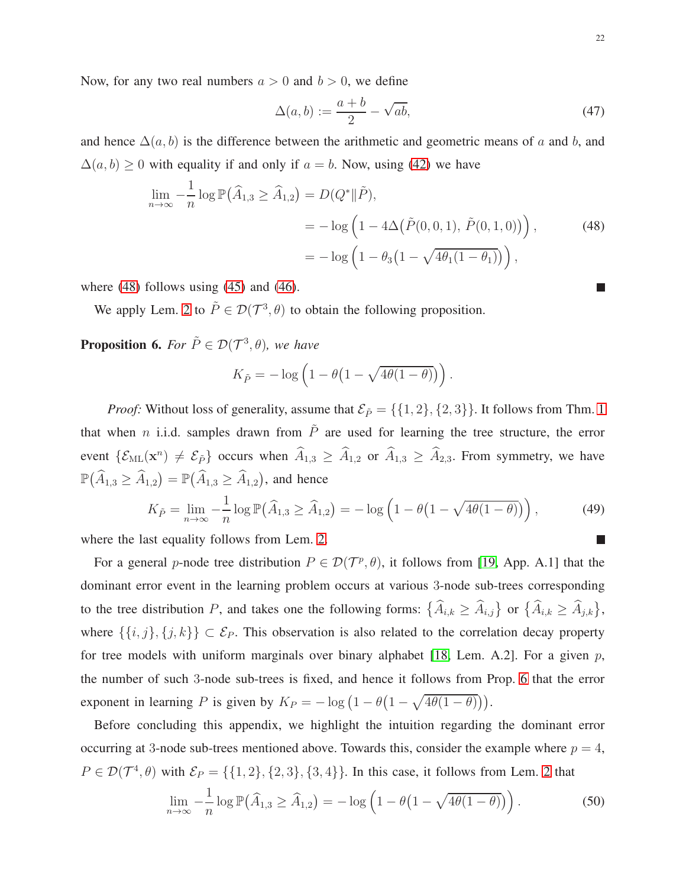Now, for any two real numbers $a > 0$ and $b > 0$, we define

$$\Delta(a, b) := \frac{a+b}{2} - \sqrt{ab}, \tag{47}$$

and hence $\Delta(a, b)$ is the difference between the arithmetic and geometric means of $a$ and $b$, and $\Delta(a, b) \geq 0$ with equality if and only if $a = b$. Now, using (42) we have

$$\begin{aligned}
\lim_{n\to\infty} -\frac{1}{n} \log \mathbb{P}\big(\widehat{A}_{1,3} \geq \widehat{A}_{1,2}\big) &= D(Q^* \| \tilde{P}), \\
&= -\log\Big(1 - 4\Delta\big(\tilde{P}(0,0,1),\, \tilde{P}(0,1,0)\big)\Big), \qquad (48)\\
&= -\log\Big(1 - \theta_3\big(1 - \sqrt{4\theta_1(1-\theta_1)}\big)\Big),
\end{aligned}$$

where (48) follows using (45) and (46). ■

We apply Lem. 2 to $\tilde{P} \in \mathcal{D}(\mathcal{T}^3, \theta)$ to obtain the following proposition.

**Proposition 6.** *For $\tilde{P} \in \mathcal{D}(\mathcal{T}^3, \theta)$, we have*

$$K_{\tilde{P}} = -\log\Big(1 - \theta\big(1 - \sqrt{4\theta(1-\theta)}\big)\Big).$$

*Proof:* Without loss of generality, assume that $\mathcal{E}_{\tilde{P}} = \{\{1,2\},\{2,3\}\}$. It follows from Thm. 1 that when $n$ i.i.d. samples drawn from $\tilde{P}$ are used for learning the tree structure, the error event $\{\mathcal{E}_{\text{ML}}(\mathbf{x}^n) \neq \mathcal{E}_{\tilde{P}}\}$ occurs when $\widehat{A}_{1,3} \geq \widehat{A}_{1,2}$ or $\widehat{A}_{1,3} \geq \widehat{A}_{2,3}$. From symmetry, we have $\mathbb{P}\big(\widehat{A}_{1,3} \geq \widehat{A}_{1,2}\big) = \mathbb{P}\big(\widehat{A}_{1,3} \geq \widehat{A}_{1,2}\big)$, and hence

$$K_{\tilde{P}} = \lim_{n\to\infty} -\frac{1}{n} \log \mathbb{P}\big(\widehat{A}_{1,3} \geq \widehat{A}_{1,2}\big) = -\log\Big(1 - \theta\big(1 - \sqrt{4\theta(1-\theta)}\big)\Big), \tag{49}$$

where the last equality follows from Lem. 2. ■

For a general $p$-node tree distribution $P \in \mathcal{D}(\mathcal{T}^p, \theta)$, it follows from [19, App. A.1] that the dominant error event in the learning problem occurs at various 3-node sub-trees corresponding to the tree distribution $P$, and takes one the following forms: $\{\widehat{A}_{i,k} \geq \widehat{A}_{i,j}\}$ or $\{\widehat{A}_{i,k} \geq \widehat{A}_{j,k}\}$, where $\{\{i,j\},\{j,k\}\} \subset \mathcal{E}_P$. This observation is also related to the correlation decay property for tree models with uniform marginals over binary alphabet [18, Lem. A.2]. For a given $p$, the number of such 3-node sub-trees is fixed, and hence it follows from Prop. 6 that the error exponent in learning $P$ is given by $K_P = -\log\big(1 - \theta\big(1 - \sqrt{4\theta(1-\theta)}\big)\big)$.

Before concluding this appendix, we highlight the intuition regarding the dominant error occurring at 3-node sub-trees mentioned above. Towards this, consider the example where $p = 4$, $P \in \mathcal{D}(\mathcal{T}^4, \theta)$ with $\mathcal{E}_P = \{\{1,2\},\{2,3\},\{3,4\}\}$. In this case, it follows from Lem. 2 that

$$\lim_{n\to\infty} -\frac{1}{n} \log \mathbb{P}\big(\widehat{A}_{1,3} \geq \widehat{A}_{1,2}\big) = -\log\Big(1 - \theta\big(1 - \sqrt{4\theta(1-\theta)}\big)\Big). \tag{50}$$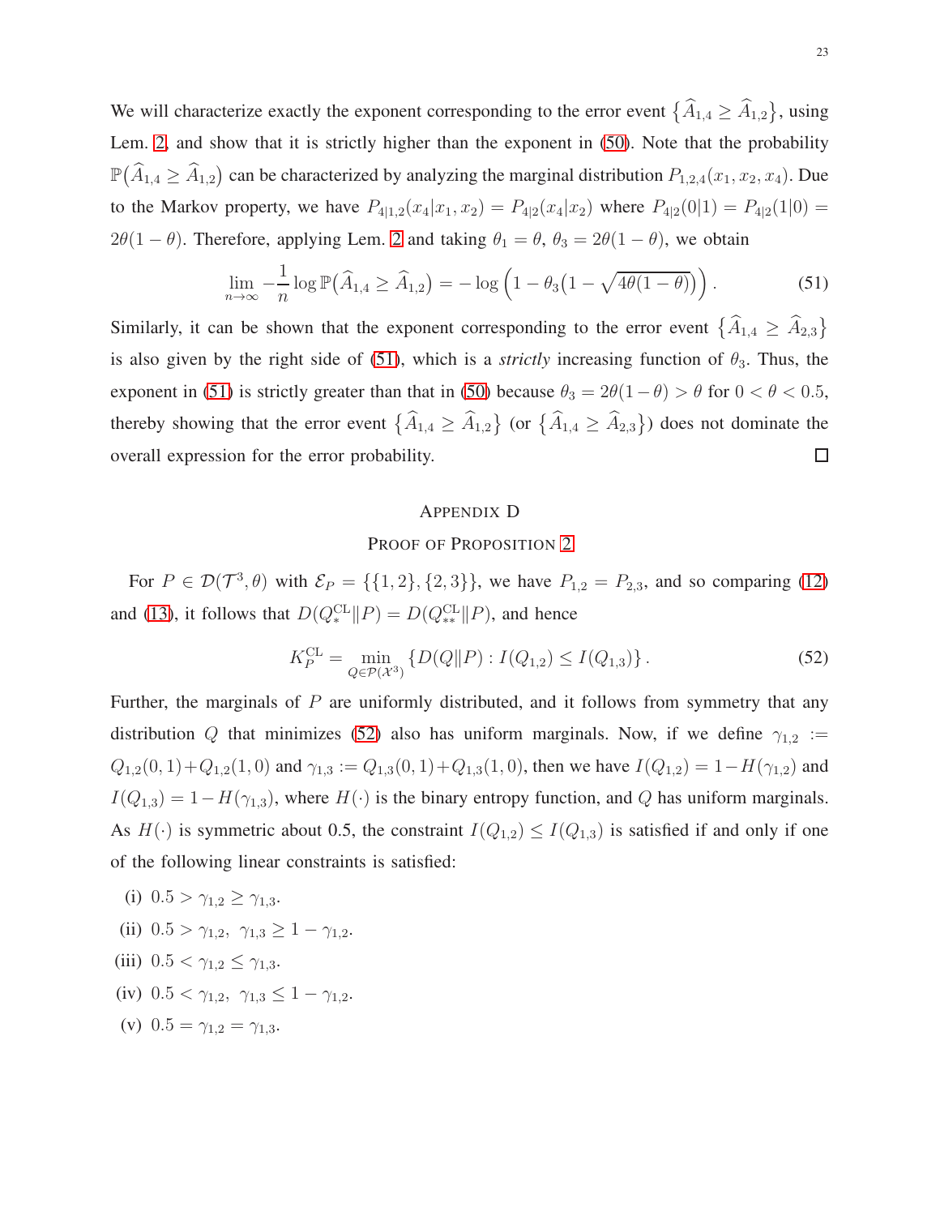We will characterize exactly the exponent corresponding to the error event $\{\widehat{A}_{1,4} \geq \widehat{A}_{1,2}\}$, using Lem. 2, and show that it is strictly higher than the exponent in (50). Note that the probability $\mathbb{P}(\widehat{A}_{1,4} \geq \widehat{A}_{1,2})$ can be characterized by analyzing the marginal distribution $P_{1,2,4}(x_1, x_2, x_4)$. Due to the Markov property, we have $P_{4|1,2}(x_4|x_1, x_2) = P_{4|2}(x_4|x_2)$ where $P_{4|2}(0|1) = P_{4|2}(1|0) = 2\theta(1-\theta)$. Therefore, applying Lem. 2 and taking $\theta_1 = \theta$, $\theta_3 = 2\theta(1-\theta)$, we obtain

$$\lim_{n\to\infty} -\frac{1}{n} \log \mathbb{P}\big(\widehat{A}_{1,4} \geq \widehat{A}_{1,2}\big) = -\log\Big(1 - \theta_3\big(1 - \sqrt{4\theta(1-\theta)}\big)\Big). \tag{51}$$

Similarly, it can be shown that the exponent corresponding to the error event $\{\widehat{A}_{1,4} \geq \widehat{A}_{2,3}\}$ is also given by the right side of (51), which is a *strictly* increasing function of $\theta_3$. Thus, the exponent in (51) is strictly greater than that in (50) because $\theta_3 = 2\theta(1-\theta) > \theta$ for $0 < \theta < 0.5$, thereby showing that the error event $\{\widehat{A}_{1,4} \geq \widehat{A}_{1,2}\}$ (or $\{\widehat{A}_{1,4} \geq \widehat{A}_{2,3}\}$) does not dominate the overall expression for the error probability. $\square$

## Appendix D

## Proof of Proposition 2

For $P \in \mathcal{D}(\mathcal{T}^3, \theta)$ with $\mathcal{E}_P = \{\{1,2\},\{2,3\}\}$, we have $P_{1,2} = P_{2,3}$, and so comparing (12) and (13), it follows that $D(Q_*^{\mathrm{CL}} \| P) = D(Q_{**}^{\mathrm{CL}} \| P)$, and hence

$$K_P^{\mathrm{CL}} = \min_{Q \in \mathcal{P}(\mathcal{X}^3)} \{D(Q\|P) : I(Q_{1,2}) \leq I(Q_{1,3})\}. \tag{52}$$

Further, the marginals of $P$ are uniformly distributed, and it follows from symmetry that any distribution $Q$ that minimizes (52) also has uniform marginals. Now, if we define $\gamma_{1,2} := Q_{1,2}(0,1) + Q_{1,2}(1,0)$ and $\gamma_{1,3} := Q_{1,3}(0,1) + Q_{1,3}(1,0)$, then we have $I(Q_{1,2}) = 1 - H(\gamma_{1,2})$ and $I(Q_{1,3}) = 1 - H(\gamma_{1,3})$, where $H(\cdot)$ is the binary entropy function, and $Q$ has uniform marginals. As $H(\cdot)$ is symmetric about 0.5, the constraint $I(Q_{1,2}) \leq I(Q_{1,3})$ is satisfied if and only if one of the following linear constraints is satisfied:

(i) $0.5 > \gamma_{1,2} \geq \gamma_{1,3}$.

(ii) $0.5 > \gamma_{1,2},\ \gamma_{1,3} \geq 1 - \gamma_{1,2}$.

(iii) $0.5 < \gamma_{1,2} \leq \gamma_{1,3}$.

(iv) $0.5 < \gamma_{1,2},\ \gamma_{1,3} \leq 1 - \gamma_{1,2}$.

(v) $0.5 = \gamma_{1,2} = \gamma_{1,3}$.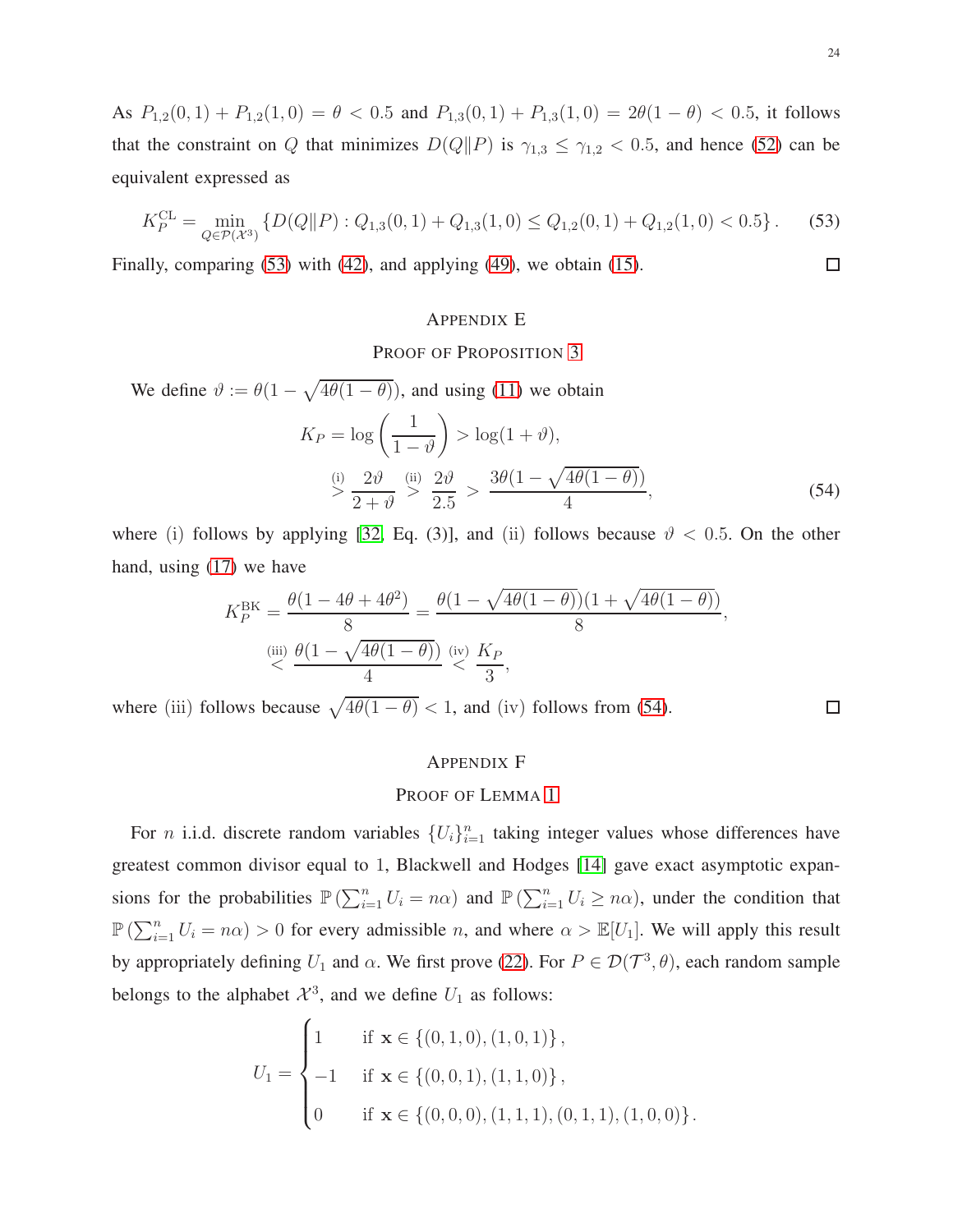As $P_{1,2}(0,1) + P_{1,2}(1,0) = \theta < 0.5$ and $P_{1,3}(0,1) + P_{1,3}(1,0) = 2\theta(1-\theta) < 0.5$, it follows that the constraint on $Q$ that minimizes $D(Q\|P)$ is $\gamma_{1,3} \leq \gamma_{1,2} < 0.5$, and hence (52) can be equivalent expressed as

$$K_P^{\text{CL}} = \min_{Q \in \mathcal{P}(\mathcal{X}^3)} \left\{ D(Q\|P) : Q_{1,3}(0,1) + Q_{1,3}(1,0) \leq Q_{1,2}(0,1) + Q_{1,2}(1,0) < 0.5 \right\}. \tag{53}$$

Finally, comparing (53) with (42), and applying (49), we obtain (15). $\square$

## Appendix E
## Proof of Proposition 3

We define $\vartheta := \theta(1 - \sqrt{4\theta(1-\theta)})$, and using (11) we obtain

$$\begin{aligned}
K_P &= \log\left(\frac{1}{1-\vartheta}\right) > \log(1+\vartheta), \\
&\overset{\text{(i)}}{>} \frac{2\vartheta}{2+\vartheta} \overset{\text{(ii)}}{>} \frac{2\vartheta}{2.5} > \frac{3\theta(1-\sqrt{4\theta(1-\theta)})}{4},
\end{aligned} \tag{54}$$

where (i) follows by applying [32, Eq. (3)], and (ii) follows because $\vartheta < 0.5$. On the other hand, using (17) we have

$$\begin{aligned}
K_P^{\text{BK}} &= \frac{\theta(1-4\theta+4\theta^2)}{8} = \frac{\theta(1-\sqrt{4\theta(1-\theta)})(1+\sqrt{4\theta(1-\theta)})}{8}, \\
&\overset{\text{(iii)}}{<} \frac{\theta(1-\sqrt{4\theta(1-\theta)})}{4} \overset{\text{(iv)}}{<} \frac{K_P}{3},
\end{aligned}$$

where (iii) follows because $\sqrt{4\theta(1-\theta)} < 1$, and (iv) follows from (54). $\square$

## Appendix F
## Proof of Lemma 1

For $n$ i.i.d. discrete random variables $\{U_i\}_{i=1}^n$ taking integer values whose differences have greatest common divisor equal to 1, Blackwell and Hodges [14] gave exact asymptotic expansions for the probabilities $\mathbb{P}\left(\sum_{i=1}^n U_i = n\alpha\right)$ and $\mathbb{P}\left(\sum_{i=1}^n U_i \geq n\alpha\right)$, under the condition that $\mathbb{P}\left(\sum_{i=1}^n U_i = n\alpha\right) > 0$ for every admissible $n$, and where $\alpha > \mathbb{E}[U_1]$. We will apply this result by appropriately defining $U_1$ and $\alpha$. We first prove (22). For $P \in \mathcal{D}(\mathcal{T}^3, \theta)$, each random sample belongs to the alphabet $\mathcal{X}^3$, and we define $U_1$ as follows:

$$U_1 = \begin{cases} 1 & \text{if } \mathbf{x} \in \{(0,1,0), (1,0,1)\}, \\ -1 & \text{if } \mathbf{x} \in \{(0,0,1), (1,1,0)\}, \\ 0 & \text{if } \mathbf{x} \in \{(0,0,0), (1,1,1), (0,1,1), (1,0,0)\}. \end{cases}$$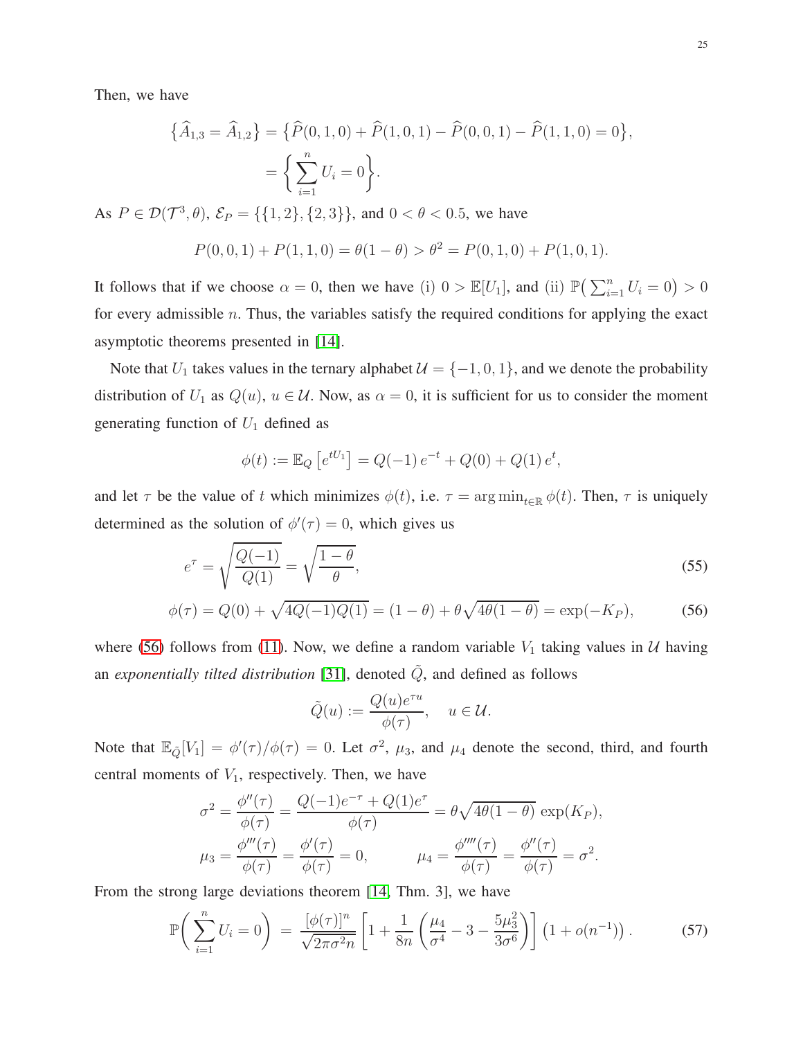Then, we have

$$
\begin{aligned}
\big\{\widehat{A}_{1,3} = \widehat{A}_{1,2}\big\} &= \big\{\widehat{P}(0,1,0) + \widehat{P}(1,0,1) - \widehat{P}(0,0,1) - \widehat{P}(1,1,0) = 0\big\}, \\
&= \Big\{\sum_{i=1}^{n} U_i = 0\Big\}.
\end{aligned}
$$

As $P \in \mathcal{D}(\mathcal{T}^3, \theta)$, $\mathcal{E}_P = \{\{1,2\},\{2,3\}\}$, and $0 < \theta < 0.5$, we have

$$
P(0,0,1) + P(1,1,0) = \theta(1-\theta) > \theta^2 = P(0,1,0) + P(1,0,1).
$$

It follows that if we choose $\alpha = 0$, then we have (i) $0 > \mathbb{E}[U_1]$, and (ii) $\mathbb{P}\big(\sum_{i=1}^n U_i = 0\big) > 0$ for every admissible $n$. Thus, the variables satisfy the required conditions for applying the exact asymptotic theorems presented in [14].

Note that $U_1$ takes values in the ternary alphabet $\mathcal{U} = \{-1, 0, 1\}$, and we denote the probability distribution of $U_1$ as $Q(u)$, $u \in \mathcal{U}$. Now, as $\alpha = 0$, it is sufficient for us to consider the moment generating function of $U_1$ defined as

$$
\phi(t) := \mathbb{E}_Q\left[e^{tU_1}\right] = Q(-1)\, e^{-t} + Q(0) + Q(1)\, e^{t},
$$

and let $\tau$ be the value of $t$ which minimizes $\phi(t)$, i.e. $\tau = \arg\min_{t\in\mathbb{R}} \phi(t)$. Then, $\tau$ is uniquely determined as the solution of $\phi'(\tau) = 0$, which gives us

$$
e^{\tau} = \sqrt{\frac{Q(-1)}{Q(1)}} = \sqrt{\frac{1-\theta}{\theta}}, \tag{55}
$$

$$
\phi(\tau) = Q(0) + \sqrt{4Q(-1)Q(1)} = (1-\theta) + \theta\sqrt{4\theta(1-\theta)} = \exp(-K_P), \tag{56}
$$

where (56) follows from (11). Now, we define a random variable $V_1$ taking values in $\mathcal{U}$ having an *exponentially tilted distribution* [31], denoted $\tilde{Q}$, and defined as follows

$$
\tilde{Q}(u) := \frac{Q(u)e^{\tau u}}{\phi(\tau)}, \quad u \in \mathcal{U}.
$$

Note that $\mathbb{E}_{\tilde{Q}}[V_1] = \phi'(\tau)/\phi(\tau) = 0$. Let $\sigma^2$, $\mu_3$, and $\mu_4$ denote the second, third, and fourth central moments of $V_1$, respectively. Then, we have

$$
\sigma^2 = \frac{\phi''(\tau)}{\phi(\tau)} = \frac{Q(-1)e^{-\tau} + Q(1)e^{\tau}}{\phi(\tau)} = \theta\sqrt{4\theta(1-\theta)}\, \exp(K_P),
$$

$$
\mu_3 = \frac{\phi'''(\tau)}{\phi(\tau)} = \frac{\phi'(\tau)}{\phi(\tau)} = 0, \qquad \mu_4 = \frac{\phi''''(\tau)}{\phi(\tau)} = \frac{\phi''(\tau)}{\phi(\tau)} = \sigma^2.
$$

From the strong large deviations theorem [14, Thm. 3], we have

$$
\mathbb{P}\bigg(\sum_{i=1}^{n} U_i = 0\bigg) \; = \; \frac{[\phi(\tau)]^n}{\sqrt{2\pi\sigma^2 n}} \left[1 + \frac{1}{8n}\left(\frac{\mu_4}{\sigma^4} - 3 - \frac{5\mu_3^2}{3\sigma^6}\right)\right]\left(1 + o(n^{-1})\right). \tag{57}
$$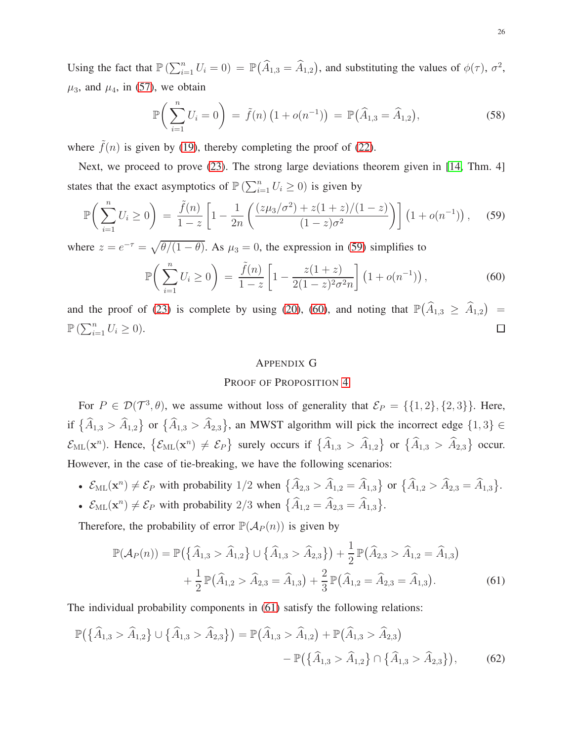Using the fact that $\mathbb{P}\left(\sum_{i=1}^n U_i = 0\right) = \mathbb{P}\big(\widehat{A}_{1,3} = \widehat{A}_{1,2}\big)$, and substituting the values of $\phi(\tau)$, $\sigma^2$, $\mu_3$, and $\mu_4$, in (57), we obtain

$$\mathbb{P}\left(\sum_{i=1}^n U_i = 0\right) \;=\; \tilde{f}(n)\left(1 + o(n^{-1})\right) \;=\; \mathbb{P}\big(\widehat{A}_{1,3} = \widehat{A}_{1,2}\big), \tag{58}$$

where $\tilde{f}(n)$ is given by (19), thereby completing the proof of (22).

Next, we proceed to prove (23). The strong large deviations theorem given in [14, Thm. 4] states that the exact asymptotics of $\mathbb{P}\left(\sum_{i=1}^n U_i \geq 0\right)$ is given by

$$\mathbb{P}\left(\sum_{i=1}^n U_i \geq 0\right) \;=\; \frac{\tilde{f}(n)}{1-z}\left[1 - \frac{1}{2n}\left(\frac{(z\mu_3/\sigma^2) + z(1+z)/(1-z)}{(1-z)\sigma^2}\right)\right]\left(1 + o(n^{-1})\right), \tag{59}$$

where $z = e^{-\tau} = \sqrt{\theta/(1-\theta)}$. As $\mu_3 = 0$, the expression in (59) simplifies to

$$\mathbb{P}\left(\sum_{i=1}^n U_i \geq 0\right) \;=\; \frac{\tilde{f}(n)}{1-z}\left[1 - \frac{z(1+z)}{2(1-z)^2\sigma^2 n}\right]\left(1 + o(n^{-1})\right), \tag{60}$$

and the proof of (23) is complete by using (20), (60), and noting that $\mathbb{P}\big(\widehat{A}_{1,3} \geq \widehat{A}_{1,2}\big) = \mathbb{P}\left(\sum_{i=1}^n U_i \geq 0\right)$. $\square$

## Appendix G

## Proof of Proposition 4

For $P \in \mathcal{D}(\mathcal{T}^3, \theta)$, we assume without loss of generality that $\mathcal{E}_P = \{\{1,2\},\{2,3\}\}$. Here, if $\{\widehat{A}_{1,3} > \widehat{A}_{1,2}\}$ or $\{\widehat{A}_{1,3} > \widehat{A}_{2,3}\}$, an MWST algorithm will pick the incorrect edge $\{1,3\} \in \mathcal{E}_{\mathrm{ML}}(\mathbf{x}^n)$. Hence, $\{\mathcal{E}_{\mathrm{ML}}(\mathbf{x}^n) \neq \mathcal{E}_P\}$ surely occurs if $\{\widehat{A}_{1,3} > \widehat{A}_{1,2}\}$ or $\{\widehat{A}_{1,3} > \widehat{A}_{2,3}\}$ occur. However, in the case of tie-breaking, we have the following scenarios:

- $\mathcal{E}_{\mathrm{ML}}(\mathbf{x}^n) \neq \mathcal{E}_P$ with probability $1/2$ when $\{\widehat{A}_{2,3} > \widehat{A}_{1,2} = \widehat{A}_{1,3}\}$ or $\{\widehat{A}_{1,2} > \widehat{A}_{2,3} = \widehat{A}_{1,3}\}$.
- $\mathcal{E}_{\mathrm{ML}}(\mathbf{x}^n) \neq \mathcal{E}_P$ with probability $2/3$ when $\{\widehat{A}_{1,2} = \widehat{A}_{2,3} = \widehat{A}_{1,3}\}$.

Therefore, the probability of error $\mathbb{P}(\mathcal{A}_P(n))$ is given by

$$\begin{aligned}
\mathbb{P}(\mathcal{A}_P(n)) = \mathbb{P}\big(\{\widehat{A}_{1,3} > \widehat{A}_{1,2}\} \cup \{\widehat{A}_{1,3} > \widehat{A}_{2,3}\}\big) + \frac{1}{2}\mathbb{P}\big(\widehat{A}_{2,3} > \widehat{A}_{1,2} = \widehat{A}_{1,3}\big) \\
+ \frac{1}{2}\mathbb{P}\big(\widehat{A}_{1,2} > \widehat{A}_{2,3} = \widehat{A}_{1,3}\big) + \frac{2}{3}\mathbb{P}\big(\widehat{A}_{1,2} = \widehat{A}_{2,3} = \widehat{A}_{1,3}\big).
\end{aligned} \tag{61}$$

The individual probability components in (61) satisfy the following relations:

$$\begin{aligned}
\mathbb{P}\big(\{\widehat{A}_{1,3} > \widehat{A}_{1,2}\} \cup \{\widehat{A}_{1,3} > \widehat{A}_{2,3}\}\big) = \mathbb{P}\big(\widehat{A}_{1,3} > \widehat{A}_{1,2}\big) + \mathbb{P}\big(\widehat{A}_{1,3} > \widehat{A}_{2,3}\big) \\
- \mathbb{P}\big(\{\widehat{A}_{1,3} > \widehat{A}_{1,2}\} \cap \{\widehat{A}_{1,3} > \widehat{A}_{2,3}\}\big),
\end{aligned} \tag{62}$$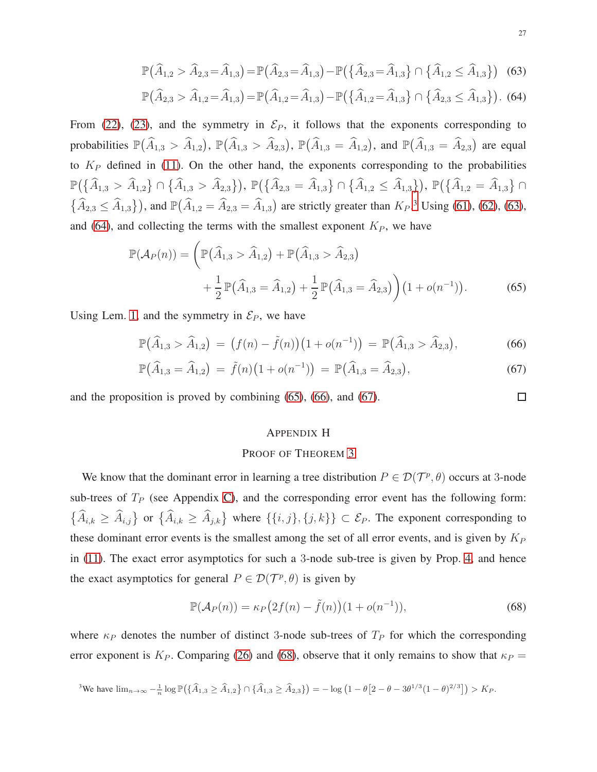$$\mathbb{P}\big(\widehat{A}_{1,2} > \widehat{A}_{2,3} = \widehat{A}_{1,3}\big) = \mathbb{P}\big(\widehat{A}_{2,3} = \widehat{A}_{1,3}\big) - \mathbb{P}\big(\{\widehat{A}_{2,3} = \widehat{A}_{1,3}\} \cap \{\widehat{A}_{1,2} \leq \widehat{A}_{1,3}\}\big) \quad (63)$$

$$\mathbb{P}\big(\widehat{A}_{2,3} > \widehat{A}_{1,2} = \widehat{A}_{1,3}\big) = \mathbb{P}\big(\widehat{A}_{1,2} = \widehat{A}_{1,3}\big) - \mathbb{P}\big(\{\widehat{A}_{1,2} = \widehat{A}_{1,3}\} \cap \{\widehat{A}_{2,3} \leq \widehat{A}_{1,3}\}\big). \quad (64)$$

From (22), (23), and the symmetry in $\mathcal{E}_P$, it follows that the exponents corresponding to probabilities $\mathbb{P}\big(\widehat{A}_{1,3} > \widehat{A}_{1,2}\big)$, $\mathbb{P}\big(\widehat{A}_{1,3} > \widehat{A}_{2,3}\big)$, $\mathbb{P}\big(\widehat{A}_{1,3} = \widehat{A}_{1,2}\big)$, and $\mathbb{P}\big(\widehat{A}_{1,3} = \widehat{A}_{2,3}\big)$ are equal to $K_P$ defined in (11). On the other hand, the exponents corresponding to the probabilities $\mathbb{P}\big(\{\widehat{A}_{1,3} > \widehat{A}_{1,2}\} \cap \{\widehat{A}_{1,3} > \widehat{A}_{2,3}\}\big)$, $\mathbb{P}\big(\{\widehat{A}_{2,3} = \widehat{A}_{1,3}\} \cap \{\widehat{A}_{1,2} \leq \widehat{A}_{1,3}\}\big)$, $\mathbb{P}\big(\{\widehat{A}_{1,2} = \widehat{A}_{1,3}\} \cap \{\widehat{A}_{2,3} \leq \widehat{A}_{1,3}\}\big)$, and $\mathbb{P}\big(\widehat{A}_{1,2} = \widehat{A}_{2,3} = \widehat{A}_{1,3}\big)$ are strictly greater than $K_P$.[3] Using (61), (62), (63), and (64), and collecting the terms with the smallest exponent $K_P$, we have

$$\mathbb{P}(\mathcal{A}_P(n)) = \bigg(\mathbb{P}\big(\widehat{A}_{1,3} > \widehat{A}_{1,2}\big) + \mathbb{P}\big(\widehat{A}_{1,3} > \widehat{A}_{2,3}\big) + \frac{1}{2}\mathbb{P}\big(\widehat{A}_{1,3} = \widehat{A}_{1,2}\big) + \frac{1}{2}\mathbb{P}\big(\widehat{A}_{1,3} = \widehat{A}_{2,3}\big)\bigg)\big(1 + o(n^{-1})\big). \quad (65)$$

Using Lem. 1, and the symmetry in $\mathcal{E}_P$, we have

$$\mathbb{P}\big(\widehat{A}_{1,3} > \widehat{A}_{1,2}\big) = \big(f(n) - \tilde{f}(n)\big)\big(1 + o(n^{-1})\big) = \mathbb{P}\big(\widehat{A}_{1,3} > \widehat{A}_{2,3}\big), \quad (66)$$

$$\mathbb{P}\big(\widehat{A}_{1,3} = \widehat{A}_{1,2}\big) = \tilde{f}(n)\big(1 + o(n^{-1})\big) = \mathbb{P}\big(\widehat{A}_{1,3} = \widehat{A}_{2,3}\big), \quad (67)$$

and the proposition is proved by combining (65), (66), and (67). □

## Appendix H
## Proof of Theorem 3

We know that the dominant error in learning a tree distribution $P \in \mathcal{D}(\mathcal{T}^p, \theta)$ occurs at 3-node sub-trees of $T_P$ (see Appendix C), and the corresponding error event has the following form: $\{\widehat{A}_{i,k} \geq \widehat{A}_{i,j}\}$ or $\{\widehat{A}_{i,k} \geq \widehat{A}_{j,k}\}$ where $\{\{i,j\},\{j,k\}\} \subset \mathcal{E}_P$. The exponent corresponding to these dominant error events is the smallest among the set of all error events, and is given by $K_P$ in (11). The exact error asymptotics for such a 3-node sub-tree is given by Prop. 4, and hence the exact asymptotics for general $P \in \mathcal{D}(\mathcal{T}^p, \theta)$ is given by

$$\mathbb{P}(\mathcal{A}_P(n)) = \kappa_P\big(2f(n) - \tilde{f}(n)\big)\big(1 + o(n^{-1})\big), \quad (68)$$

where $\kappa_P$ denotes the number of distinct 3-node sub-trees of $T_P$ for which the corresponding error exponent is $K_P$. Comparing (26) and (68), observe that it only remains to show that $\kappa_P =$

[3] We have $\lim_{n\to\infty} -\frac{1}{n}\log \mathbb{P}\big(\{\widehat{A}_{1,3} \geq \widehat{A}_{1,2}\} \cap \{\widehat{A}_{1,3} \geq \widehat{A}_{2,3}\}\big) = -\log\big(1 - \theta\big[2 - \theta - 3\theta^{1/3}(1-\theta)^{2/3}\big]\big) > K_P$.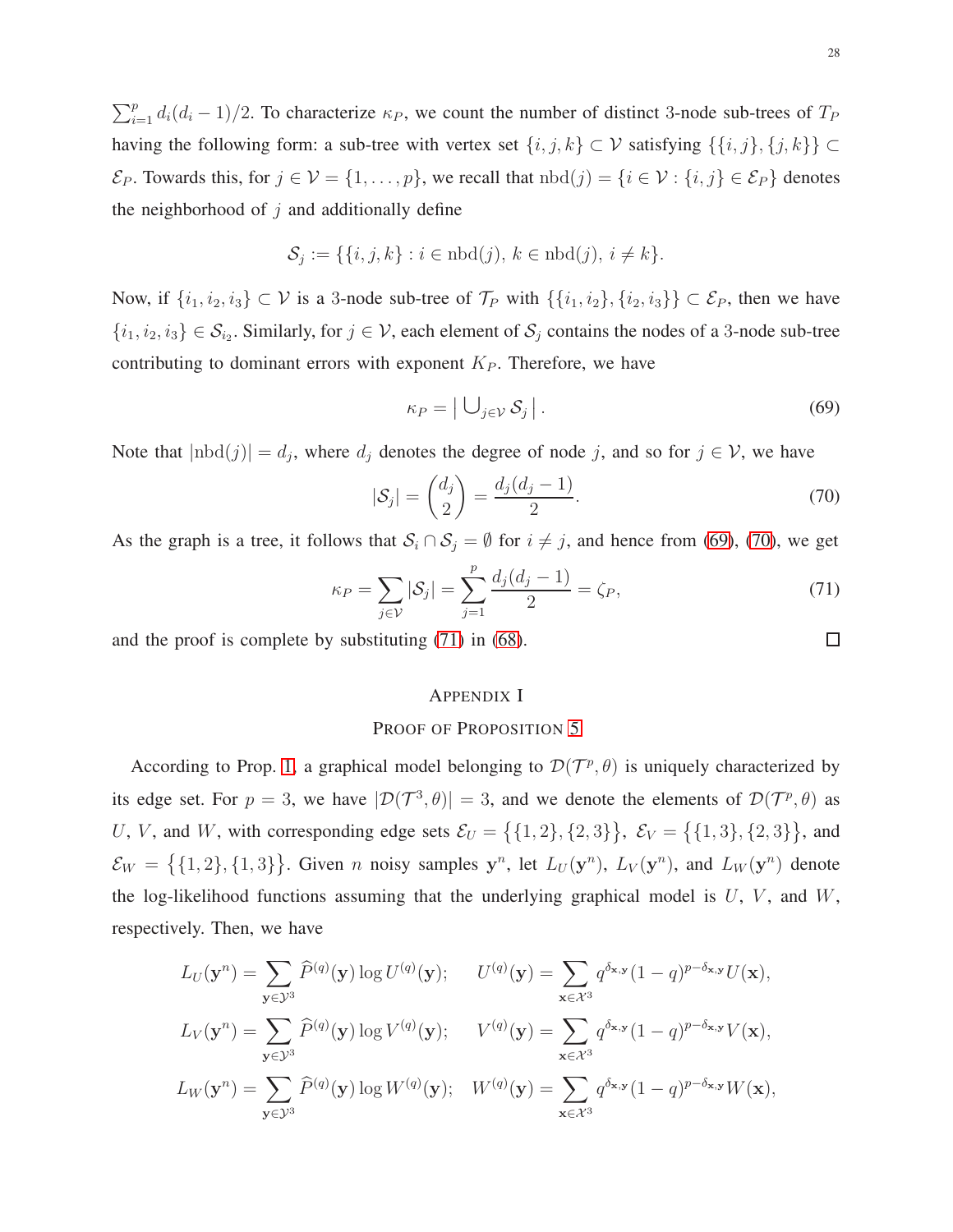$\sum_{i=1}^{p} d_i(d_i-1)/2$. To characterize $\kappa_P$, we count the number of distinct 3-node sub-trees of $T_P$ having the following form: a sub-tree with vertex set $\{i,j,k\} \subset \mathcal{V}$ satisfying $\{\{i,j\},\{j,k\}\} \subset \mathcal{E}_P$. Towards this, for $j \in \mathcal{V} = \{1,\ldots,p\}$, we recall that $\mathrm{nbd}(j) = \{i \in \mathcal{V} : \{i,j\} \in \mathcal{E}_P\}$ denotes the neighborhood of $j$ and additionally define

$$\mathcal{S}_j := \{\{i,j,k\} : i \in \mathrm{nbd}(j),\, k \in \mathrm{nbd}(j),\, i \neq k\}.$$

Now, if $\{i_1,i_2,i_3\} \subset \mathcal{V}$ is a 3-node sub-tree of $\mathcal{T}_P$ with $\{\{i_1,i_2\},\{i_2,i_3\}\} \subset \mathcal{E}_P$, then we have $\{i_1,i_2,i_3\} \in \mathcal{S}_{i_2}$. Similarly, for $j \in \mathcal{V}$, each element of $\mathcal{S}_j$ contains the nodes of a 3-node sub-tree contributing to dominant errors with exponent $K_P$. Therefore, we have

$$\kappa_P = \big|\textstyle\bigcup_{j\in\mathcal{V}} \mathcal{S}_j\big|. \tag{69}$$

Note that $|\mathrm{nbd}(j)| = d_j$, where $d_j$ denotes the degree of node $j$, and so for $j \in \mathcal{V}$, we have

$$|\mathcal{S}_j| = \binom{d_j}{2} = \frac{d_j(d_j-1)}{2}. \tag{70}$$

As the graph is a tree, it follows that $\mathcal{S}_i \cap \mathcal{S}_j = \emptyset$ for $i \neq j$, and hence from (69), (70), we get

$$\kappa_P = \sum_{j\in\mathcal{V}} |\mathcal{S}_j| = \sum_{j=1}^{p} \frac{d_j(d_j-1)}{2} = \zeta_P, \tag{71}$$

and the proof is complete by substituting (71) in (68). □

## Appendix I
## Proof of Proposition 5

According to Prop. 1, a graphical model belonging to $\mathcal{D}(\mathcal{T}^p,\theta)$ is uniquely characterized by its edge set. For $p=3$, we have $|\mathcal{D}(\mathcal{T}^3,\theta)| = 3$, and we denote the elements of $\mathcal{D}(\mathcal{T}^p,\theta)$ as $U$, $V$, and $W$, with corresponding edge sets $\mathcal{E}_U = \big\{\{1,2\},\{2,3\}\big\}$, $\mathcal{E}_V = \big\{\{1,3\},\{2,3\}\big\}$, and $\mathcal{E}_W = \big\{\{1,2\},\{1,3\}\big\}$. Given $n$ noisy samples $\mathbf{y}^n$, let $L_U(\mathbf{y}^n)$, $L_V(\mathbf{y}^n)$, and $L_W(\mathbf{y}^n)$ denote the log-likelihood functions assuming that the underlying graphical model is $U$, $V$, and $W$, respectively. Then, we have

$$L_U(\mathbf{y}^n) = \sum_{\mathbf{y}\in\mathcal{Y}^3} \widehat{P}^{(q)}(\mathbf{y}) \log U^{(q)}(\mathbf{y}); \qquad U^{(q)}(\mathbf{y}) = \sum_{\mathbf{x}\in\mathcal{X}^3} q^{\delta_{\mathbf{x},\mathbf{y}}}(1-q)^{p-\delta_{\mathbf{x},\mathbf{y}}} U(\mathbf{x}),$$

$$L_V(\mathbf{y}^n) = \sum_{\mathbf{y}\in\mathcal{Y}^3} \widehat{P}^{(q)}(\mathbf{y}) \log V^{(q)}(\mathbf{y}); \qquad V^{(q)}(\mathbf{y}) = \sum_{\mathbf{x}\in\mathcal{X}^3} q^{\delta_{\mathbf{x},\mathbf{y}}}(1-q)^{p-\delta_{\mathbf{x},\mathbf{y}}} V(\mathbf{x}),$$

$$L_W(\mathbf{y}^n) = \sum_{\mathbf{y}\in\mathcal{Y}^3} \widehat{P}^{(q)}(\mathbf{y}) \log W^{(q)}(\mathbf{y}); \quad W^{(q)}(\mathbf{y}) = \sum_{\mathbf{x}\in\mathcal{X}^3} q^{\delta_{\mathbf{x},\mathbf{y}}}(1-q)^{p-\delta_{\mathbf{x},\mathbf{y}}} W(\mathbf{x}),$$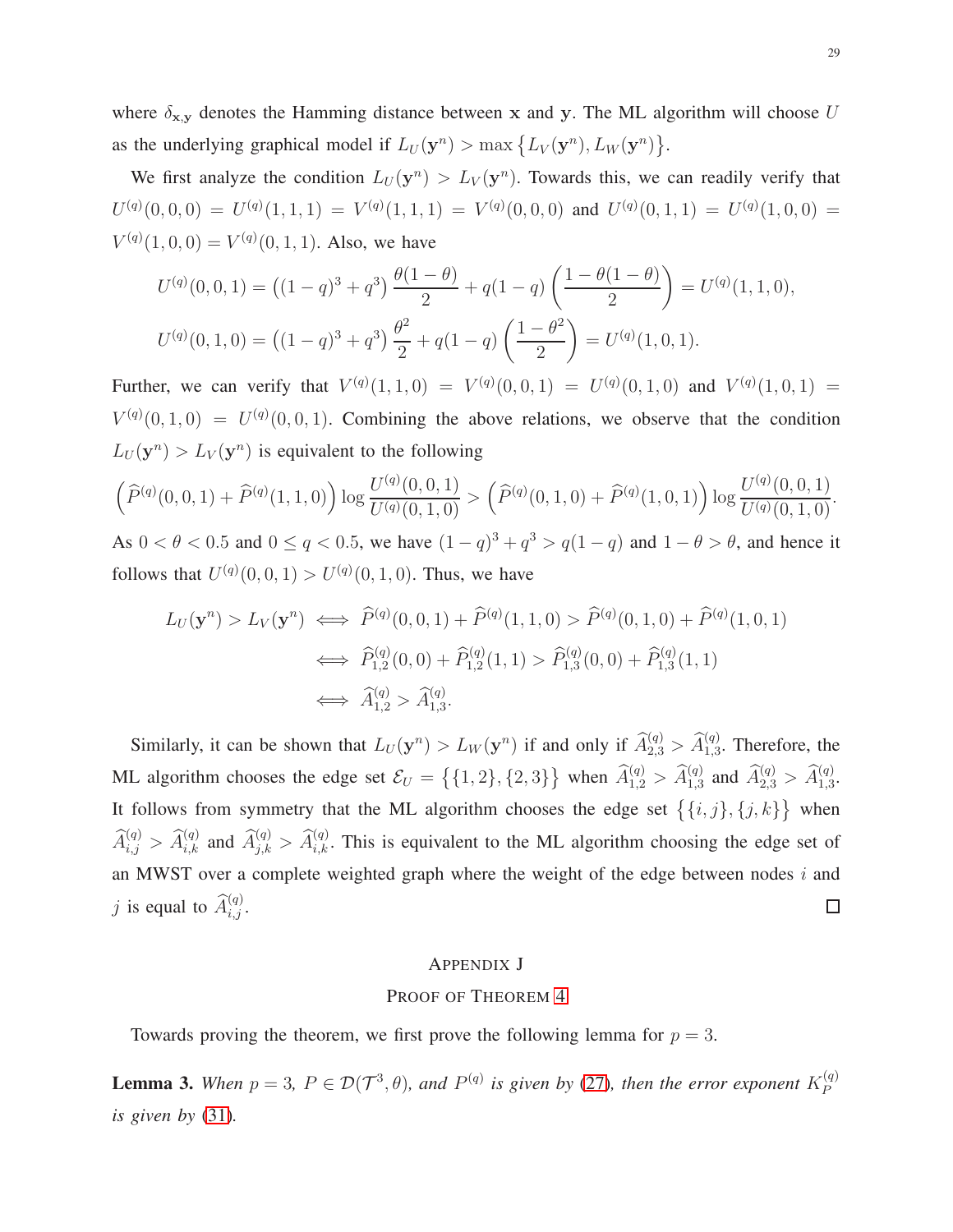where $\delta_{\mathbf{x},\mathbf{y}}$ denotes the Hamming distance between $\mathbf{x}$ and $\mathbf{y}$. The ML algorithm will choose $U$ as the underlying graphical model if $L_U(\mathbf{y}^n) > \max\{L_V(\mathbf{y}^n), L_W(\mathbf{y}^n)\}$.

We first analyze the condition $L_U(\mathbf{y}^n) > L_V(\mathbf{y}^n)$. Towards this, we can readily verify that $U^{(q)}(0,0,0) = U^{(q)}(1,1,1) = V^{(q)}(1,1,1) = V^{(q)}(0,0,0)$ and $U^{(q)}(0,1,1) = U^{(q)}(1,0,0) = V^{(q)}(1,0,0) = V^{(q)}(0,1,1)$. Also, we have

$$U^{(q)}(0,0,1) = \left((1-q)^3 + q^3\right)\frac{\theta(1-\theta)}{2} + q(1-q)\left(\frac{1-\theta(1-\theta)}{2}\right) = U^{(q)}(1,1,0),$$

$$U^{(q)}(0,1,0) = \left((1-q)^3 + q^3\right)\frac{\theta^2}{2} + q(1-q)\left(\frac{1-\theta^2}{2}\right) = U^{(q)}(1,0,1).$$

Further, we can verify that $V^{(q)}(1,1,0) = V^{(q)}(0,0,1) = U^{(q)}(0,1,0)$ and $V^{(q)}(1,0,1) = V^{(q)}(0,1,0) = U^{(q)}(0,0,1)$. Combining the above relations, we observe that the condition $L_U(\mathbf{y}^n) > L_V(\mathbf{y}^n)$ is equivalent to the following

$$\left(\widehat{P}^{(q)}(0,0,1) + \widehat{P}^{(q)}(1,1,0)\right)\log\frac{U^{(q)}(0,0,1)}{U^{(q)}(0,1,0)} > \left(\widehat{P}^{(q)}(0,1,0) + \widehat{P}^{(q)}(1,0,1)\right)\log\frac{U^{(q)}(0,0,1)}{U^{(q)}(0,1,0)}.$$

As $0 < \theta < 0.5$ and $0 \le q < 0.5$, we have $(1-q)^3 + q^3 > q(1-q)$ and $1-\theta > \theta$, and hence it follows that $U^{(q)}(0,0,1) > U^{(q)}(0,1,0)$. Thus, we have

$$\begin{aligned}
L_U(\mathbf{y}^n) > L_V(\mathbf{y}^n) &\iff \widehat{P}^{(q)}(0,0,1) + \widehat{P}^{(q)}(1,1,0) > \widehat{P}^{(q)}(0,1,0) + \widehat{P}^{(q)}(1,0,1) \\
&\iff \widehat{P}^{(q)}_{1,2}(0,0) + \widehat{P}^{(q)}_{1,2}(1,1) > \widehat{P}^{(q)}_{1,3}(0,0) + \widehat{P}^{(q)}_{1,3}(1,1) \\
&\iff \widehat{A}^{(q)}_{1,2} > \widehat{A}^{(q)}_{1,3}.
\end{aligned}$$

Similarly, it can be shown that $L_U(\mathbf{y}^n) > L_W(\mathbf{y}^n)$ if and only if $\widehat{A}^{(q)}_{2,3} > \widehat{A}^{(q)}_{1,3}$. Therefore, the ML algorithm chooses the edge set $\mathcal{E}_U = \{\{1,2\},\{2,3\}\}$ when $\widehat{A}^{(q)}_{1,2} > \widehat{A}^{(q)}_{1,3}$ and $\widehat{A}^{(q)}_{2,3} > \widehat{A}^{(q)}_{1,3}$. It follows from symmetry that the ML algorithm chooses the edge set $\{\{i,j\},\{j,k\}\}$ when $\widehat{A}^{(q)}_{i,j} > \widehat{A}^{(q)}_{i,k}$ and $\widehat{A}^{(q)}_{j,k} > \widehat{A}^{(q)}_{i,k}$. This is equivalent to the ML algorithm choosing the edge set of an MWST over a complete weighted graph where the weight of the edge between nodes $i$ and $j$ is equal to $\widehat{A}^{(q)}_{i,j}$. ∎

## Appendix J
## Proof of Theorem 4

Towards proving the theorem, we first prove the following lemma for $p = 3$.

**Lemma 3.** *When $p = 3$, $P \in \mathcal{D}(\mathcal{T}^3, \theta)$, and $P^{(q)}$ is given by (27), then the error exponent $K_P^{(q)}$ is given by (31).*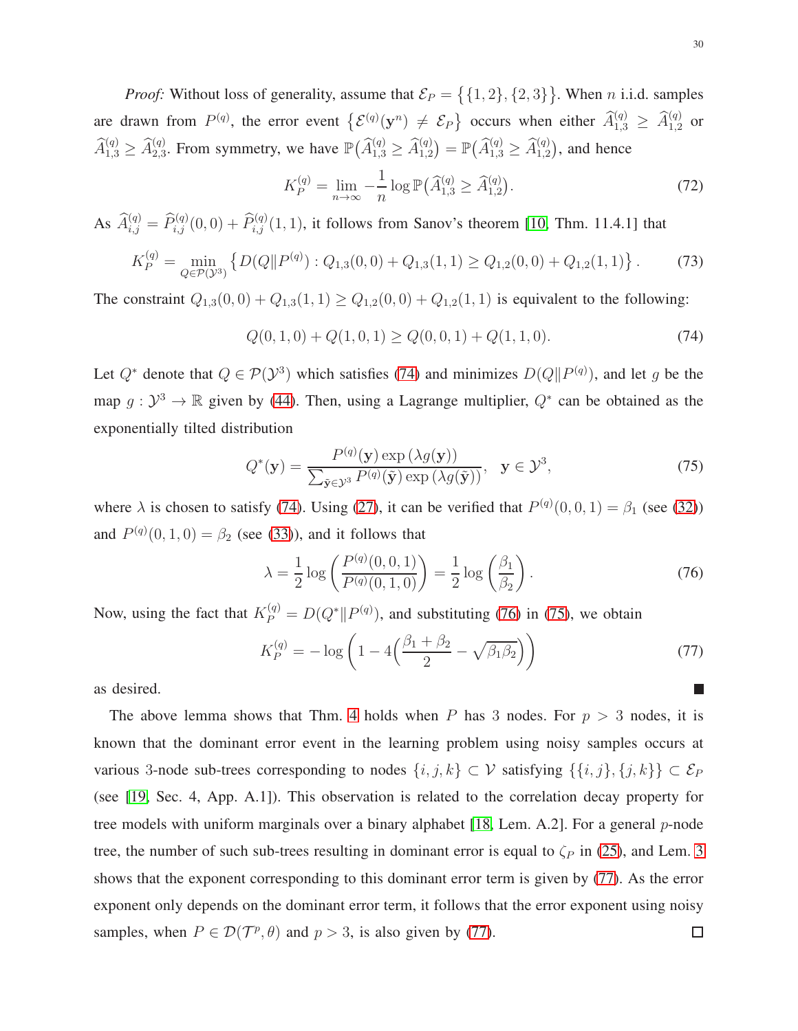*Proof:* Without loss of generality, assume that $\mathcal{E}_P = \{\{1,2\},\{2,3\}\}$. When $n$ i.i.d. samples are drawn from $P^{(q)}$, the error event $\{\mathcal{E}^{(q)}(\mathbf{y}^n) \neq \mathcal{E}_P\}$ occurs when either $\widehat{A}^{(q)}_{1,3} \geq \widehat{A}^{(q)}_{1,2}$ or $\widehat{A}^{(q)}_{1,3} \geq \widehat{A}^{(q)}_{2,3}$. From symmetry, we have $\mathbb{P}(\widehat{A}^{(q)}_{1,3} \geq \widehat{A}^{(q)}_{2,3}) = \mathbb{P}(\widehat{A}^{(q)}_{1,3} \geq \widehat{A}^{(q)}_{1,2})$, and hence

$$K_P^{(q)} = \lim_{n\to\infty} -\frac{1}{n} \log \mathbb{P}\big(\widehat{A}^{(q)}_{1,3} \geq \widehat{A}^{(q)}_{1,2}\big). \tag{72}$$

As $\widehat{A}^{(q)}_{i,j} = \widehat{P}^{(q)}_{i,j}(0,0) + \widehat{P}^{(q)}_{i,j}(1,1)$, it follows from Sanov's theorem [10, Thm. 11.4.1] that

$$K_P^{(q)} = \min_{Q \in \mathcal{P}(\mathcal{Y}^3)} \left\{ D(Q \| P^{(q)}) : Q_{1,3}(0,0) + Q_{1,3}(1,1) \geq Q_{1,2}(0,0) + Q_{1,2}(1,1) \right\}. \tag{73}$$

The constraint $Q_{1,3}(0,0) + Q_{1,3}(1,1) \geq Q_{1,2}(0,0) + Q_{1,2}(1,1)$ is equivalent to the following:

$$Q(0,1,0) + Q(1,0,1) \geq Q(0,0,1) + Q(1,1,0). \tag{74}$$

Let $Q^*$ denote that $Q \in \mathcal{P}(\mathcal{Y}^3)$ which satisfies (74) and minimizes $D(Q\|P^{(q)})$, and let $g$ be the map $g : \mathcal{Y}^3 \to \mathbb{R}$ given by (44). Then, using a Lagrange multiplier, $Q^*$ can be obtained as the exponentially tilted distribution

$$Q^*(\mathbf{y}) = \frac{P^{(q)}(\mathbf{y}) \exp\left(\lambda g(\mathbf{y})\right)}{\sum_{\tilde{\mathbf{y}} \in \mathcal{Y}^3} P^{(q)}(\tilde{\mathbf{y}}) \exp\left(\lambda g(\tilde{\mathbf{y}})\right)}, \quad \mathbf{y} \in \mathcal{Y}^3, \tag{75}$$

where $\lambda$ is chosen to satisfy (74). Using (27), it can be verified that $P^{(q)}(0,0,1) = \beta_1$ (see (32)) and $P^{(q)}(0,1,0) = \beta_2$ (see (33)), and it follows that

$$\lambda = \frac{1}{2} \log\left( \frac{P^{(q)}(0,0,1)}{P^{(q)}(0,1,0)} \right) = \frac{1}{2} \log\left( \frac{\beta_1}{\beta_2} \right). \tag{76}$$

Now, using the fact that $K_P^{(q)} = D(Q^* \| P^{(q)})$, and substituting (76) in (75), we obtain

$$K_P^{(q)} = -\log\left( 1 - 4\Big( \frac{\beta_1 + \beta_2}{2} - \sqrt{\beta_1 \beta_2} \Big) \right) \tag{77}$$

as desired. ■

The above lemma shows that Thm. 4 holds when $P$ has 3 nodes. For $p > 3$ nodes, it is known that the dominant error event in the learning problem using noisy samples occurs at various 3-node sub-trees corresponding to nodes $\{i,j,k\} \subset \mathcal{V}$ satisfying $\{\{i,j\},\{j,k\}\} \subset \mathcal{E}_P$ (see [19, Sec. 4, App. A.1]). This observation is related to the correlation decay property for tree models with uniform marginals over a binary alphabet [18, Lem. A.2]. For a general $p$-node tree, the number of such sub-trees resulting in dominant error is equal to $\zeta_P$ in (25), and Lem. 3 shows that the exponent corresponding to this dominant error term is given by (77). As the error exponent only depends on the dominant error term, it follows that the error exponent using noisy samples, when $P \in \mathcal{D}(\mathcal{T}^p, \theta)$ and $p > 3$, is also given by (77). □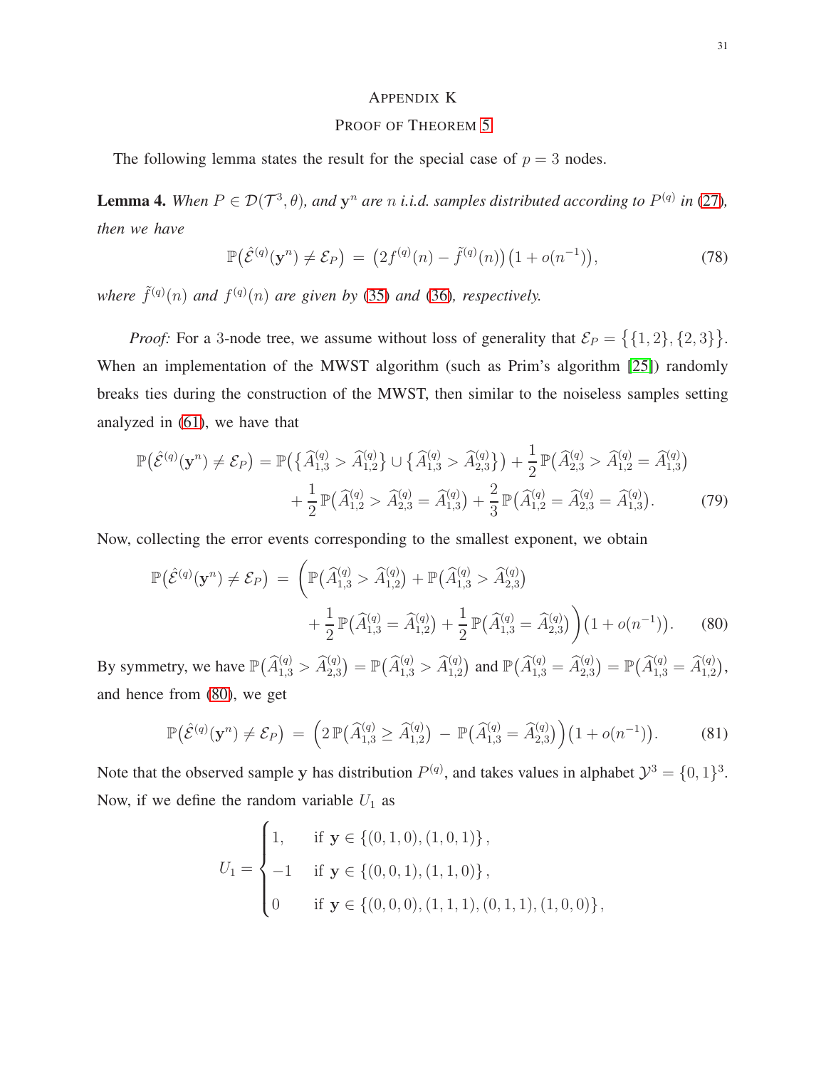## Appendix K
## Proof of Theorem 5

The following lemma states the result for the special case of $p = 3$ nodes.

**Lemma 4.** *When $P \in \mathcal{D}(\mathcal{T}^3, \theta)$, and $\mathbf{y}^n$ are $n$ i.i.d. samples distributed according to $P^{(q)}$ in (27), then we have*

$$\mathbb{P}\big(\hat{\mathcal{E}}^{(q)}(\mathbf{y}^n) \neq \mathcal{E}_P\big) \;=\; \big(2f^{(q)}(n) - \tilde{f}^{(q)}(n)\big)\big(1 + o(n^{-1})\big), \tag{78}$$

*where $\tilde{f}^{(q)}(n)$ and $f^{(q)}(n)$ are given by (35) and (36), respectively.*

*Proof:* For a 3-node tree, we assume without loss of generality that $\mathcal{E}_P = \big\{\{1,2\},\{2,3\}\big\}$. When an implementation of the MWST algorithm (such as Prim's algorithm [25]) randomly breaks ties during the construction of the MWST, then similar to the noiseless samples setting analyzed in (61), we have that

$$\begin{aligned}
\mathbb{P}\big(\hat{\mathcal{E}}^{(q)}(\mathbf{y}^n) \neq \mathcal{E}_P\big) = \mathbb{P}\big(\{\widehat{A}^{(q)}_{1,3} > \widehat{A}^{(q)}_{1,2}\} \cup \{\widehat{A}^{(q)}_{1,3} > \widehat{A}^{(q)}_{2,3}\}\big) + \frac{1}{2}\mathbb{P}\big(\widehat{A}^{(q)}_{2,3} > \widehat{A}^{(q)}_{1,2} = \widehat{A}^{(q)}_{1,3}\big) \\
+ \frac{1}{2}\mathbb{P}\big(\widehat{A}^{(q)}_{1,2} > \widehat{A}^{(q)}_{2,3} = \widehat{A}^{(q)}_{1,3}\big) + \frac{2}{3}\mathbb{P}\big(\widehat{A}^{(q)}_{1,2} = \widehat{A}^{(q)}_{2,3} = \widehat{A}^{(q)}_{1,3}\big).
\end{aligned} \tag{79}$$

Now, collecting the error events corresponding to the smallest exponent, we obtain

$$\begin{aligned}
\mathbb{P}\big(\hat{\mathcal{E}}^{(q)}(\mathbf{y}^n) \neq \mathcal{E}_P\big) \;=\; \Bigg(\mathbb{P}\big(\widehat{A}^{(q)}_{1,3} > \widehat{A}^{(q)}_{1,2}\big) + \mathbb{P}\big(\widehat{A}^{(q)}_{1,3} > \widehat{A}^{(q)}_{2,3}\big) \\
+ \frac{1}{2}\mathbb{P}\big(\widehat{A}^{(q)}_{1,3} = \widehat{A}^{(q)}_{1,2}\big) + \frac{1}{2}\mathbb{P}\big(\widehat{A}^{(q)}_{1,3} = \widehat{A}^{(q)}_{2,3}\big)\Bigg)\big(1 + o(n^{-1})\big).
\end{aligned} \tag{80}$$

By symmetry, we have $\mathbb{P}\big(\widehat{A}^{(q)}_{1,3} > \widehat{A}^{(q)}_{2,3}\big) = \mathbb{P}\big(\widehat{A}^{(q)}_{1,3} > \widehat{A}^{(q)}_{1,2}\big)$ and $\mathbb{P}\big(\widehat{A}^{(q)}_{1,3} = \widehat{A}^{(q)}_{2,3}\big) = \mathbb{P}\big(\widehat{A}^{(q)}_{1,3} = \widehat{A}^{(q)}_{1,2}\big)$, and hence from (80), we get

$$\mathbb{P}\big(\hat{\mathcal{E}}^{(q)}(\mathbf{y}^n) \neq \mathcal{E}_P\big) \;=\; \Big(2\,\mathbb{P}\big(\widehat{A}^{(q)}_{1,3} \geq \widehat{A}^{(q)}_{1,2}\big) \;-\; \mathbb{P}\big(\widehat{A}^{(q)}_{1,3} = \widehat{A}^{(q)}_{2,3}\big)\Big)\big(1 + o(n^{-1})\big). \tag{81}$$

Note that the observed sample $\mathbf{y}$ has distribution $P^{(q)}$, and takes values in alphabet $\mathcal{Y}^3 = \{0,1\}^3$. Now, if we define the random variable $U_1$ as

$$U_1 = \begin{cases} 1, & \text{if } \mathbf{y} \in \{(0,1,0),(1,0,1)\}, \\ -1 & \text{if } \mathbf{y} \in \{(0,0,1),(1,1,0)\}, \\ 0 & \text{if } \mathbf{y} \in \{(0,0,0),(1,1,1),(0,1,1),(1,0,0)\}, \end{cases}$$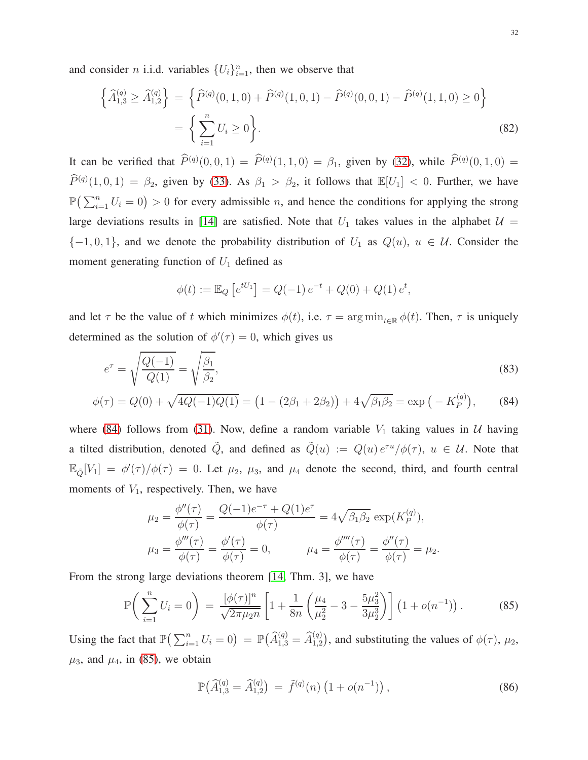and consider $n$ i.i.d. variables $\{U_i\}_{i=1}^n$, then we observe that

$$
\begin{aligned}
\left\{\widehat{A}_{1,3}^{(q)} \geq \widehat{A}_{1,2}^{(q)}\right\} &= \left\{\widehat{P}^{(q)}(0,1,0) + \widehat{P}^{(q)}(1,0,1) - \widehat{P}^{(q)}(0,0,1) - \widehat{P}^{(q)}(1,1,0) \geq 0\right\} \\
&= \left\{\sum_{i=1}^n U_i \geq 0\right\}.
\end{aligned} \tag{82}
$$

It can be verified that $\widehat{P}^{(q)}(0,0,1) = \widehat{P}^{(q)}(1,1,0) = \beta_1$, given by (32), while $\widehat{P}^{(q)}(0,1,0) = \widehat{P}^{(q)}(1,0,1) = \beta_2$, given by (33). As $\beta_1 > \beta_2$, it follows that $\mathbb{E}[U_1] < 0$. Further, we have $\mathbb{P}\big(\sum_{i=1}^n U_i = 0\big) > 0$ for every admissible $n$, and hence the conditions for applying the strong large deviations results in [14] are satisfied. Note that $U_1$ takes values in the alphabet $\mathcal{U} = \{-1, 0, 1\}$, and we denote the probability distribution of $U_1$ as $Q(u)$, $u \in \mathcal{U}$. Consider the moment generating function of $U_1$ defined as

$$
\phi(t) := \mathbb{E}_Q\left[e^{tU_1}\right] = Q(-1)\, e^{-t} + Q(0) + Q(1)\, e^{t},
$$

and let $\tau$ be the value of $t$ which minimizes $\phi(t)$, i.e. $\tau = \arg\min_{t\in\mathbb{R}} \phi(t)$. Then, $\tau$ is uniquely determined as the solution of $\phi'(\tau) = 0$, which gives us

$$
e^{\tau} = \sqrt{\frac{Q(-1)}{Q(1)}} = \sqrt{\frac{\beta_1}{\beta_2}}, \tag{83}
$$

$$
\phi(\tau) = Q(0) + \sqrt{4Q(-1)Q(1)} = \big(1 - (2\beta_1 + 2\beta_2)\big) + 4\sqrt{\beta_1\beta_2} = \exp\big(-K_P^{(q)}\big), \tag{84}
$$

where (84) follows from (31). Now, define a random variable $V_1$ taking values in $\mathcal{U}$ having a tilted distribution, denoted $\tilde{Q}$, and defined as $\tilde{Q}(u) := Q(u)\, e^{\tau u}/\phi(\tau)$, $u \in \mathcal{U}$. Note that $\mathbb{E}_{\tilde{Q}}[V_1] = \phi'(\tau)/\phi(\tau) = 0$. Let $\mu_2$, $\mu_3$, and $\mu_4$ denote the second, third, and fourth central moments of $V_1$, respectively. Then, we have

$$
\mu_2 = \frac{\phi''(\tau)}{\phi(\tau)} = \frac{Q(-1)e^{-\tau} + Q(1)e^{\tau}}{\phi(\tau)} = 4\sqrt{\beta_1\beta_2}\, \exp(K_P^{(q)}),
$$

$$
\mu_3 = \frac{\phi'''(\tau)}{\phi(\tau)} = \frac{\phi'(\tau)}{\phi(\tau)} = 0, \qquad \mu_4 = \frac{\phi''''(\tau)}{\phi(\tau)} = \frac{\phi''(\tau)}{\phi(\tau)} = \mu_2.
$$

From the strong large deviations theorem [14, Thm. 3], we have

$$
\mathbb{P}\left(\sum_{i=1}^n U_i = 0\right) = \frac{[\phi(\tau)]^n}{\sqrt{2\pi\mu_2 n}}\left[1 + \frac{1}{8n}\left(\frac{\mu_4}{\mu_2^2} - 3 - \frac{5\mu_3^2}{3\mu_2^3}\right)\right]\big(1 + o(n^{-1})\big). \tag{85}
$$

Using the fact that $\mathbb{P}\big(\sum_{i=1}^n U_i = 0\big) = \mathbb{P}\big(\widehat{A}_{1,3}^{(q)} = \widehat{A}_{1,2}^{(q)}\big)$, and substituting the values of $\phi(\tau)$, $\mu_2$, $\mu_3$, and $\mu_4$, in (85), we obtain

$$
\mathbb{P}\big(\widehat{A}_{1,3}^{(q)} = \widehat{A}_{1,2}^{(q)}\big) = \tilde{f}^{(q)}(n)\big(1 + o(n^{-1})\big), \tag{86}
$$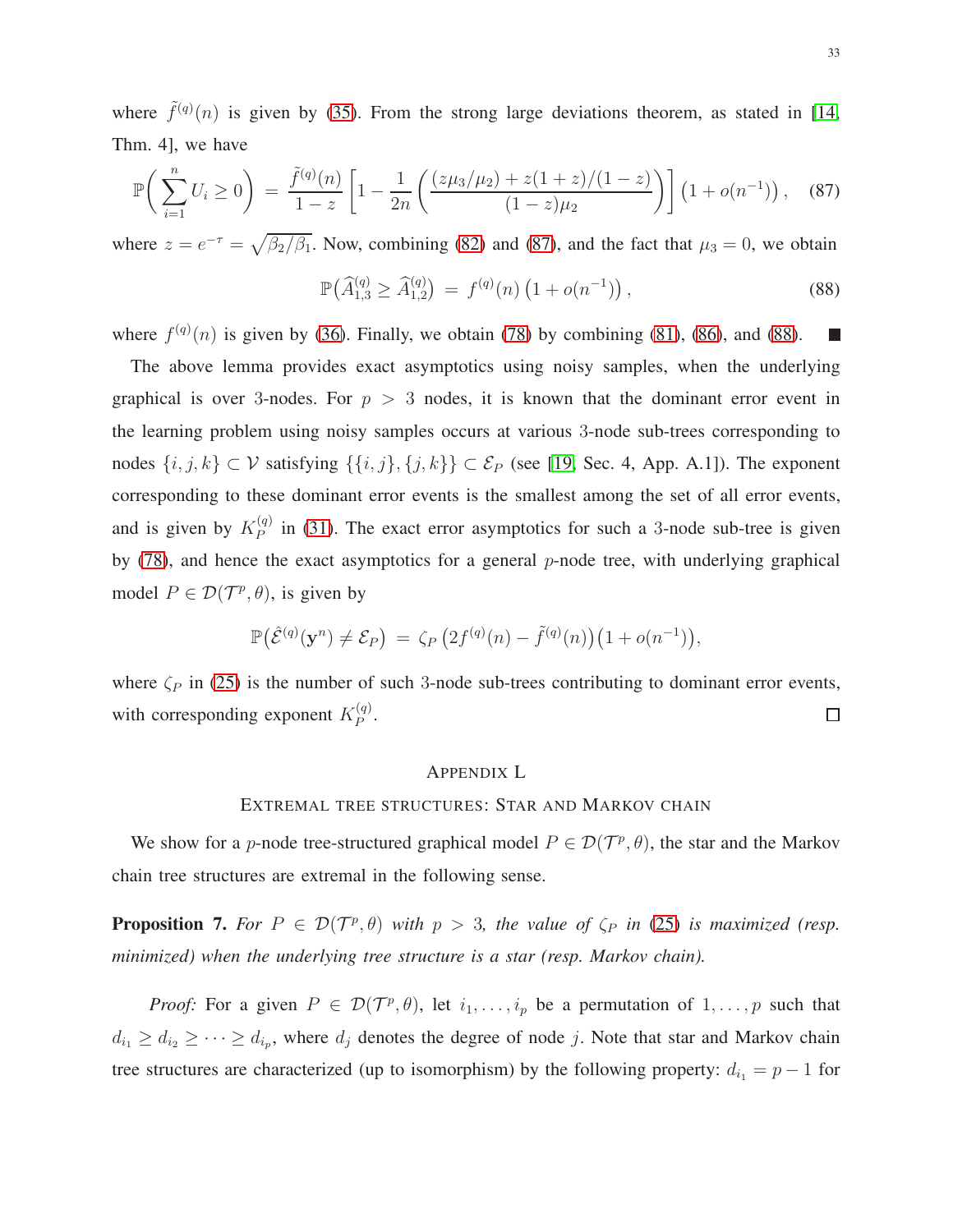where $\tilde{f}^{(q)}(n)$ is given by (35). From the strong large deviations theorem, as stated in [14, Thm. 4], we have

$$\mathbb{P}\bigg( \sum_{i=1}^{n} U_i \geq 0 \bigg) \;=\; \frac{\tilde{f}^{(q)}(n)}{1-z} \left[ 1 - \frac{1}{2n} \left( \frac{(z\mu_3/\mu_2) + z(1+z)/(1-z)}{(1-z)\mu_2} \right) \right] \big(1 + o(n^{-1})\big)\,, \quad (87)$$

where $z = e^{-\tau} = \sqrt{\beta_2/\beta_1}$. Now, combining (82) and (87), and the fact that $\mu_3 = 0$, we obtain

$$\mathbb{P}\big(\widehat{A}_{1,3}^{(q)} \geq \widehat{A}_{1,2}^{(q)}\big) \;=\; f^{(q)}(n) \left(1 + o(n^{-1})\right), \quad (88)$$

where $f^{(q)}(n)$ is given by (36). Finally, we obtain (78) by combining (81), (86), and (88). ∎

The above lemma provides exact asymptotics using noisy samples, when the underlying graphical is over 3-nodes. For $p > 3$ nodes, it is known that the dominant error event in the learning problem using noisy samples occurs at various 3-node sub-trees corresponding to nodes $\{i,j,k\} \subset \mathcal{V}$ satisfying $\{\{i,j\},\{j,k\}\} \subset \mathcal{E}_P$ (see [19, Sec. 4, App. A.1]). The exponent corresponding to these dominant error events is the smallest among the set of all error events, and is given by $K_P^{(q)}$ in (31). The exact error asymptotics for such a 3-node sub-tree is given by (78), and hence the exact asymptotics for a general $p$-node tree, with underlying graphical model $P \in \mathcal{D}(\mathcal{T}^p, \theta)$, is given by

$$\mathbb{P}\big(\hat{\mathcal{E}}^{(q)}(\mathbf{y}^n) \neq \mathcal{E}_P\big) \;=\; \zeta_P \left(2f^{(q)}(n) - \tilde{f}^{(q)}(n)\right)\left(1 + o(n^{-1})\right),$$

where $\zeta_P$ in (25) is the number of such 3-node sub-trees contributing to dominant error events, with corresponding exponent $K_P^{(q)}$. □

## Appendix L

## Extremal tree structures: Star and Markov chain

We show for a $p$-node tree-structured graphical model $P \in \mathcal{D}(\mathcal{T}^p, \theta)$, the star and the Markov chain tree structures are extremal in the following sense.

**Proposition 7.** *For $P \in \mathcal{D}(\mathcal{T}^p, \theta)$ with $p > 3$, the value of $\zeta_P$ in (25) is maximized (resp. minimized) when the underlying tree structure is a star (resp. Markov chain).*

*Proof:* For a given $P \in \mathcal{D}(\mathcal{T}^p, \theta)$, let $i_1, \ldots, i_p$ be a permutation of $1, \ldots, p$ such that $d_{i_1} \geq d_{i_2} \geq \cdots \geq d_{i_p}$, where $d_j$ denotes the degree of node $j$. Note that star and Markov chain tree structures are characterized (up to isomorphism) by the following property: $d_{i_1} = p - 1$ for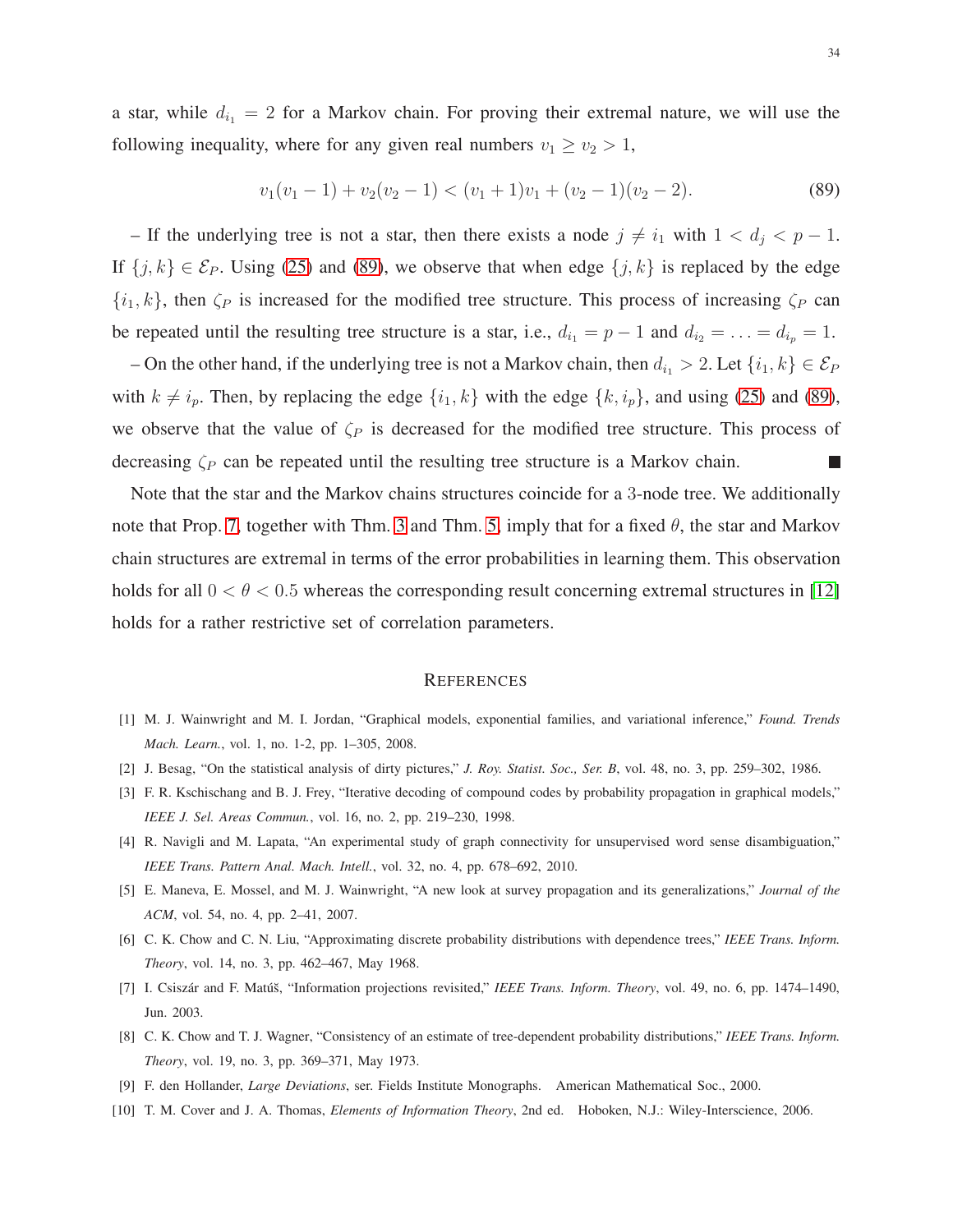a star, while $d_{i_1} = 2$ for a Markov chain. For proving their extremal nature, we will use the following inequality, where for any given real numbers $v_1 \geq v_2 > 1$,

$$v_1(v_1 - 1) + v_2(v_2 - 1) < (v_1 + 1)v_1 + (v_2 - 1)(v_2 - 2). \tag{89}$$

– If the underlying tree is not a star, then there exists a node $j \neq i_1$ with $1 < d_j < p - 1$. If $\{j, k\} \in \mathcal{E}_P$. Using (25) and (89), we observe that when edge $\{j, k\}$ is replaced by the edge $\{i_1, k\}$, then $\zeta_P$ is increased for the modified tree structure. This process of increasing $\zeta_P$ can be repeated until the resulting tree structure is a star, i.e., $d_{i_1} = p - 1$ and $d_{i_2} = \ldots = d_{i_p} = 1$.

– On the other hand, if the underlying tree is not a Markov chain, then $d_{i_1} > 2$. Let $\{i_1, k\} \in \mathcal{E}_P$ with $k \neq i_p$. Then, by replacing the edge $\{i_1, k\}$ with the edge $\{k, i_p\}$, and using (25) and (89), we observe that the value of $\zeta_P$ is decreased for the modified tree structure. This process of decreasing $\zeta_P$ can be repeated until the resulting tree structure is a Markov chain. ■

Note that the star and the Markov chains structures coincide for a 3-node tree. We additionally note that Prop. 7, together with Thm. 3 and Thm. 5, imply that for a fixed $\theta$, the star and Markov chain structures are extremal in terms of the error probabilities in learning them. This observation holds for all $0 < \theta < 0.5$ whereas the corresponding result concerning extremal structures in [12] holds for a rather restrictive set of correlation parameters.

## References

[1] M. J. Wainwright and M. I. Jordan, "Graphical models, exponential families, and variational inference," *Found. Trends Mach. Learn.*, vol. 1, no. 1-2, pp. 1–305, 2008.

[2] J. Besag, "On the statistical analysis of dirty pictures," *J. Roy. Statist. Soc., Ser. B*, vol. 48, no. 3, pp. 259–302, 1986.

[3] F. R. Kschischang and B. J. Frey, "Iterative decoding of compound codes by probability propagation in graphical models," *IEEE J. Sel. Areas Commun.*, vol. 16, no. 2, pp. 219–230, 1998.

[4] R. Navigli and M. Lapata, "An experimental study of graph connectivity for unsupervised word sense disambiguation," *IEEE Trans. Pattern Anal. Mach. Intell.*, vol. 32, no. 4, pp. 678–692, 2010.

[5] E. Maneva, E. Mossel, and M. J. Wainwright, "A new look at survey propagation and its generalizations," *Journal of the ACM*, vol. 54, no. 4, pp. 2–41, 2007.

[6] C. K. Chow and C. N. Liu, "Approximating discrete probability distributions with dependence trees," *IEEE Trans. Inform. Theory*, vol. 14, no. 3, pp. 462–467, May 1968.

[7] I. Csiszár and F. Matúš, "Information projections revisited," *IEEE Trans. Inform. Theory*, vol. 49, no. 6, pp. 1474–1490, Jun. 2003.

[8] C. K. Chow and T. J. Wagner, "Consistency of an estimate of tree-dependent probability distributions," *IEEE Trans. Inform. Theory*, vol. 19, no. 3, pp. 369–371, May 1973.

[9] F. den Hollander, *Large Deviations*, ser. Fields Institute Monographs. American Mathematical Soc., 2000.

[10] T. M. Cover and J. A. Thomas, *Elements of Information Theory*, 2nd ed. Hoboken, N.J.: Wiley-Interscience, 2006.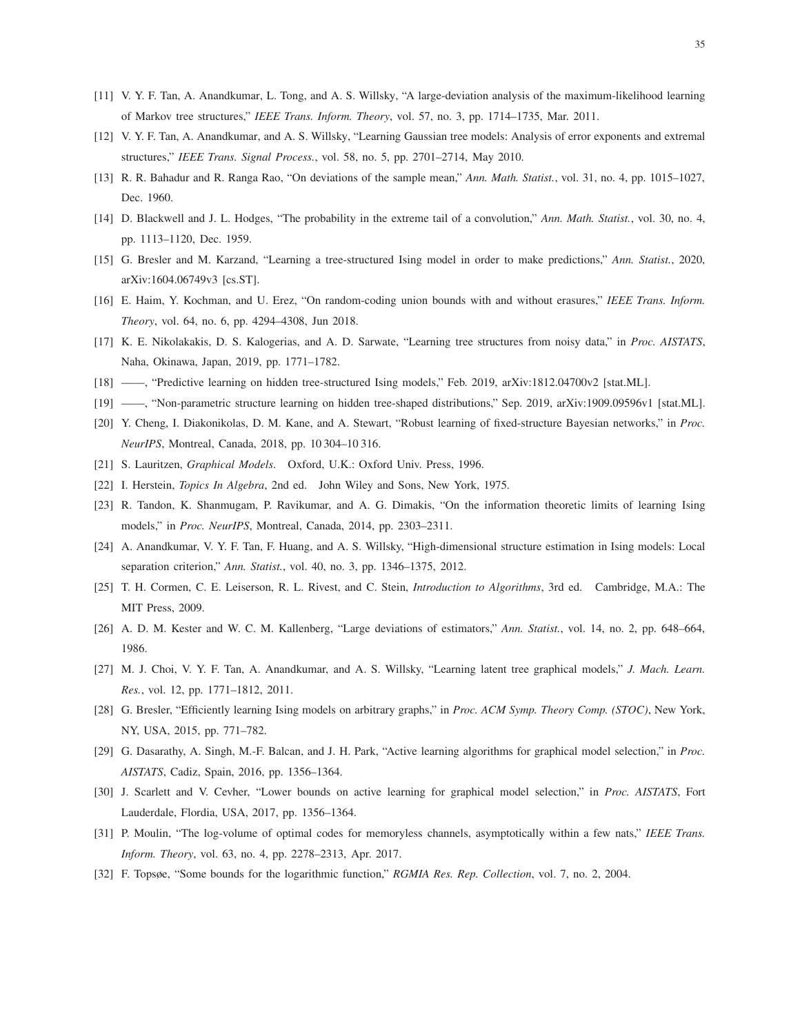[11] V. Y. F. Tan, A. Anandkumar, L. Tong, and A. S. Willsky, "A large-deviation analysis of the maximum-likelihood learning of Markov tree structures," *IEEE Trans. Inform. Theory*, vol. 57, no. 3, pp. 1714–1735, Mar. 2011.

[12] V. Y. F. Tan, A. Anandkumar, and A. S. Willsky, "Learning Gaussian tree models: Analysis of error exponents and extremal structures," *IEEE Trans. Signal Process.*, vol. 58, no. 5, pp. 2701–2714, May 2010.

[13] R. R. Bahadur and R. Ranga Rao, "On deviations of the sample mean," *Ann. Math. Statist.*, vol. 31, no. 4, pp. 1015–1027, Dec. 1960.

[14] D. Blackwell and J. L. Hodges, "The probability in the extreme tail of a convolution," *Ann. Math. Statist.*, vol. 30, no. 4, pp. 1113–1120, Dec. 1959.

[15] G. Bresler and M. Karzand, "Learning a tree-structured Ising model in order to make predictions," *Ann. Statist.*, 2020, arXiv:1604.06749v3 [cs.ST].

[16] E. Haim, Y. Kochman, and U. Erez, "On random-coding union bounds with and without erasures," *IEEE Trans. Inform. Theory*, vol. 64, no. 6, pp. 4294–4308, Jun 2018.

[17] K. E. Nikolakakis, D. S. Kalogerias, and A. D. Sarwate, "Learning tree structures from noisy data," in *Proc. AISTATS*, Naha, Okinawa, Japan, 2019, pp. 1771–1782.

[18] ——, "Predictive learning on hidden tree-structured Ising models," Feb. 2019, arXiv:1812.04700v2 [stat.ML].

[19] ——, "Non-parametric structure learning on hidden tree-shaped distributions," Sep. 2019, arXiv:1909.09596v1 [stat.ML].

[20] Y. Cheng, I. Diakonikolas, D. M. Kane, and A. Stewart, "Robust learning of fixed-structure Bayesian networks," in *Proc. NeurIPS*, Montreal, Canada, 2018, pp. 10 304–10 316.

[21] S. Lauritzen, *Graphical Models*. Oxford, U.K.: Oxford Univ. Press, 1996.

[22] I. Herstein, *Topics In Algebra*, 2nd ed. John Wiley and Sons, New York, 1975.

[23] R. Tandon, K. Shanmugam, P. Ravikumar, and A. G. Dimakis, "On the information theoretic limits of learning Ising models," in *Proc. NeurIPS*, Montreal, Canada, 2014, pp. 2303–2311.

[24] A. Anandkumar, V. Y. F. Tan, F. Huang, and A. S. Willsky, "High-dimensional structure estimation in Ising models: Local separation criterion," *Ann. Statist.*, vol. 40, no. 3, pp. 1346–1375, 2012.

[25] T. H. Cormen, C. E. Leiserson, R. L. Rivest, and C. Stein, *Introduction to Algorithms*, 3rd ed. Cambridge, M.A.: The MIT Press, 2009.

[26] A. D. M. Kester and W. C. M. Kallenberg, "Large deviations of estimators," *Ann. Statist.*, vol. 14, no. 2, pp. 648–664, 1986.

[27] M. J. Choi, V. Y. F. Tan, A. Anandkumar, and A. S. Willsky, "Learning latent tree graphical models," *J. Mach. Learn. Res.*, vol. 12, pp. 1771–1812, 2011.

[28] G. Bresler, "Efficiently learning Ising models on arbitrary graphs," in *Proc. ACM Symp. Theory Comp. (STOC)*, New York, NY, USA, 2015, pp. 771–782.

[29] G. Dasarathy, A. Singh, M.-F. Balcan, and J. H. Park, "Active learning algorithms for graphical model selection," in *Proc. AISTATS*, Cadiz, Spain, 2016, pp. 1356–1364.

[30] J. Scarlett and V. Cevher, "Lower bounds on active learning for graphical model selection," in *Proc. AISTATS*, Fort Lauderdale, Flordia, USA, 2017, pp. 1356–1364.

[31] P. Moulin, "The log-volume of optimal codes for memoryless channels, asymptotically within a few nats," *IEEE Trans. Inform. Theory*, vol. 63, no. 4, pp. 2278–2313, Apr. 2017.

[32] F. Topsøe, "Some bounds for the logarithmic function," *RGMIA Res. Rep. Collection*, vol. 7, no. 2, 2004.